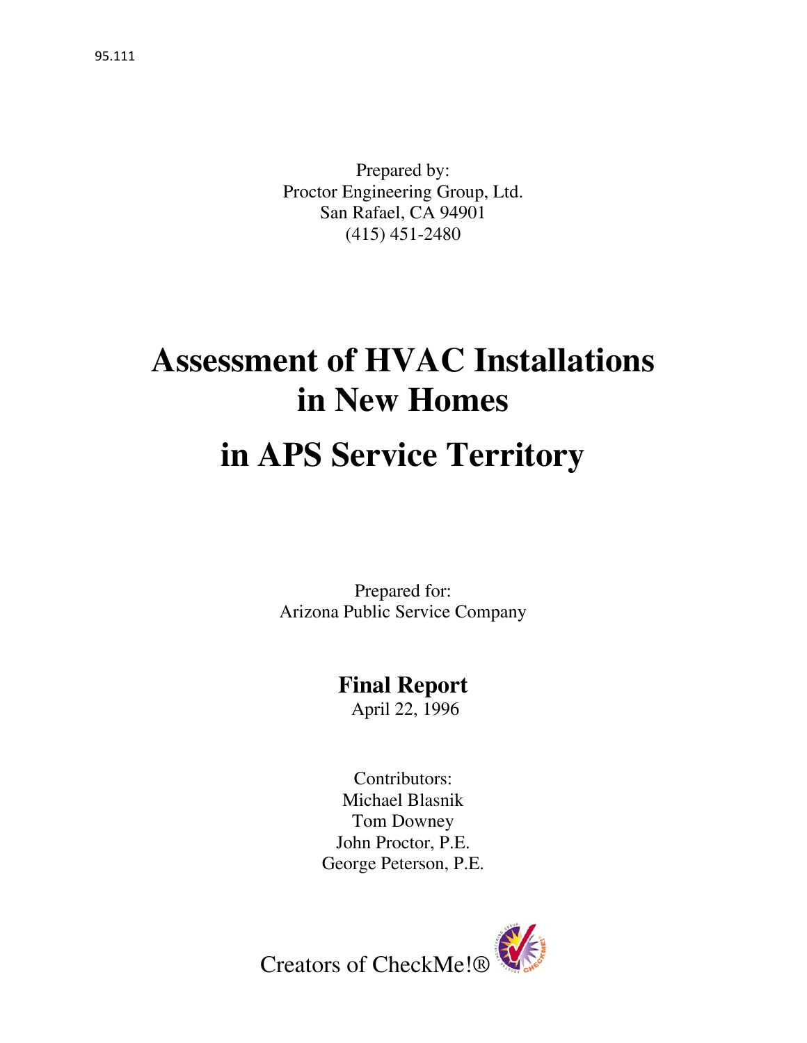95.111

Prepared by:
Proctor Engineering Group, Ltd.
San Rafael, CA 94901
(415) 451-2480

# Assessment of HVAC Installations in New Homes

# in APS Service Territory

Prepared for:
Arizona Public Service Company

**Final Report**
April 22, 1996

Contributors:
Michael Blasnik
Tom Downey
John Proctor, P.E.
George Peterson, P.E.

Creators of CheckMe!®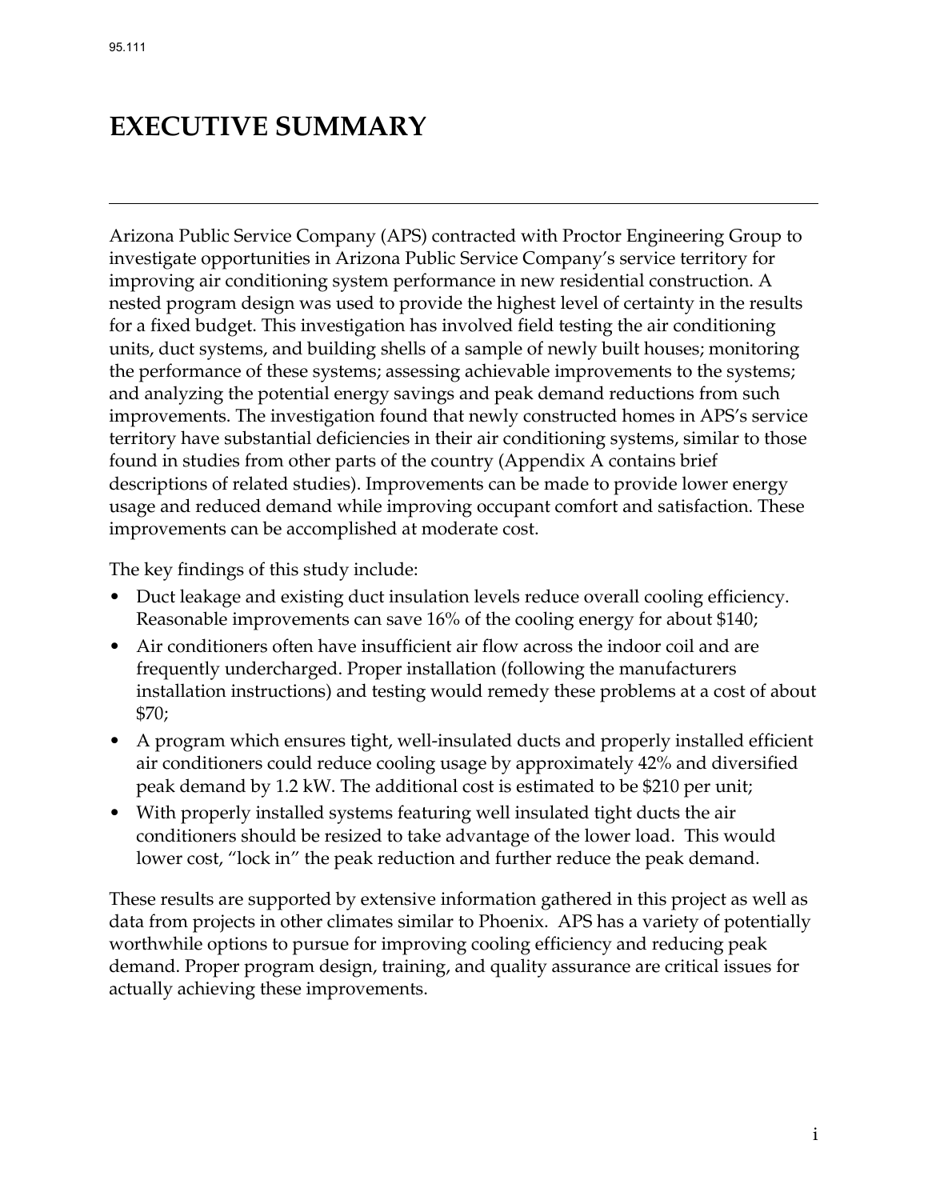# EXECUTIVE SUMMARY

Arizona Public Service Company (APS) contracted with Proctor Engineering Group to investigate opportunities in Arizona Public Service Company's service territory for improving air conditioning system performance in new residential construction. A nested program design was used to provide the highest level of certainty in the results for a fixed budget. This investigation has involved field testing the air conditioning units, duct systems, and building shells of a sample of newly built houses; monitoring the performance of these systems; assessing achievable improvements to the systems; and analyzing the potential energy savings and peak demand reductions from such improvements. The investigation found that newly constructed homes in APS's service territory have substantial deficiencies in their air conditioning systems, similar to those found in studies from other parts of the country (Appendix A contains brief descriptions of related studies). Improvements can be made to provide lower energy usage and reduced demand while improving occupant comfort and satisfaction. These improvements can be accomplished at moderate cost.

The key findings of this study include:

- Duct leakage and existing duct insulation levels reduce overall cooling efficiency. Reasonable improvements can save 16% of the cooling energy for about $140;
- Air conditioners often have insufficient air flow across the indoor coil and are frequently undercharged. Proper installation (following the manufacturers installation instructions) and testing would remedy these problems at a cost of about $70;
- A program which ensures tight, well-insulated ducts and properly installed efficient air conditioners could reduce cooling usage by approximately 42% and diversified peak demand by 1.2 kW. The additional cost is estimated to be $210 per unit;
- With properly installed systems featuring well insulated tight ducts the air conditioners should be resized to take advantage of the lower load. This would lower cost, "lock in" the peak reduction and further reduce the peak demand.

These results are supported by extensive information gathered in this project as well as data from projects in other climates similar to Phoenix. APS has a variety of potentially worthwhile options to pursue for improving cooling efficiency and reducing peak demand. Proper program design, training, and quality assurance are critical issues for actually achieving these improvements.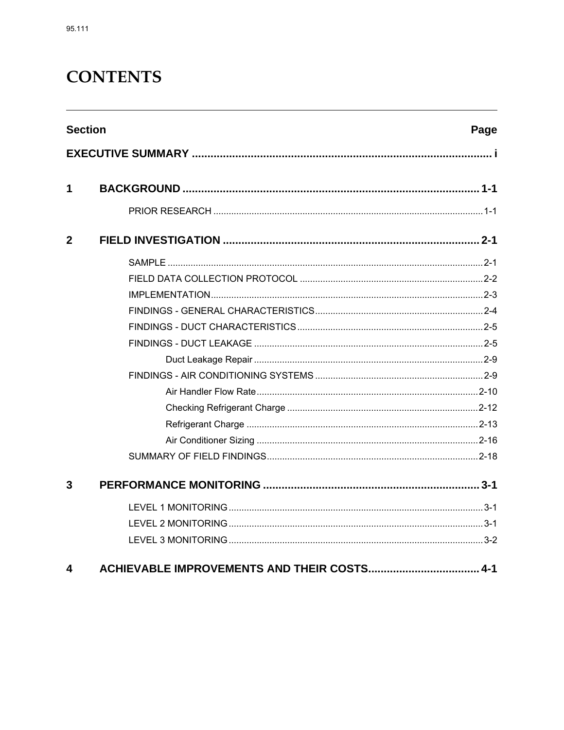# CONTENTS

| Section | | Page |
|---|---|---|
| **EXECUTIVE SUMMARY** | | **i** |
| **1** | **BACKGROUND** | **1-1** |
| | PRIOR RESEARCH | 1-1 |
| **2** | **FIELD INVESTIGATION** | **2-1** |
| | SAMPLE | 2-1 |
| | FIELD DATA COLLECTION PROTOCOL | 2-2 |
| | IMPLEMENTATION | 2-3 |
| | FINDINGS - GENERAL CHARACTERISTICS | 2-4 |
| | FINDINGS - DUCT CHARACTERISTICS | 2-5 |
| | FINDINGS - DUCT LEAKAGE | 2-5 |
| | Duct Leakage Repair | 2-9 |
| | FINDINGS - AIR CONDITIONING SYSTEMS | 2-9 |
| | Air Handler Flow Rate | 2-10 |
| | Checking Refrigerant Charge | 2-12 |
| | Refrigerant Charge | 2-13 |
| | Air Conditioner Sizing | 2-16 |
| | SUMMARY OF FIELD FINDINGS | 2-18 |
| **3** | **PERFORMANCE MONITORING** | **3-1** |
| | LEVEL 1 MONITORING | 3-1 |
| | LEVEL 2 MONITORING | 3-1 |
| | LEVEL 3 MONITORING | 3-2 |
| **4** | **ACHIEVABLE IMPROVEMENTS AND THEIR COSTS** | **4-1** |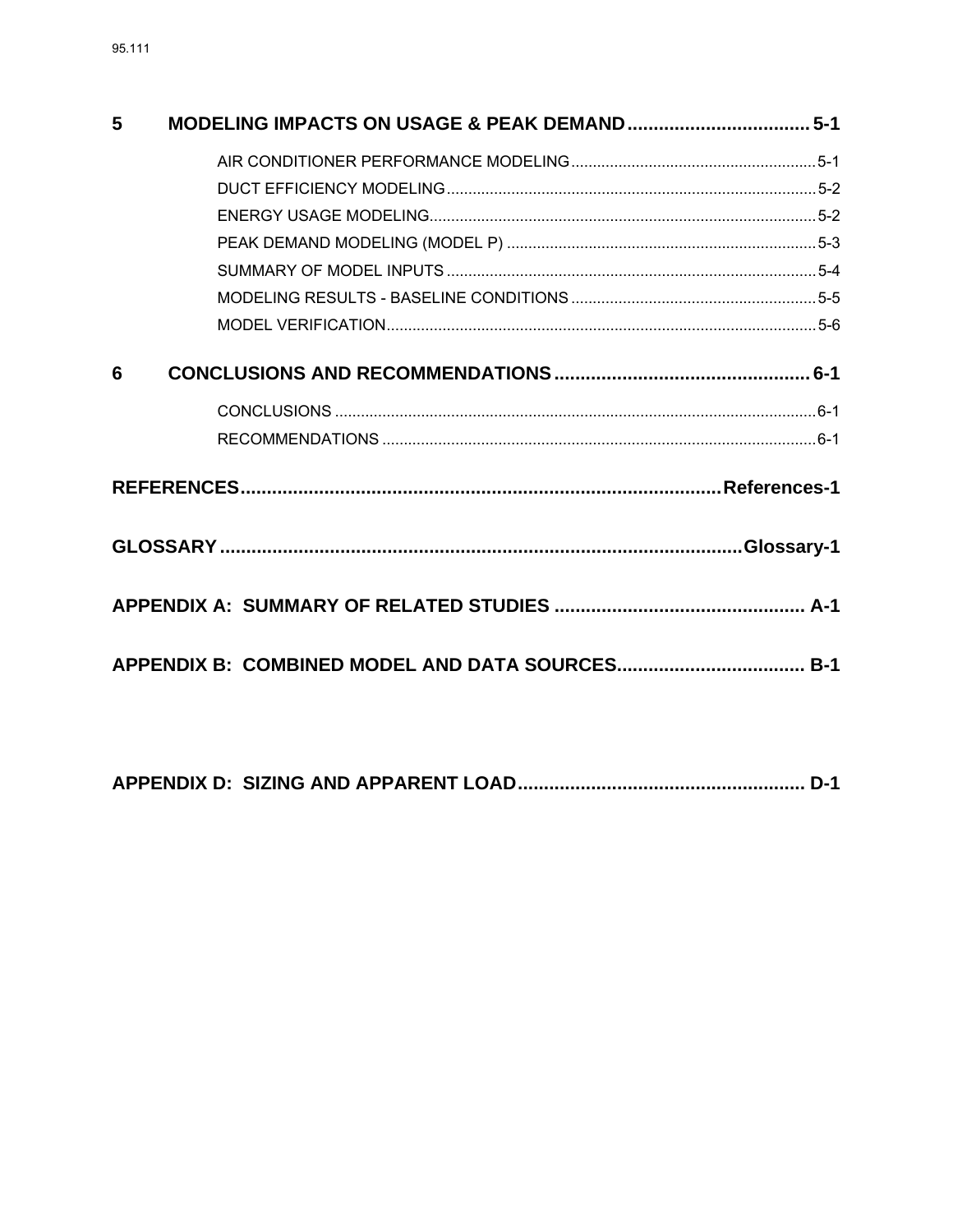5 MODELING IMPACTS ON USAGE & PEAK DEMAND .................................. 5-1

AIR CONDITIONER PERFORMANCE MODELING ........................................................ 5-1
DUCT EFFICIENCY MODELING ..................................................................................... 5-2
ENERGY USAGE MODELING ........................................................................................ 5-2
PEAK DEMAND MODELING (MODEL P) ....................................................................... 5-3
SUMMARY OF MODEL INPUTS ..................................................................................... 5-4
MODELING RESULTS - BASELINE CONDITIONS ........................................................ 5-5
MODEL VERIFICATION .................................................................................................. 5-6

6 CONCLUSIONS AND RECOMMENDATIONS ................................................. 6-1

CONCLUSIONS .............................................................................................................. 6-1
RECOMMENDATIONS ................................................................................................... 6-1

REFERENCES .......................................................................................... References-1

GLOSSARY ..................................................................................................... Glossary-1

APPENDIX A: SUMMARY OF RELATED STUDIES ................................................ A-1

APPENDIX B: COMBINED MODEL AND DATA SOURCES .................................... B-1

APPENDIX D: SIZING AND APPARENT LOAD ...................................................... D-1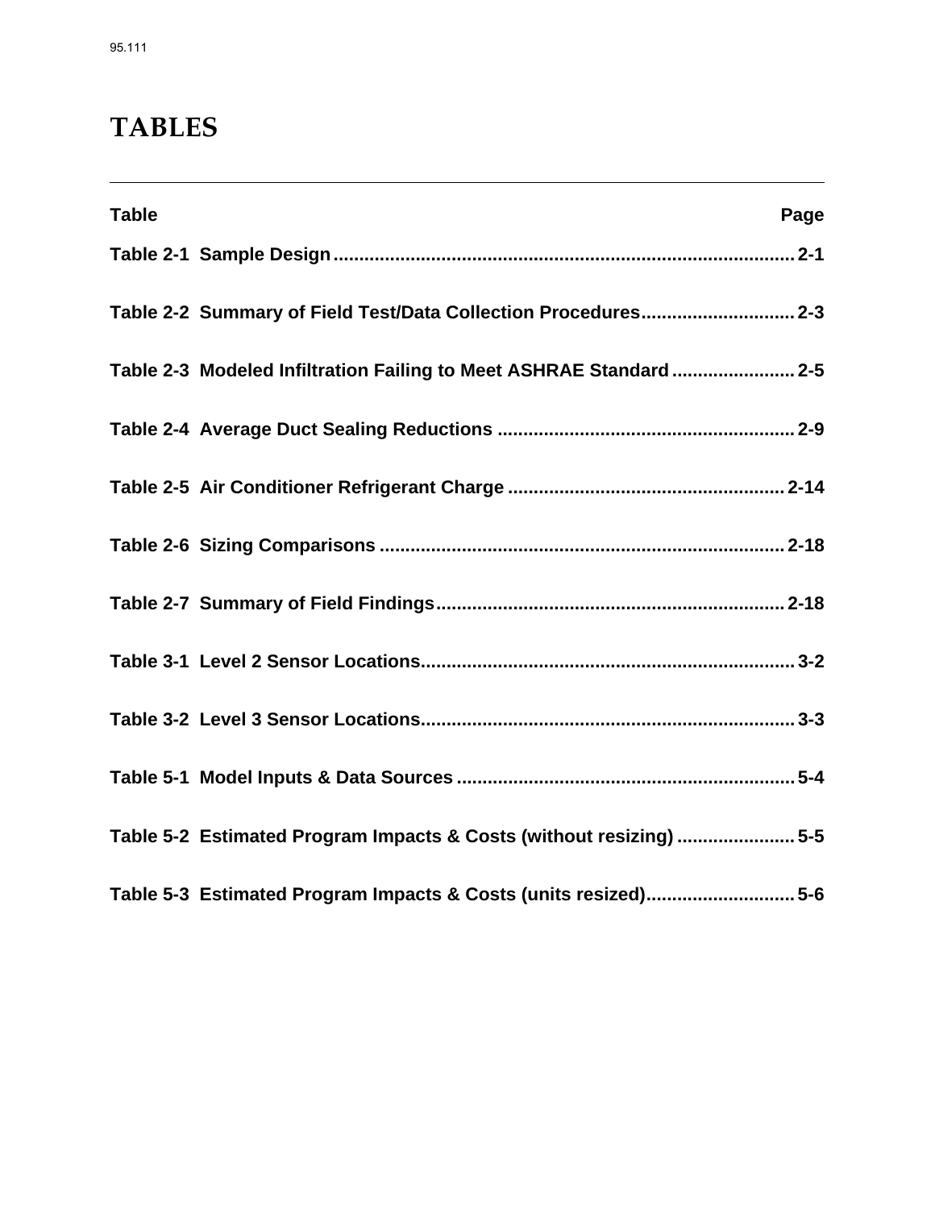# TABLES

| Table | Page |
|---|---|
| Table 2-1 Sample Design | 2-1 |
| Table 2-2 Summary of Field Test/Data Collection Procedures | 2-3 |
| Table 2-3 Modeled Infiltration Failing to Meet ASHRAE Standard | 2-5 |
| Table 2-4 Average Duct Sealing Reductions | 2-9 |
| Table 2-5 Air Conditioner Refrigerant Charge | 2-14 |
| Table 2-6 Sizing Comparisons | 2-18 |
| Table 2-7 Summary of Field Findings | 2-18 |
| Table 3-1 Level 2 Sensor Locations | 3-2 |
| Table 3-2 Level 3 Sensor Locations | 3-3 |
| Table 5-1 Model Inputs & Data Sources | 5-4 |
| Table 5-2 Estimated Program Impacts & Costs (without resizing) | 5-5 |
| Table 5-3 Estimated Program Impacts & Costs (units resized) | 5-6 |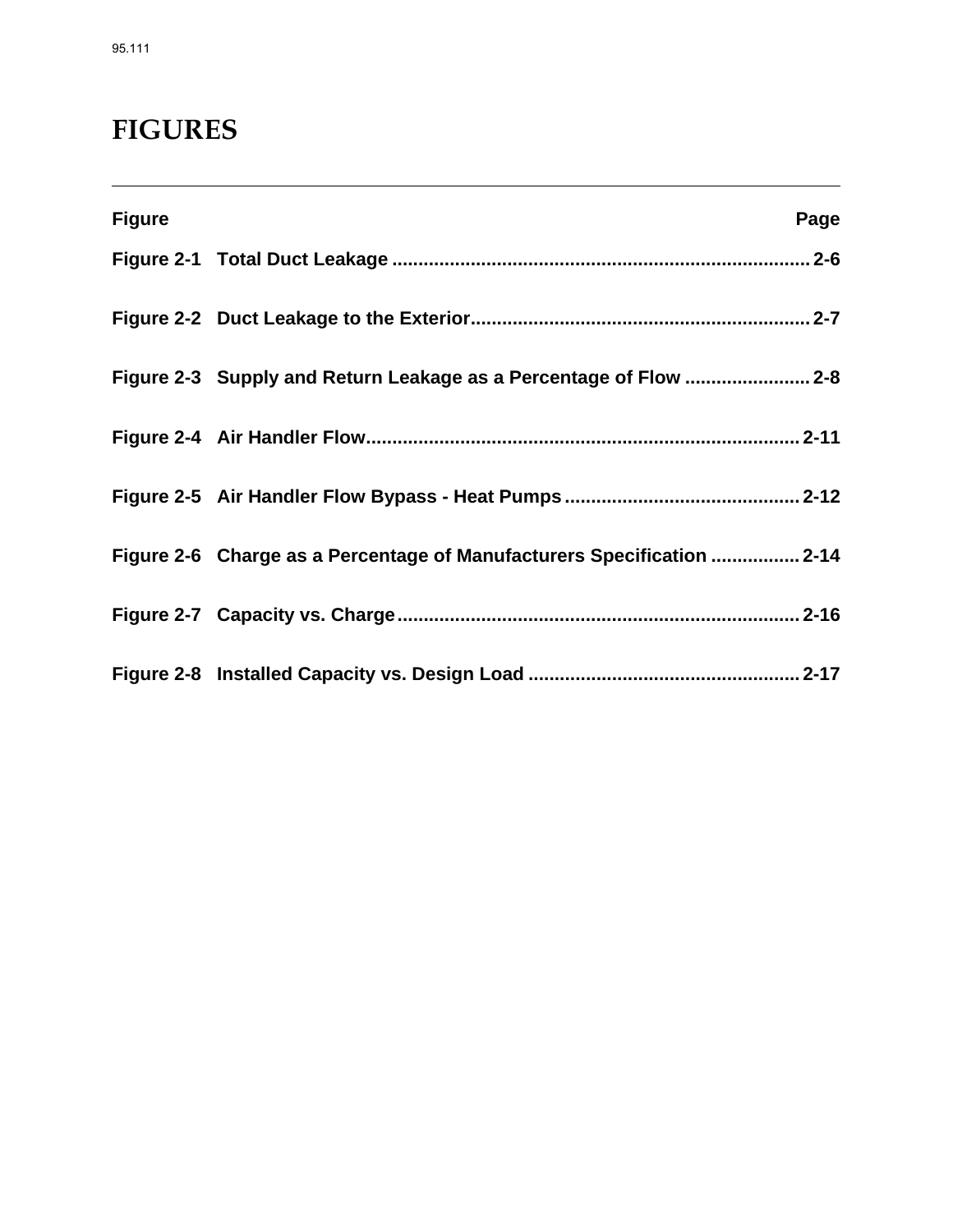# FIGURES

| Figure | | Page |
|---|---|---|
| Figure 2-1 | Total Duct Leakage | 2-6 |
| Figure 2-2 | Duct Leakage to the Exterior | 2-7 |
| Figure 2-3 | Supply and Return Leakage as a Percentage of Flow | 2-8 |
| Figure 2-4 | Air Handler Flow | 2-11 |
| Figure 2-5 | Air Handler Flow Bypass - Heat Pumps | 2-12 |
| Figure 2-6 | Charge as a Percentage of Manufacturers Specification | 2-14 |
| Figure 2-7 | Capacity vs. Charge | 2-16 |
| Figure 2-8 | Installed Capacity vs. Design Load | 2-17 |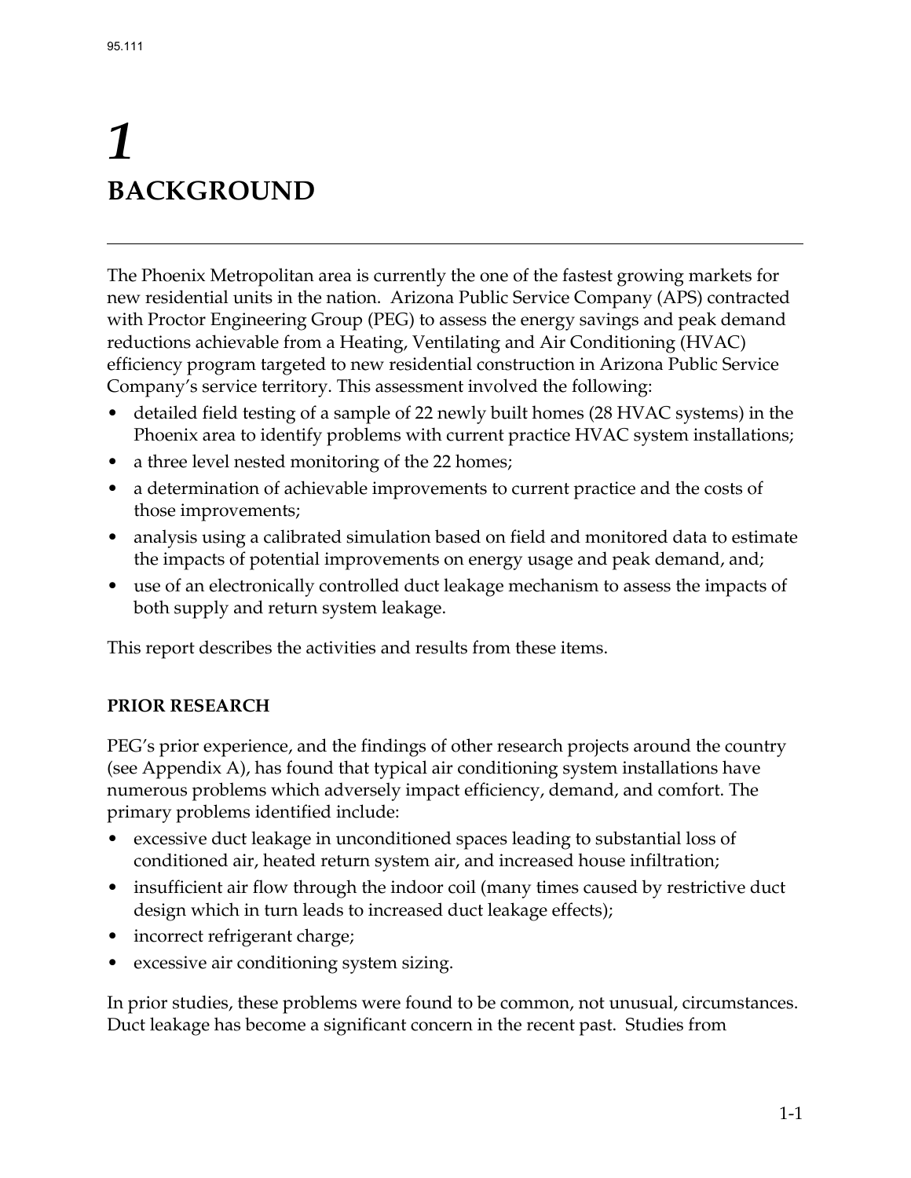# 1 BACKGROUND

The Phoenix Metropolitan area is currently the one of the fastest growing markets for new residential units in the nation. Arizona Public Service Company (APS) contracted with Proctor Engineering Group (PEG) to assess the energy savings and peak demand reductions achievable from a Heating, Ventilating and Air Conditioning (HVAC) efficiency program targeted to new residential construction in Arizona Public Service Company's service territory. This assessment involved the following:

- detailed field testing of a sample of 22 newly built homes (28 HVAC systems) in the Phoenix area to identify problems with current practice HVAC system installations;
- a three level nested monitoring of the 22 homes;
- a determination of achievable improvements to current practice and the costs of those improvements;
- analysis using a calibrated simulation based on field and monitored data to estimate the impacts of potential improvements on energy usage and peak demand, and;
- use of an electronically controlled duct leakage mechanism to assess the impacts of both supply and return system leakage.

This report describes the activities and results from these items.

## PRIOR RESEARCH

PEG's prior experience, and the findings of other research projects around the country (see Appendix A), has found that typical air conditioning system installations have numerous problems which adversely impact efficiency, demand, and comfort. The primary problems identified include:

- excessive duct leakage in unconditioned spaces leading to substantial loss of conditioned air, heated return system air, and increased house infiltration;
- insufficient air flow through the indoor coil (many times caused by restrictive duct design which in turn leads to increased duct leakage effects);
- incorrect refrigerant charge;
- excessive air conditioning system sizing.

In prior studies, these problems were found to be common, not unusual, circumstances. Duct leakage has become a significant concern in the recent past. Studies from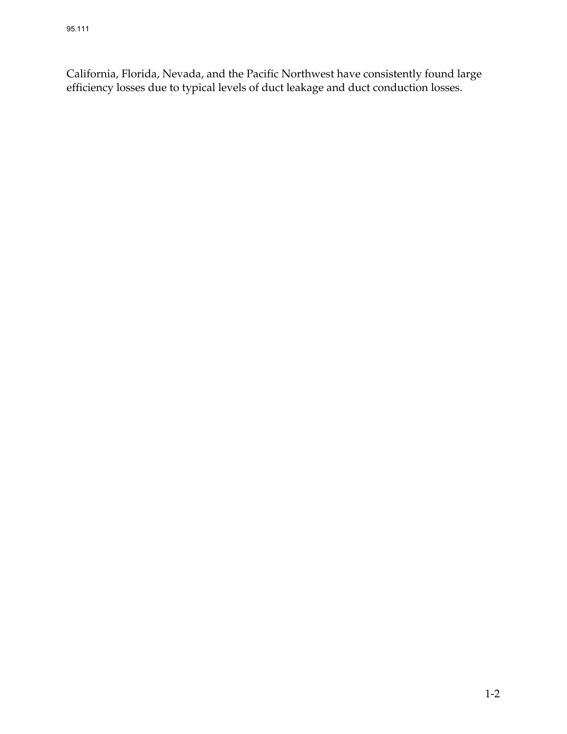California, Florida, Nevada, and the Pacific Northwest have consistently found large efficiency losses due to typical levels of duct leakage and duct conduction losses.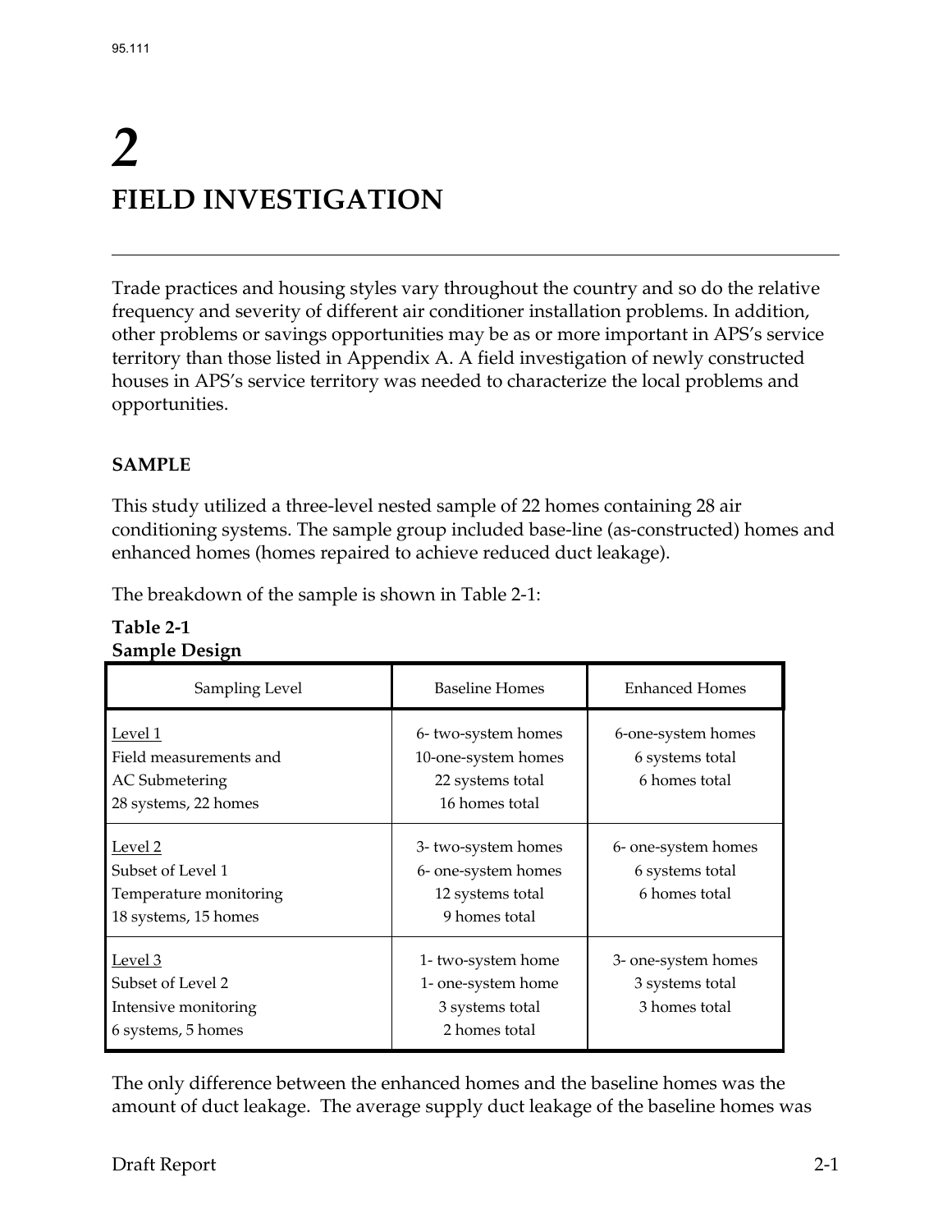# 2

# FIELD INVESTIGATION

Trade practices and housing styles vary throughout the country and so do the relative frequency and severity of different air conditioner installation problems. In addition, other problems or savings opportunities may be as or more important in APS's service territory than those listed in Appendix A. A field investigation of newly constructed houses in APS's service territory was needed to characterize the local problems and opportunities.

### SAMPLE

This study utilized a three-level nested sample of 22 homes containing 28 air conditioning systems. The sample group included base-line (as-constructed) homes and enhanced homes (homes repaired to achieve reduced duct leakage).

The breakdown of the sample is shown in Table 2-1:

**Table 2-1**
**Sample Design**

| Sampling Level | Baseline Homes | Enhanced Homes |
|---|---|---|
| Level 1<br>Field measurements and<br>AC Submetering<br>28 systems, 22 homes | 6- two-system homes<br>10-one-system homes<br>22 systems total<br>16 homes total | 6-one-system homes<br>6 systems total<br>6 homes total |
| Level 2<br>Subset of Level 1<br>Temperature monitoring<br>18 systems, 15 homes | 3- two-system homes<br>6- one-system homes<br>12 systems total<br>9 homes total | 6- one-system homes<br>6 systems total<br>6 homes total |
| Level 3<br>Subset of Level 2<br>Intensive monitoring<br>6 systems, 5 homes | 1- two-system home<br>1- one-system home<br>3 systems total<br>2 homes total | 3- one-system homes<br>3 systems total<br>3 homes total |

The only difference between the enhanced homes and the baseline homes was the amount of duct leakage. The average supply duct leakage of the baseline homes was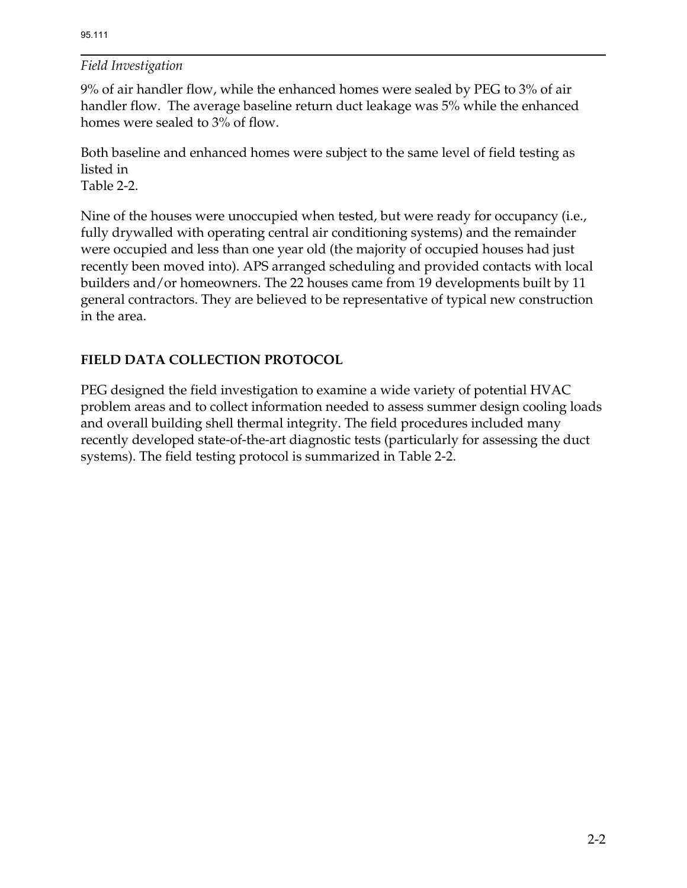9% of air handler flow, while the enhanced homes were sealed by PEG to 3% of air handler flow. The average baseline return duct leakage was 5% while the enhanced homes were sealed to 3% of flow.

Both baseline and enhanced homes were subject to the same level of field testing as listed in Table 2-2.

Nine of the houses were unoccupied when tested, but were ready for occupancy (i.e., fully drywalled with operating central air conditioning systems) and the remainder were occupied and less than one year old (the majority of occupied houses had just recently been moved into). APS arranged scheduling and provided contacts with local builders and/or homeowners. The 22 houses came from 19 developments built by 11 general contractors. They are believed to be representative of typical new construction in the area.

## FIELD DATA COLLECTION PROTOCOL

PEG designed the field investigation to examine a wide variety of potential HVAC problem areas and to collect information needed to assess summer design cooling loads and overall building shell thermal integrity. The field procedures included many recently developed state-of-the-art diagnostic tests (particularly for assessing the duct systems). The field testing protocol is summarized in Table 2-2.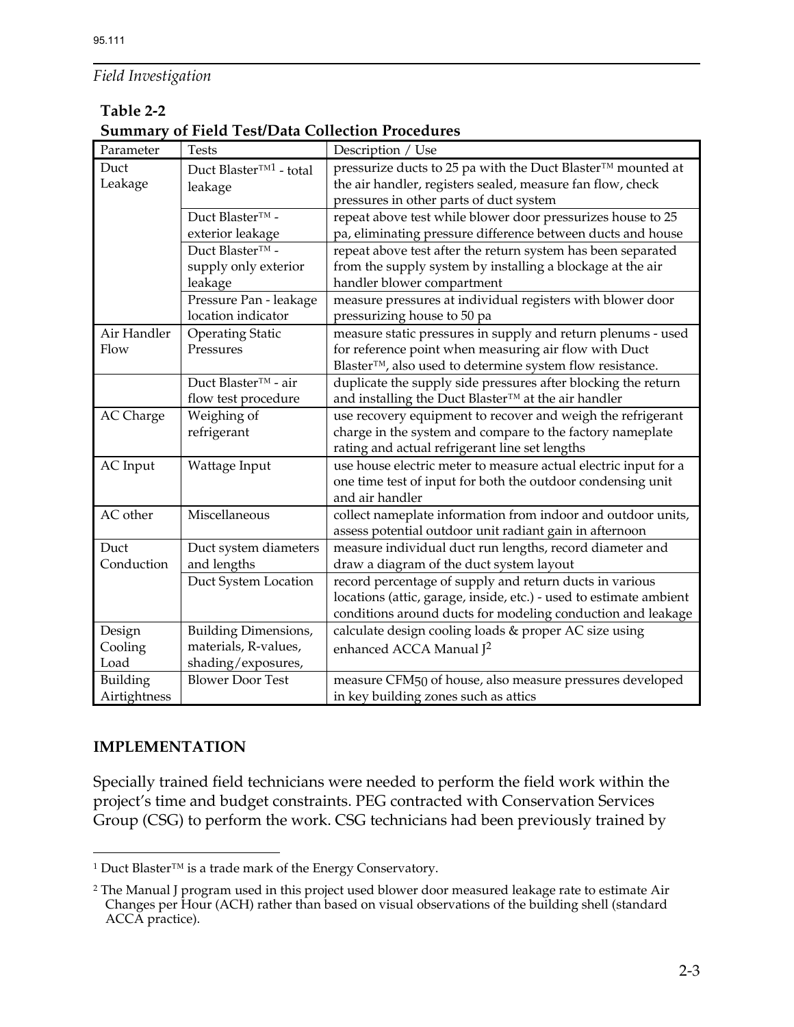*Field Investigation*

**Table 2-2**
**Summary of Field Test/Data Collection Procedures**

| Parameter | Tests | Description / Use |
|---|---|---|
| Duct Leakage | Duct Blaster™[1] - total leakage | pressurize ducts to 25 pa with the Duct Blaster™ mounted at the air handler, registers sealed, measure fan flow, check pressures in other parts of duct system |
| | Duct Blaster™ - exterior leakage | repeat above test while blower door pressurizes house to 25 pa, eliminating pressure difference between ducts and house |
| | Duct Blaster™ - supply only exterior leakage | repeat above test after the return system has been separated from the supply system by installing a blockage at the air handler blower compartment |
| | Pressure Pan - leakage location indicator | measure pressures at individual registers with blower door pressurizing house to 50 pa |
| Air Handler Flow | Operating Static Pressures | measure static pressures in supply and return plenums - used for reference point when measuring air flow with Duct Blaster™, also used to determine system flow resistance. |
| | Duct Blaster™ - air flow test procedure | duplicate the supply side pressures after blocking the return and installing the Duct Blaster™ at the air handler |
| AC Charge | Weighing of refrigerant | use recovery equipment to recover and weigh the refrigerant charge in the system and compare to the factory nameplate rating and actual refrigerant line set lengths |
| AC Input | Wattage Input | use house electric meter to measure actual electric input for a one time test of input for both the outdoor condensing unit and air handler |
| AC other | Miscellaneous | collect nameplate information from indoor and outdoor units, assess potential outdoor unit radiant gain in afternoon |
| Duct Conduction | Duct system diameters and lengths | measure individual duct run lengths, record diameter and draw a diagram of the duct system layout |
| | Duct System Location | record percentage of supply and return ducts in various locations (attic, garage, inside, etc.) - used to estimate ambient conditions around ducts for modeling conduction and leakage |
| Design Cooling Load | Building Dimensions, materials, R-values, shading/exposures, | calculate design cooling loads & proper AC size using enhanced ACCA Manual J[2] |
| Building Airtightness | Blower Door Test | measure $CFM_{50}$ of house, also measure pressures developed in key building zones such as attics |

## IMPLEMENTATION

Specially trained field technicians were needed to perform the field work within the project's time and budget constraints. PEG contracted with Conservation Services Group (CSG) to perform the work. CSG technicians had been previously trained by

---

[1] Duct Blaster™ is a trade mark of the Energy Conservatory.

[2] The Manual J program used in this project used blower door measured leakage rate to estimate Air Changes per Hour (ACH) rather than based on visual observations of the building shell (standard ACCA practice).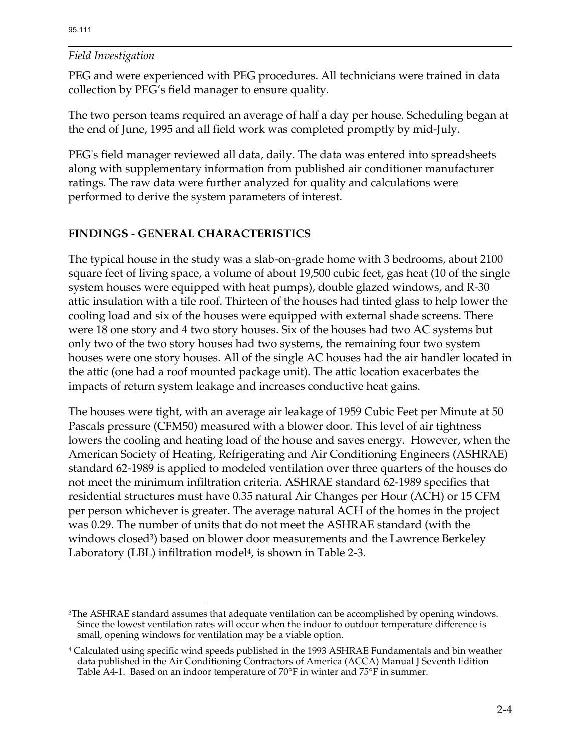PEG and were experienced with PEG procedures. All technicians were trained in data collection by PEG's field manager to ensure quality.

The two person teams required an average of half a day per house. Scheduling began at the end of June, 1995 and all field work was completed promptly by mid-July.

PEG's field manager reviewed all data, daily. The data was entered into spreadsheets along with supplementary information from published air conditioner manufacturer ratings. The raw data were further analyzed for quality and calculations were performed to derive the system parameters of interest.

## FINDINGS - GENERAL CHARACTERISTICS

The typical house in the study was a slab-on-grade home with 3 bedrooms, about 2100 square feet of living space, a volume of about 19,500 cubic feet, gas heat (10 of the single system houses were equipped with heat pumps), double glazed windows, and R-30 attic insulation with a tile roof. Thirteen of the houses had tinted glass to help lower the cooling load and six of the houses were equipped with external shade screens. There were 18 one story and 4 two story houses. Six of the houses had two AC systems but only two of the two story houses had two systems, the remaining four two system houses were one story houses. All of the single AC houses had the air handler located in the attic (one had a roof mounted package unit). The attic location exacerbates the impacts of return system leakage and increases conductive heat gains.

The houses were tight, with an average air leakage of 1959 Cubic Feet per Minute at 50 Pascals pressure (CFM50) measured with a blower door. This level of air tightness lowers the cooling and heating load of the house and saves energy. However, when the American Society of Heating, Refrigerating and Air Conditioning Engineers (ASHRAE) standard 62-1989 is applied to modeled ventilation over three quarters of the houses do not meet the minimum infiltration criteria. ASHRAE standard 62-1989 specifies that residential structures must have 0.35 natural Air Changes per Hour (ACH) or 15 CFM per person whichever is greater. The average natural ACH of the homes in the project was 0.29. The number of units that do not meet the ASHRAE standard (with the windows closed[3]) based on blower door measurements and the Lawrence Berkeley Laboratory (LBL) infiltration model[4], is shown in Table 2-3.

---

[3]The ASHRAE standard assumes that adequate ventilation can be accomplished by opening windows. Since the lowest ventilation rates will occur when the indoor to outdoor temperature difference is small, opening windows for ventilation may be a viable option.

[4] Calculated using specific wind speeds published in the 1993 ASHRAE Fundamentals and bin weather data published in the Air Conditioning Contractors of America (ACCA) Manual J Seventh Edition Table A4-1. Based on an indoor temperature of 70°F in winter and 75°F in summer.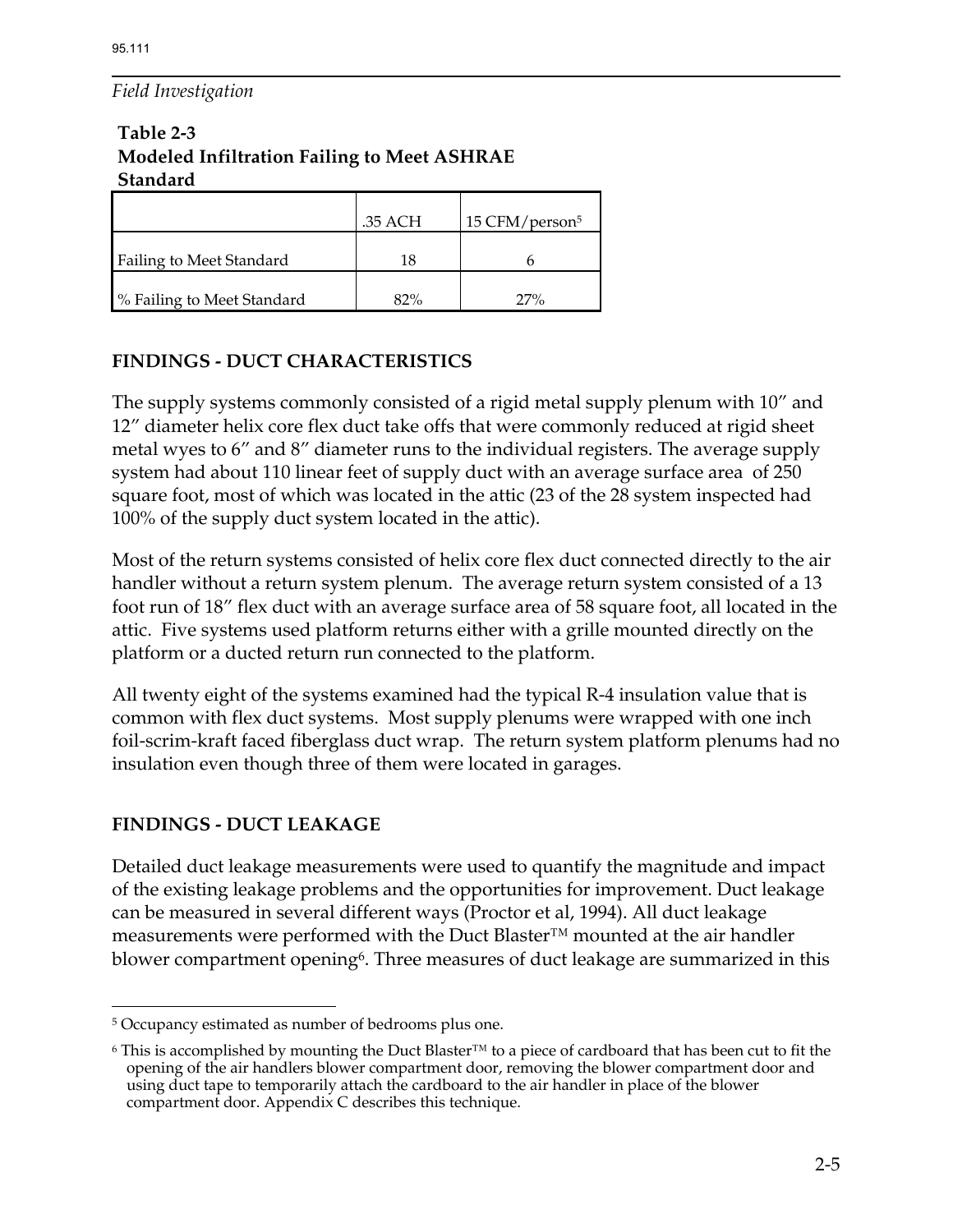**Table 2-3**
**Modeled Infiltration Failing to Meet ASHRAE Standard**

| | .35 ACH | 15 CFM/person[5] |
|---|---|---|
| Failing to Meet Standard | 18 | 6 |
| % Failing to Meet Standard | 82% | 27% |

## FINDINGS - DUCT CHARACTERISTICS

The supply systems commonly consisted of a rigid metal supply plenum with 10” and 12” diameter helix core flex duct take offs that were commonly reduced at rigid sheet metal wyes to 6” and 8” diameter runs to the individual registers. The average supply system had about 110 linear feet of supply duct with an average surface area of 250 square foot, most of which was located in the attic (23 of the 28 system inspected had 100% of the supply duct system located in the attic).

Most of the return systems consisted of helix core flex duct connected directly to the air handler without a return system plenum. The average return system consisted of a 13 foot run of 18” flex duct with an average surface area of 58 square foot, all located in the attic. Five systems used platform returns either with a grille mounted directly on the platform or a ducted return run connected to the platform.

All twenty eight of the systems examined had the typical R-4 insulation value that is common with flex duct systems. Most supply plenums were wrapped with one inch foil-scrim-kraft faced fiberglass duct wrap. The return system platform plenums had no insulation even though three of them were located in garages.

## FINDINGS - DUCT LEAKAGE

Detailed duct leakage measurements were used to quantify the magnitude and impact of the existing leakage problems and the opportunities for improvement. Duct leakage can be measured in several different ways (Proctor et al, 1994). All duct leakage measurements were performed with the Duct Blaster™ mounted at the air handler blower compartment opening[6]. Three measures of duct leakage are summarized in this

---

[5] Occupancy estimated as number of bedrooms plus one.

[6] This is accomplished by mounting the Duct Blaster™ to a piece of cardboard that has been cut to fit the opening of the air handlers blower compartment door, removing the blower compartment door and using duct tape to temporarily attach the cardboard to the air handler in place of the blower compartment door. Appendix C describes this technique.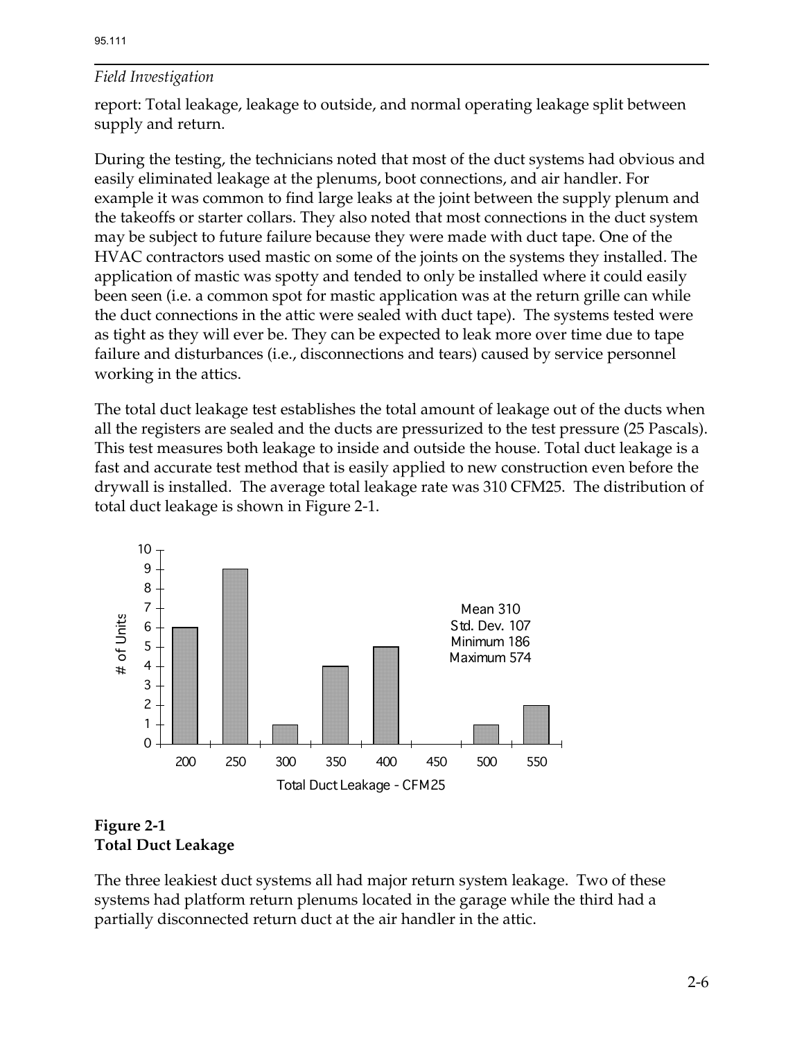report: Total leakage, leakage to outside, and normal operating leakage split between supply and return.

During the testing, the technicians noted that most of the duct systems had obvious and easily eliminated leakage at the plenums, boot connections, and air handler. For example it was common to find large leaks at the joint between the supply plenum and the takeoffs or starter collars. They also noted that most connections in the duct system may be subject to future failure because they were made with duct tape. One of the HVAC contractors used mastic on some of the joints on the systems they installed. The application of mastic was spotty and tended to only be installed where it could easily been seen (i.e. a common spot for mastic application was at the return grille can while the duct connections in the attic were sealed with duct tape). The systems tested were as tight as they will ever be. They can be expected to leak more over time due to tape failure and disturbances (i.e., disconnections and tears) caused by service personnel working in the attics.

The total duct leakage test establishes the total amount of leakage out of the ducts when all the registers are sealed and the ducts are pressurized to the test pressure (25 Pascals). This test measures both leakage to inside and outside the house. Total duct leakage is a fast and accurate test method that is easily applied to new construction even before the drywall is installed. The average total leakage rate was 310 CFM25. The distribution of total duct leakage is shown in Figure 2-1.

| Total Duct Leakage - CFM25 | # of Units |
|---|---|
| 200 | 6 |
| 250 | 9 |
| 300 | 1 |
| 350 | 4 |
| 400 | 5 |
| 450 | 0 |
| 500 | 1 |
| 550 | 2 |

Mean 310
Std. Dev. 107
Minimum 186
Maximum 574

**Figure 2-1**
**Total Duct Leakage**

The three leakiest duct systems all had major return system leakage. Two of these systems had platform return plenums located in the garage while the third had a partially disconnected return duct at the air handler in the attic.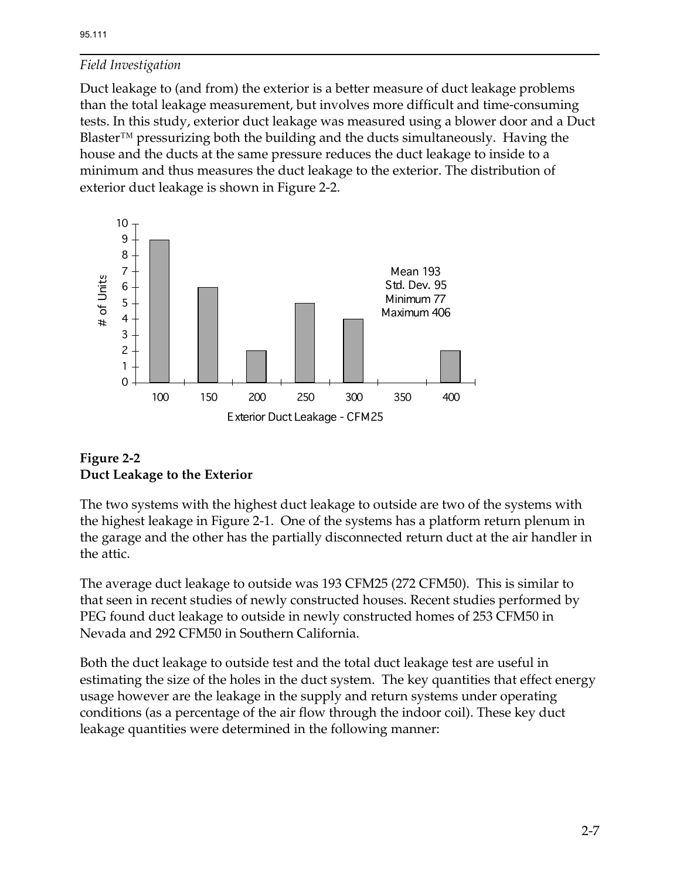*Field Investigation*

Duct leakage to (and from) the exterior is a better measure of duct leakage problems than the total leakage measurement, but involves more difficult and time-consuming tests. In this study, exterior duct leakage was measured using a blower door and a Duct Blaster™ pressurizing both the building and the ducts simultaneously. Having the house and the ducts at the same pressure reduces the duct leakage to inside to a minimum and thus measures the duct leakage to the exterior. The distribution of exterior duct leakage is shown in Figure 2-2.

| Exterior Duct Leakage - CFM25 | # of Units |
|---|---|
| 100 | 9 |
| 150 | 6 |
| 200 | 2 |
| 250 | 5 |
| 300 | 4 |
| 350 | 0 |
| 400 | 2 |

Mean 193
Std. Dev. 95
Minimum 77
Maximum 406

**Figure 2-2**
**Duct Leakage to the Exterior**

The two systems with the highest duct leakage to outside are two of the systems with the highest leakage in Figure 2-1. One of the systems has a platform return plenum in the garage and the other has the partially disconnected return duct at the air handler in the attic.

The average duct leakage to outside was 193 CFM25 (272 CFM50). This is similar to that seen in recent studies of newly constructed houses. Recent studies performed by PEG found duct leakage to outside in newly constructed homes of 253 CFM50 in Nevada and 292 CFM50 in Southern California.

Both the duct leakage to outside test and the total duct leakage test are useful in estimating the size of the holes in the duct system. The key quantities that effect energy usage however are the leakage in the supply and return systems under operating conditions (as a percentage of the air flow through the indoor coil). These key duct leakage quantities were determined in the following manner: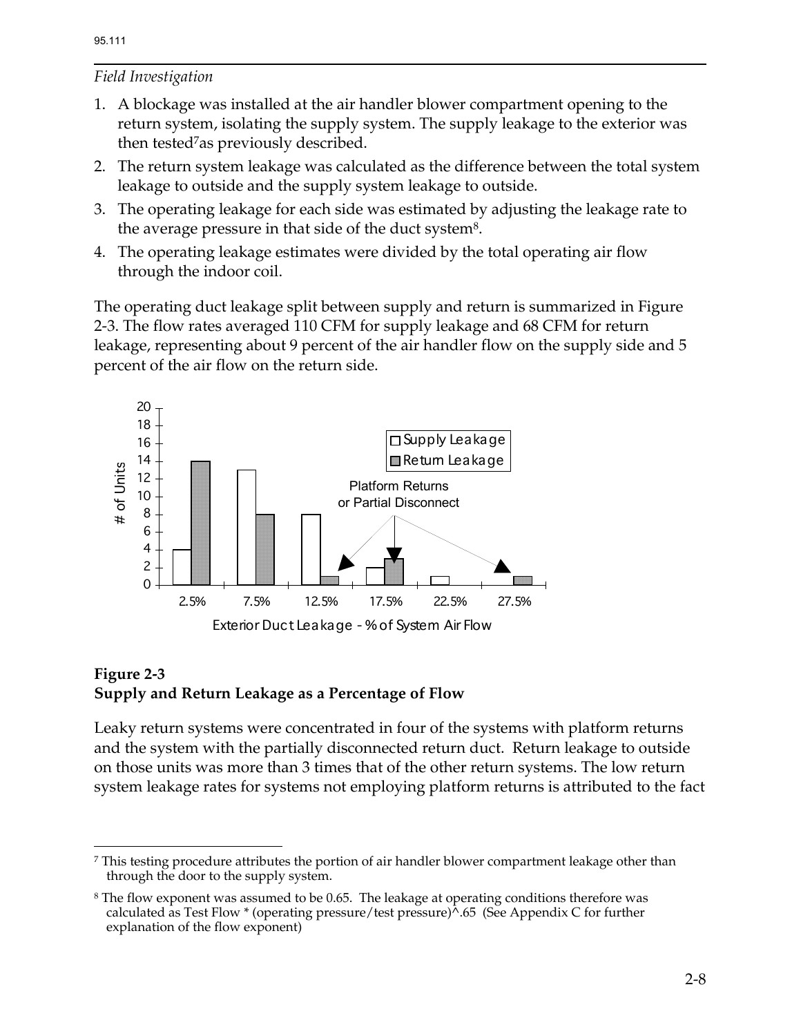*Field Investigation*

1. A blockage was installed at the air handler blower compartment opening to the return system, isolating the supply system. The supply leakage to the exterior was then tested[7]as previously described.
2. The return system leakage was calculated as the difference between the total system leakage to outside and the supply system leakage to outside.
3. The operating leakage for each side was estimated by adjusting the leakage rate to the average pressure in that side of the duct system[8].
4. The operating leakage estimates were divided by the total operating air flow through the indoor coil.

The operating duct leakage split between supply and return is summarized in Figure 2-3. The flow rates averaged 110 CFM for supply leakage and 68 CFM for return leakage, representing about 9 percent of the air handler flow on the supply side and 5 percent of the air flow on the return side.

| Exterior Duct Leakage - % of System Air Flow | Supply Leakage (# of Units) | Return Leakage (# of Units) |
|---|---|---|
| 2.5% | 4 | 14 |
| 7.5% | 13 | 8 |
| 12.5% | 8 | 1 |
| 17.5% | 2 | 3 |
| 22.5% | 1 | 0 |
| 27.5% | 0 | 1 |

(Annotation on chart: "Platform Returns or Partial Disconnect" pointing to return leakage bars at 12.5%, 17.5%, and 27.5%.)

**Figure 2-3**
**Supply and Return Leakage as a Percentage of Flow**

Leaky return systems were concentrated in four of the systems with platform returns and the system with the partially disconnected return duct. Return leakage to outside on those units was more than 3 times that of the other return systems. The low return system leakage rates for systems not employing platform returns is attributed to the fact

[7] This testing procedure attributes the portion of air handler blower compartment leakage other than through the door to the supply system.

[8] The flow exponent was assumed to be 0.65. The leakage at operating conditions therefore was calculated as Test Flow * (operating pressure/test pressure)^.65 (See Appendix C for further explanation of the flow exponent)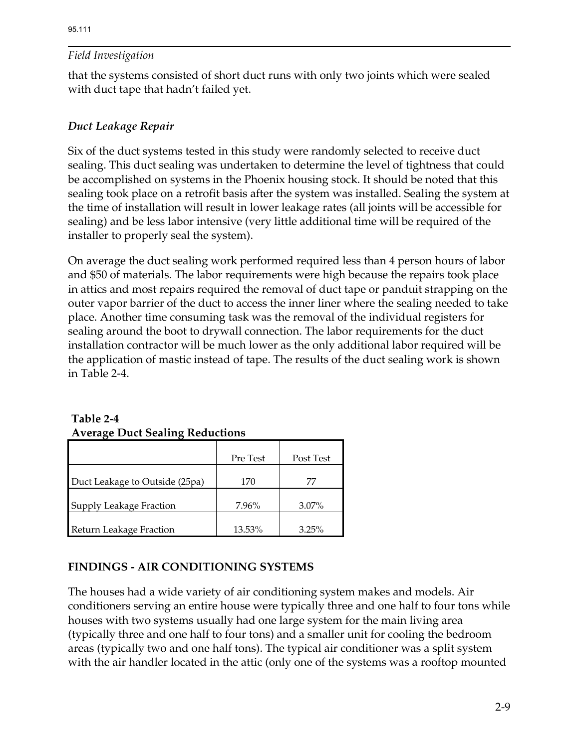that the systems consisted of short duct runs with only two joints which were sealed with duct tape that hadn't failed yet.

### *Duct Leakage Repair*

Six of the duct systems tested in this study were randomly selected to receive duct sealing. This duct sealing was undertaken to determine the level of tightness that could be accomplished on systems in the Phoenix housing stock. It should be noted that this sealing took place on a retrofit basis after the system was installed. Sealing the system at the time of installation will result in lower leakage rates (all joints will be accessible for sealing) and be less labor intensive (very little additional time will be required of the installer to properly seal the system).

On average the duct sealing work performed required less than 4 person hours of labor and $50 of materials. The labor requirements were high because the repairs took place in attics and most repairs required the removal of duct tape or panduit strapping on the outer vapor barrier of the duct to access the inner liner where the sealing needed to take place. Another time consuming task was the removal of the individual registers for sealing around the boot to drywall connection. The labor requirements for the duct installation contractor will be much lower as the only additional labor required will be the application of mastic instead of tape. The results of the duct sealing work is shown in Table 2-4.

**Table 2-4**
**Average Duct Sealing Reductions**

| | Pre Test | Post Test |
|---|---|---|
| Duct Leakage to Outside (25pa) | 170 | 77 |
| Supply Leakage Fraction | 7.96% | 3.07% |
| Return Leakage Fraction | 13.53% | 3.25% |

## FINDINGS - AIR CONDITIONING SYSTEMS

The houses had a wide variety of air conditioning system makes and models. Air conditioners serving an entire house were typically three and one half to four tons while houses with two systems usually had one large system for the main living area (typically three and one half to four tons) and a smaller unit for cooling the bedroom areas (typically two and one half tons). The typical air conditioner was a split system with the air handler located in the attic (only one of the systems was a rooftop mounted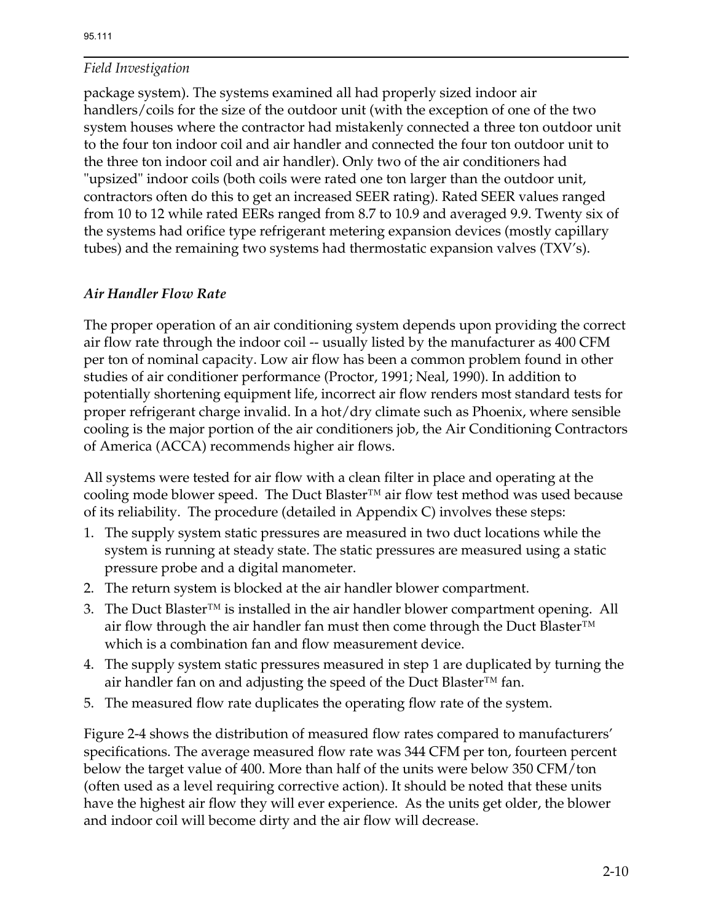package system). The systems examined all had properly sized indoor air handlers/coils for the size of the outdoor unit (with the exception of one of the two system houses where the contractor had mistakenly connected a three ton outdoor unit to the four ton indoor coil and air handler and connected the four ton outdoor unit to the three ton indoor coil and air handler). Only two of the air conditioners had "upsized" indoor coils (both coils were rated one ton larger than the outdoor unit, contractors often do this to get an increased SEER rating). Rated SEER values ranged from 10 to 12 while rated EERs ranged from 8.7 to 10.9 and averaged 9.9. Twenty six of the systems had orifice type refrigerant metering expansion devices (mostly capillary tubes) and the remaining two systems had thermostatic expansion valves (TXV's).

### *Air Handler Flow Rate*

The proper operation of an air conditioning system depends upon providing the correct air flow rate through the indoor coil -- usually listed by the manufacturer as 400 CFM per ton of nominal capacity. Low air flow has been a common problem found in other studies of air conditioner performance (Proctor, 1991; Neal, 1990). In addition to potentially shortening equipment life, incorrect air flow renders most standard tests for proper refrigerant charge invalid. In a hot/dry climate such as Phoenix, where sensible cooling is the major portion of the air conditioners job, the Air Conditioning Contractors of America (ACCA) recommends higher air flows.

All systems were tested for air flow with a clean filter in place and operating at the cooling mode blower speed. The Duct Blaster™ air flow test method was used because of its reliability. The procedure (detailed in Appendix C) involves these steps:

1. The supply system static pressures are measured in two duct locations while the system is running at steady state. The static pressures are measured using a static pressure probe and a digital manometer.
2. The return system is blocked at the air handler blower compartment.
3. The Duct Blaster™ is installed in the air handler blower compartment opening. All air flow through the air handler fan must then come through the Duct Blaster™ which is a combination fan and flow measurement device.
4. The supply system static pressures measured in step 1 are duplicated by turning the air handler fan on and adjusting the speed of the Duct Blaster™ fan.
5. The measured flow rate duplicates the operating flow rate of the system.

Figure 2-4 shows the distribution of measured flow rates compared to manufacturers' specifications. The average measured flow rate was 344 CFM per ton, fourteen percent below the target value of 400. More than half of the units were below 350 CFM/ton (often used as a level requiring corrective action). It should be noted that these units have the highest air flow they will ever experience. As the units get older, the blower and indoor coil will become dirty and the air flow will decrease.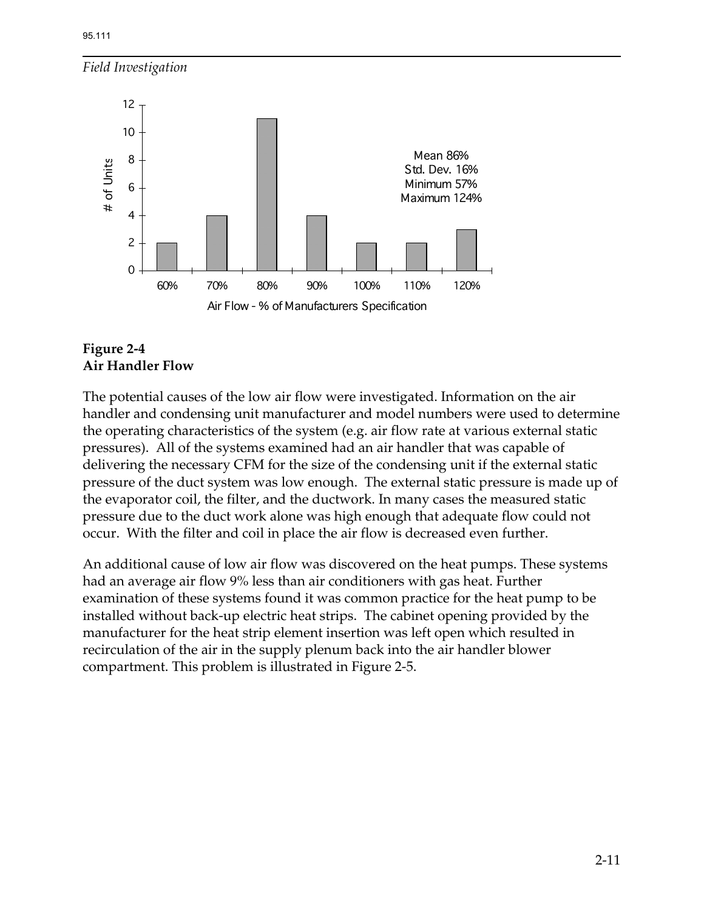*Field Investigation*

**Figure 2-4**
**Air Handler Flow**

The potential causes of the low air flow were investigated. Information on the air handler and condensing unit manufacturer and model numbers were used to determine the operating characteristics of the system (e.g. air flow rate at various external static pressures). All of the systems examined had an air handler that was capable of delivering the necessary CFM for the size of the condensing unit if the external static pressure of the duct system was low enough. The external static pressure is made up of the evaporator coil, the filter, and the ductwork. In many cases the measured static pressure due to the duct work alone was high enough that adequate flow could not occur. With the filter and coil in place the air flow is decreased even further.

An additional cause of low air flow was discovered on the heat pumps. These systems had an average air flow 9% less than air conditioners with gas heat. Further examination of these systems found it was common practice for the heat pump to be installed without back-up electric heat strips. The cabinet opening provided by the manufacturer for the heat strip element insertion was left open which resulted in recirculation of the air in the supply plenum back into the air handler blower compartment. This problem is illustrated in Figure 2-5.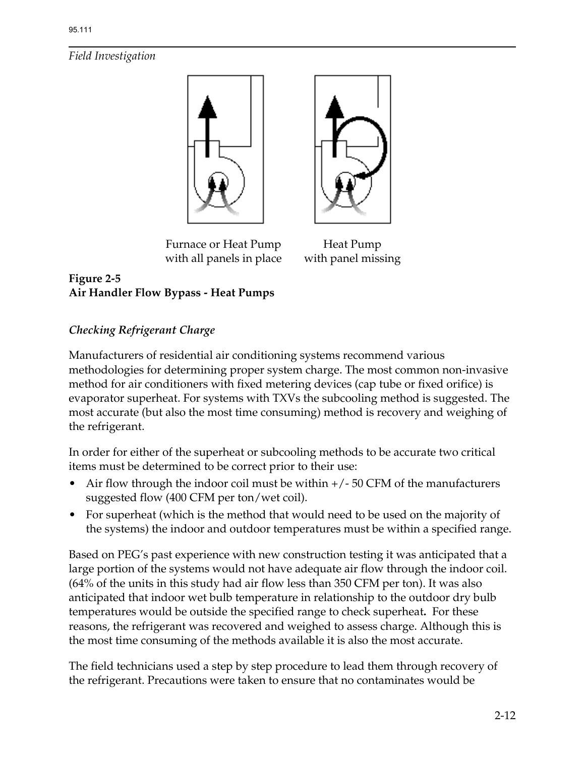Furnace or Heat Pump with all panels in place

Heat Pump with panel missing

**Figure 2-5**
**Air Handler Flow Bypass - Heat Pumps**

*Checking Refrigerant Charge*

Manufacturers of residential air conditioning systems recommend various methodologies for determining proper system charge. The most common non-invasive method for air conditioners with fixed metering devices (cap tube or fixed orifice) is evaporator superheat. For systems with TXVs the subcooling method is suggested. The most accurate (but also the most time consuming) method is recovery and weighing of the refrigerant.

In order for either of the superheat or subcooling methods to be accurate two critical items must be determined to be correct prior to their use:

- Air flow through the indoor coil must be within +/- 50 CFM of the manufacturers suggested flow (400 CFM per ton/wet coil).
- For superheat (which is the method that would need to be used on the majority of the systems) the indoor and outdoor temperatures must be within a specified range.

Based on PEG's past experience with new construction testing it was anticipated that a large portion of the systems would not have adequate air flow through the indoor coil. (64% of the units in this study had air flow less than 350 CFM per ton). It was also anticipated that indoor wet bulb temperature in relationship to the outdoor dry bulb temperatures would be outside the specified range to check superheat**.** For these reasons, the refrigerant was recovered and weighed to assess charge. Although this is the most time consuming of the methods available it is also the most accurate.

The field technicians used a step by step procedure to lead them through recovery of the refrigerant. Precautions were taken to ensure that no contaminates would be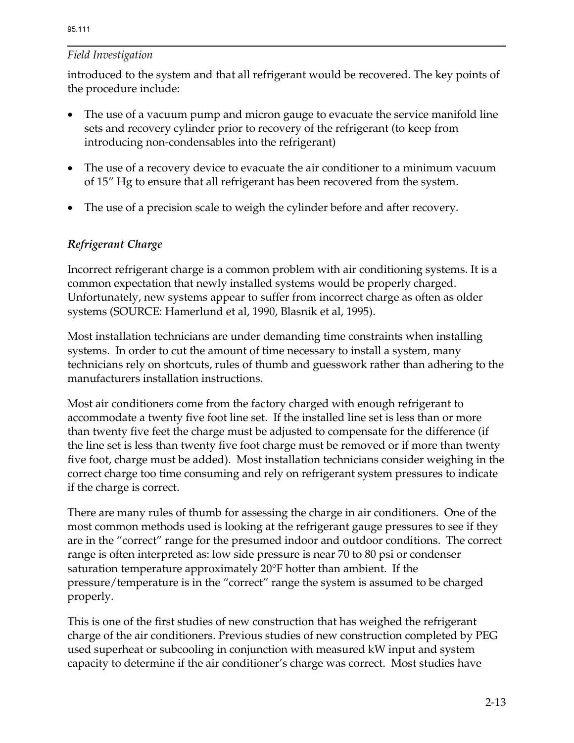introduced to the system and that all refrigerant would be recovered. The key points of the procedure include:

- The use of a vacuum pump and micron gauge to evacuate the service manifold line sets and recovery cylinder prior to recovery of the refrigerant (to keep from introducing non-condensables into the refrigerant)
- The use of a recovery device to evacuate the air conditioner to a minimum vacuum of 15” Hg to ensure that all refrigerant has been recovered from the system.
- The use of a precision scale to weigh the cylinder before and after recovery.

### *Refrigerant Charge*

Incorrect refrigerant charge is a common problem with air conditioning systems. It is a common expectation that newly installed systems would be properly charged. Unfortunately, new systems appear to suffer from incorrect charge as often as older systems (SOURCE: Hamerlund et al, 1990, Blasnik et al, 1995).

Most installation technicians are under demanding time constraints when installing systems. In order to cut the amount of time necessary to install a system, many technicians rely on shortcuts, rules of thumb and guesswork rather than adhering to the manufacturers installation instructions.

Most air conditioners come from the factory charged with enough refrigerant to accommodate a twenty five foot line set. If the installed line set is less than or more than twenty five feet the charge must be adjusted to compensate for the difference (if the line set is less than twenty five foot charge must be removed or if more than twenty five foot, charge must be added). Most installation technicians consider weighing in the correct charge too time consuming and rely on refrigerant system pressures to indicate if the charge is correct.

There are many rules of thumb for assessing the charge in air conditioners. One of the most common methods used is looking at the refrigerant gauge pressures to see if they are in the “correct” range for the presumed indoor and outdoor conditions. The correct range is often interpreted as: low side pressure is near 70 to 80 psi or condenser saturation temperature approximately 20°F hotter than ambient. If the pressure/temperature is in the “correct” range the system is assumed to be charged properly.

This is one of the first studies of new construction that has weighed the refrigerant charge of the air conditioners. Previous studies of new construction completed by PEG used superheat or subcooling in conjunction with measured kW input and system capacity to determine if the air conditioner’s charge was correct. Most studies have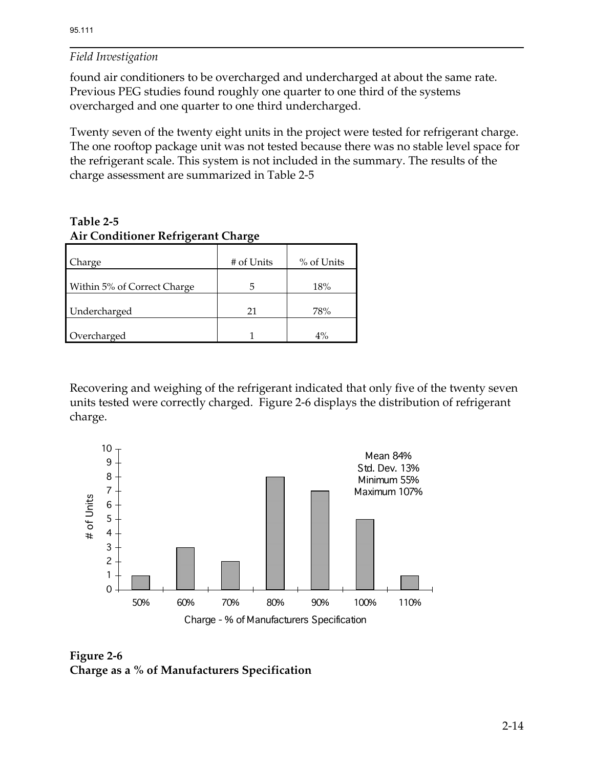found air conditioners to be overcharged and undercharged at about the same rate. Previous PEG studies found roughly one quarter to one third of the systems overcharged and one quarter to one third undercharged.

Twenty seven of the twenty eight units in the project were tested for refrigerant charge. The one rooftop package unit was not tested because there was no stable level space for the refrigerant scale. This system is not included in the summary. The results of the charge assessment are summarized in Table 2-5

**Table 2-5**
**Air Conditioner Refrigerant Charge**

| Charge | # of Units | % of Units |
|---|---|---|
| Within 5% of Correct Charge | 5 | 18% |
| Undercharged | 21 | 78% |
| Overcharged | 1 | 4% |

Recovering and weighing of the refrigerant indicated that only five of the twenty seven units tested were correctly charged. Figure 2-6 displays the distribution of refrigerant charge.

| Charge - % of Manufacturers Specification | # of Units |
|---|---|
| 50% | 1 |
| 60% | 3 |
| 70% | 2 |
| 80% | 8 |
| 90% | 7 |
| 100% | 5 |
| 110% | 1 |

Mean 84%
Std. Dev. 13%
Minimum 55%
Maximum 107%

**Figure 2-6**
**Charge as a % of Manufacturers Specification**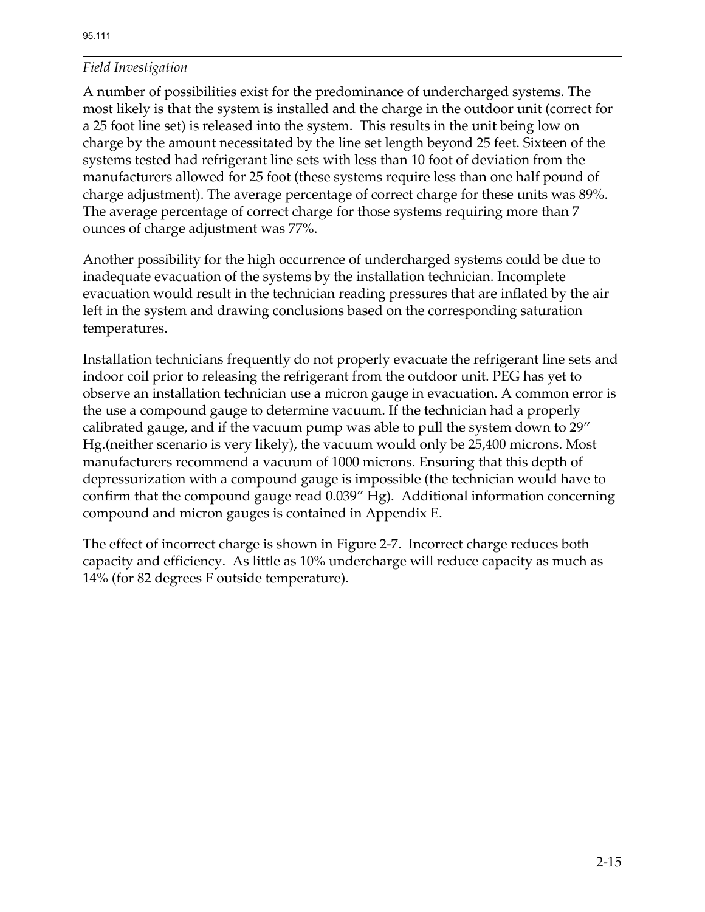*Field Investigation*

A number of possibilities exist for the predominance of undercharged systems. The most likely is that the system is installed and the charge in the outdoor unit (correct for a 25 foot line set) is released into the system. This results in the unit being low on charge by the amount necessitated by the line set length beyond 25 feet. Sixteen of the systems tested had refrigerant line sets with less than 10 foot of deviation from the manufacturers allowed for 25 foot (these systems require less than one half pound of charge adjustment). The average percentage of correct charge for these units was 89%. The average percentage of correct charge for those systems requiring more than 7 ounces of charge adjustment was 77%.

Another possibility for the high occurrence of undercharged systems could be due to inadequate evacuation of the systems by the installation technician. Incomplete evacuation would result in the technician reading pressures that are inflated by the air left in the system and drawing conclusions based on the corresponding saturation temperatures.

Installation technicians frequently do not properly evacuate the refrigerant line sets and indoor coil prior to releasing the refrigerant from the outdoor unit. PEG has yet to observe an installation technician use a micron gauge in evacuation. A common error is the use a compound gauge to determine vacuum. If the technician had a properly calibrated gauge, and if the vacuum pump was able to pull the system down to 29″ Hg.(neither scenario is very likely), the vacuum would only be 25,400 microns. Most manufacturers recommend a vacuum of 1000 microns. Ensuring that this depth of depressurization with a compound gauge is impossible (the technician would have to confirm that the compound gauge read 0.039″ Hg). Additional information concerning compound and micron gauges is contained in Appendix E.

The effect of incorrect charge is shown in Figure 2-7. Incorrect charge reduces both capacity and efficiency. As little as 10% undercharge will reduce capacity as much as 14% (for 82 degrees F outside temperature).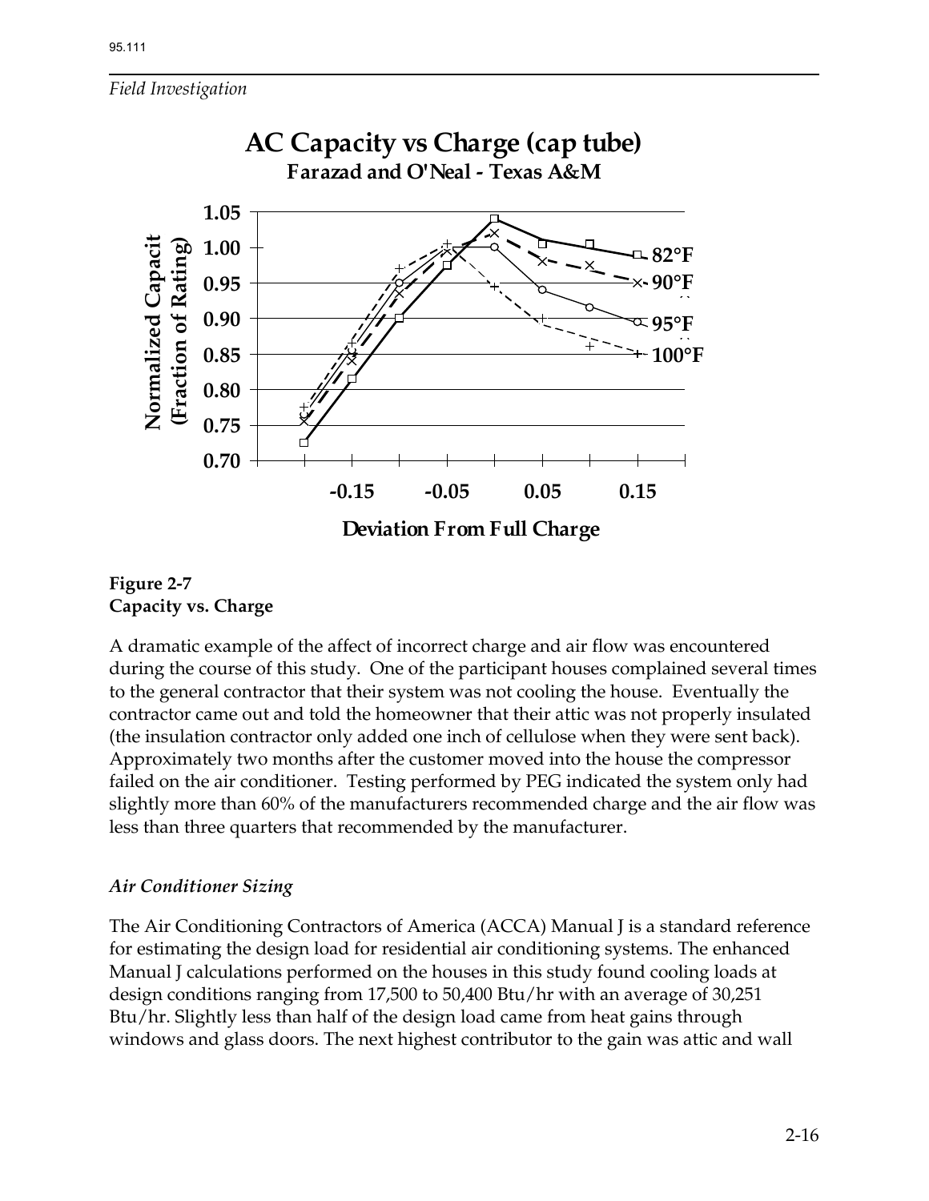*Field Investigation*

Figure 2-7
**Capacity vs. Charge**

A dramatic example of the affect of incorrect charge and air flow was encountered during the course of this study. One of the participant houses complained several times to the general contractor that their system was not cooling the house. Eventually the contractor came out and told the homeowner that their attic was not properly insulated (the insulation contractor only added one inch of cellulose when they were sent back). Approximately two months after the customer moved into the house the compressor failed on the air conditioner. Testing performed by PEG indicated the system only had slightly more than 60% of the manufacturers recommended charge and the air flow was less than three quarters that recommended by the manufacturer.

### *Air Conditioner Sizing*

The Air Conditioning Contractors of America (ACCA) Manual J is a standard reference for estimating the design load for residential air conditioning systems. The enhanced Manual J calculations performed on the houses in this study found cooling loads at design conditions ranging from 17,500 to 50,400 Btu/hr with an average of 30,251 Btu/hr. Slightly less than half of the design load came from heat gains through windows and glass doors. The next highest contributor to the gain was attic and wall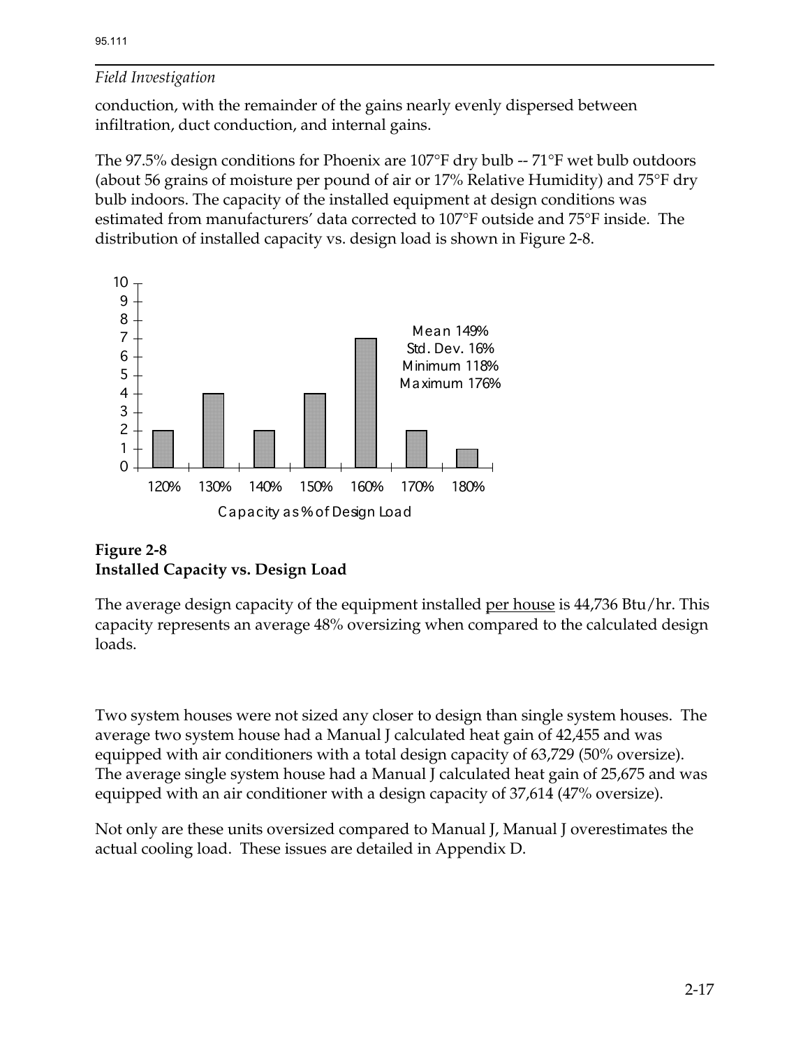conduction, with the remainder of the gains nearly evenly dispersed between infiltration, duct conduction, and internal gains.

The 97.5% design conditions for Phoenix are 107°F dry bulb -- 71°F wet bulb outdoors (about 56 grains of moisture per pound of air or 17% Relative Humidity) and 75°F dry bulb indoors. The capacity of the installed equipment at design conditions was estimated from manufacturers' data corrected to 107°F outside and 75°F inside. The distribution of installed capacity vs. design load is shown in Figure 2-8.

| Capacity as % of Design Load | Count |
|---|---|
| 120% | 2 |
| 130% | 4 |
| 140% | 2 |
| 150% | 4 |
| 160% | 7 |
| 170% | 2 |
| 180% | 1 |

Mean 149%
Std. Dev. 16%
Minimum 118%
Maximum 176%

**Figure 2-8**
**Installed Capacity vs. Design Load**

The average design capacity of the equipment installed per house is 44,736 Btu/hr. This capacity represents an average 48% oversizing when compared to the calculated design loads.

Two system houses were not sized any closer to design than single system houses. The average two system house had a Manual J calculated heat gain of 42,455 and was equipped with air conditioners with a total design capacity of 63,729 (50% oversize). The average single system house had a Manual J calculated heat gain of 25,675 and was equipped with an air conditioner with a design capacity of 37,614 (47% oversize).

Not only are these units oversized compared to Manual J, Manual J overestimates the actual cooling load. These issues are detailed in Appendix D.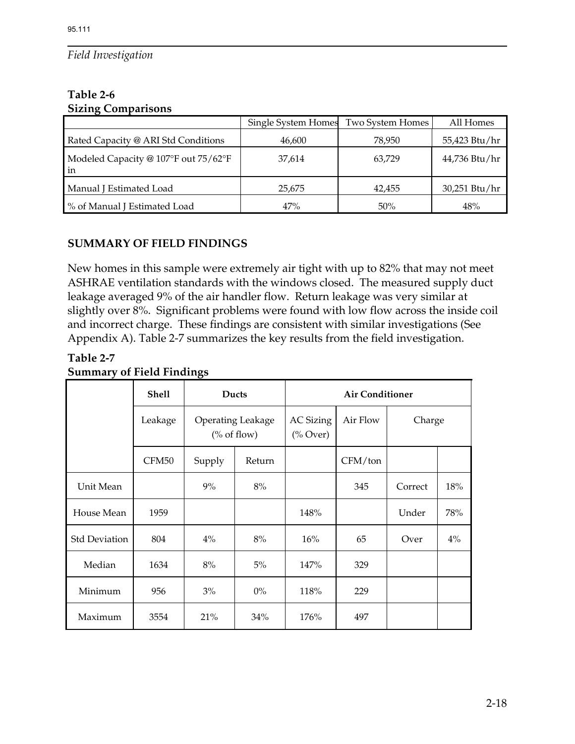**Table 2-6**
**Sizing Comparisons**

| | Single System Homes | Two System Homes | All Homes |
|---|---|---|---|
| Rated Capacity @ ARI Std Conditions | 46,600 | 78,950 | 55,423 Btu/hr |
| Modeled Capacity @ 107°F out 75/62°F in | 37,614 | 63,729 | 44,736 Btu/hr |
| Manual J Estimated Load | 25,675 | 42,455 | 30,251 Btu/hr |
| % of Manual J Estimated Load | 47% | 50% | 48% |

## SUMMARY OF FIELD FINDINGS

New homes in this sample were extremely air tight with up to 82% that may not meet ASHRAE ventilation standards with the windows closed. The measured supply duct leakage averaged 9% of the air handler flow. Return leakage was very similar at slightly over 8%. Significant problems were found with low flow across the inside coil and incorrect charge. These findings are consistent with similar investigations (See Appendix A). Table 2-7 summarizes the key results from the field investigation.

**Table 2-7**
**Summary of Field Findings**

| | Shell | Ducts | | Air Conditioner | | | |
|---|---|---|---|---|---|---|---|
| | Leakage | Operating Leakage (% of flow) | | AC Sizing (% Over) | Air Flow | Charge | |
| | CFM50 | Supply | Return | | CFM/ton | | |
| Unit Mean | | 9% | 8% | | 345 | Correct | 18% |
| House Mean | 1959 | | | 148% | | Under | 78% |
| Std Deviation | 804 | 4% | 8% | 16% | 65 | Over | 4% |
| Median | 1634 | 8% | 5% | 147% | 329 | | |
| Minimum | 956 | 3% | 0% | 118% | 229 | | |
| Maximum | 3554 | 21% | 34% | 176% | 497 | | |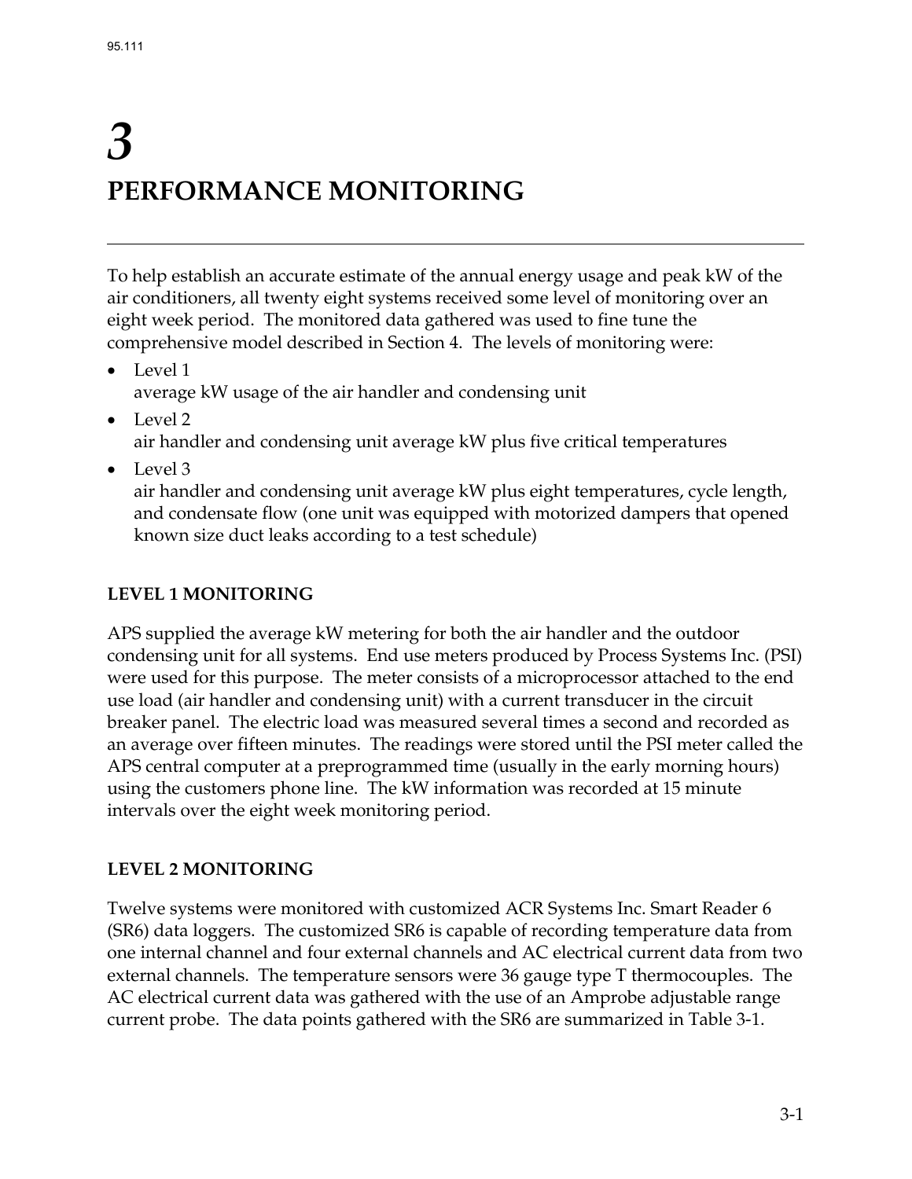# 3 PERFORMANCE MONITORING

To help establish an accurate estimate of the annual energy usage and peak kW of the air conditioners, all twenty eight systems received some level of monitoring over an eight week period. The monitored data gathered was used to fine tune the comprehensive model described in Section 4. The levels of monitoring were:

- Level 1
  average kW usage of the air handler and condensing unit
- Level 2
  air handler and condensing unit average kW plus five critical temperatures
- Level 3
  air handler and condensing unit average kW plus eight temperatures, cycle length, and condensate flow (one unit was equipped with motorized dampers that opened known size duct leaks according to a test schedule)

## LEVEL 1 MONITORING

APS supplied the average kW metering for both the air handler and the outdoor condensing unit for all systems. End use meters produced by Process Systems Inc. (PSI) were used for this purpose. The meter consists of a microprocessor attached to the end use load (air handler and condensing unit) with a current transducer in the circuit breaker panel. The electric load was measured several times a second and recorded as an average over fifteen minutes. The readings were stored until the PSI meter called the APS central computer at a preprogrammed time (usually in the early morning hours) using the customers phone line. The kW information was recorded at 15 minute intervals over the eight week monitoring period.

## LEVEL 2 MONITORING

Twelve systems were monitored with customized ACR Systems Inc. Smart Reader 6 (SR6) data loggers. The customized SR6 is capable of recording temperature data from one internal channel and four external channels and AC electrical current data from two external channels. The temperature sensors were 36 gauge type T thermocouples. The AC electrical current data was gathered with the use of an Amprobe adjustable range current probe. The data points gathered with the SR6 are summarized in Table 3-1.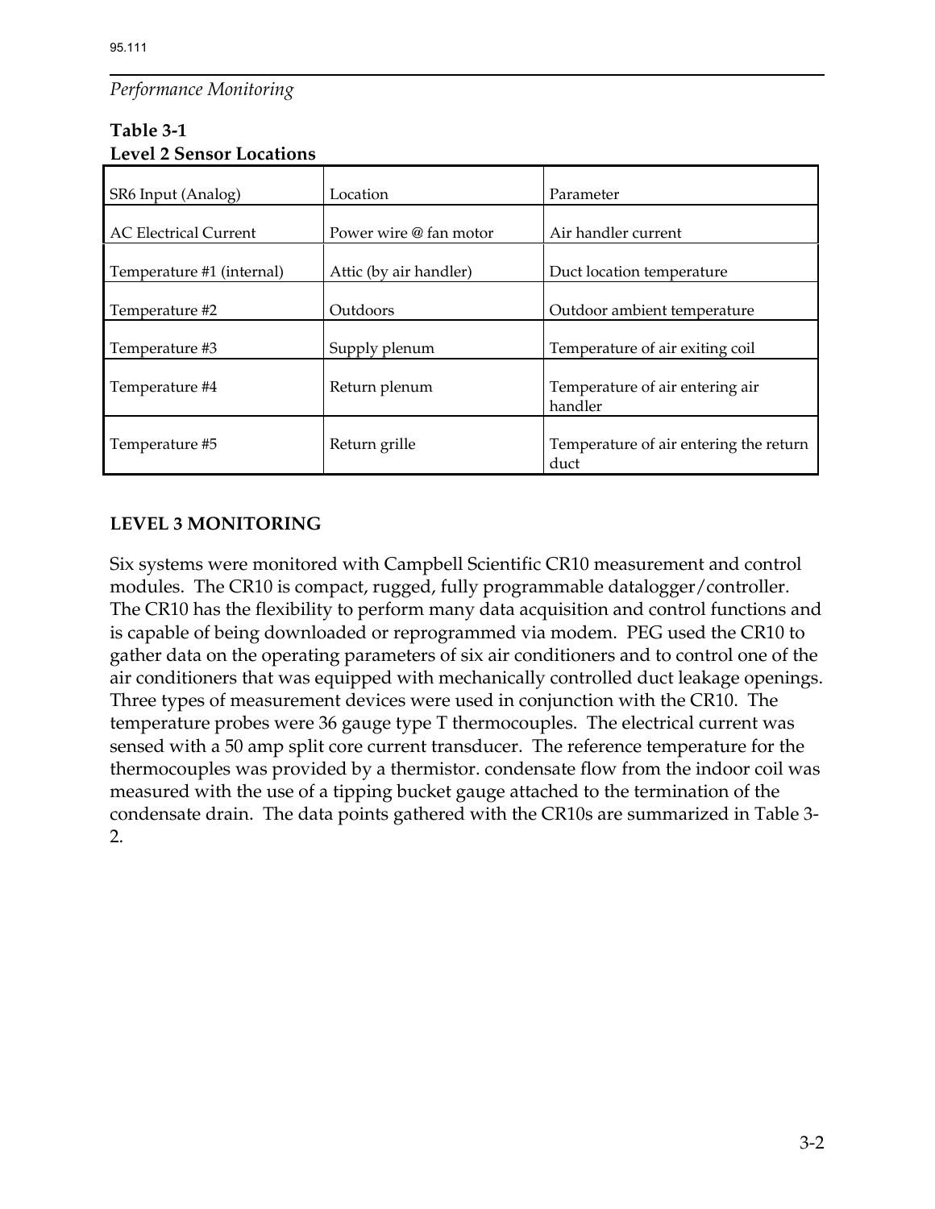**Table 3-1**
**Level 2 Sensor Locations**

| SR6 Input (Analog) | Location | Parameter |
|---|---|---|
| AC Electrical Current | Power wire @ fan motor | Air handler current |
| Temperature #1 (internal) | Attic (by air handler) | Duct location temperature |
| Temperature #2 | Outdoors | Outdoor ambient temperature |
| Temperature #3 | Supply plenum | Temperature of air exiting coil |
| Temperature #4 | Return plenum | Temperature of air entering air handler |
| Temperature #5 | Return grille | Temperature of air entering the return duct |

## LEVEL 3 MONITORING

Six systems were monitored with Campbell Scientific CR10 measurement and control modules. The CR10 is compact, rugged, fully programmable datalogger/controller. The CR10 has the flexibility to perform many data acquisition and control functions and is capable of being downloaded or reprogrammed via modem. PEG used the CR10 to gather data on the operating parameters of six air conditioners and to control one of the air conditioners that was equipped with mechanically controlled duct leakage openings. Three types of measurement devices were used in conjunction with the CR10. The temperature probes were 36 gauge type T thermocouples. The electrical current was sensed with a 50 amp split core current transducer. The reference temperature for the thermocouples was provided by a thermistor. condensate flow from the indoor coil was measured with the use of a tipping bucket gauge attached to the termination of the condensate drain. The data points gathered with the CR10s are summarized in Table 3-2.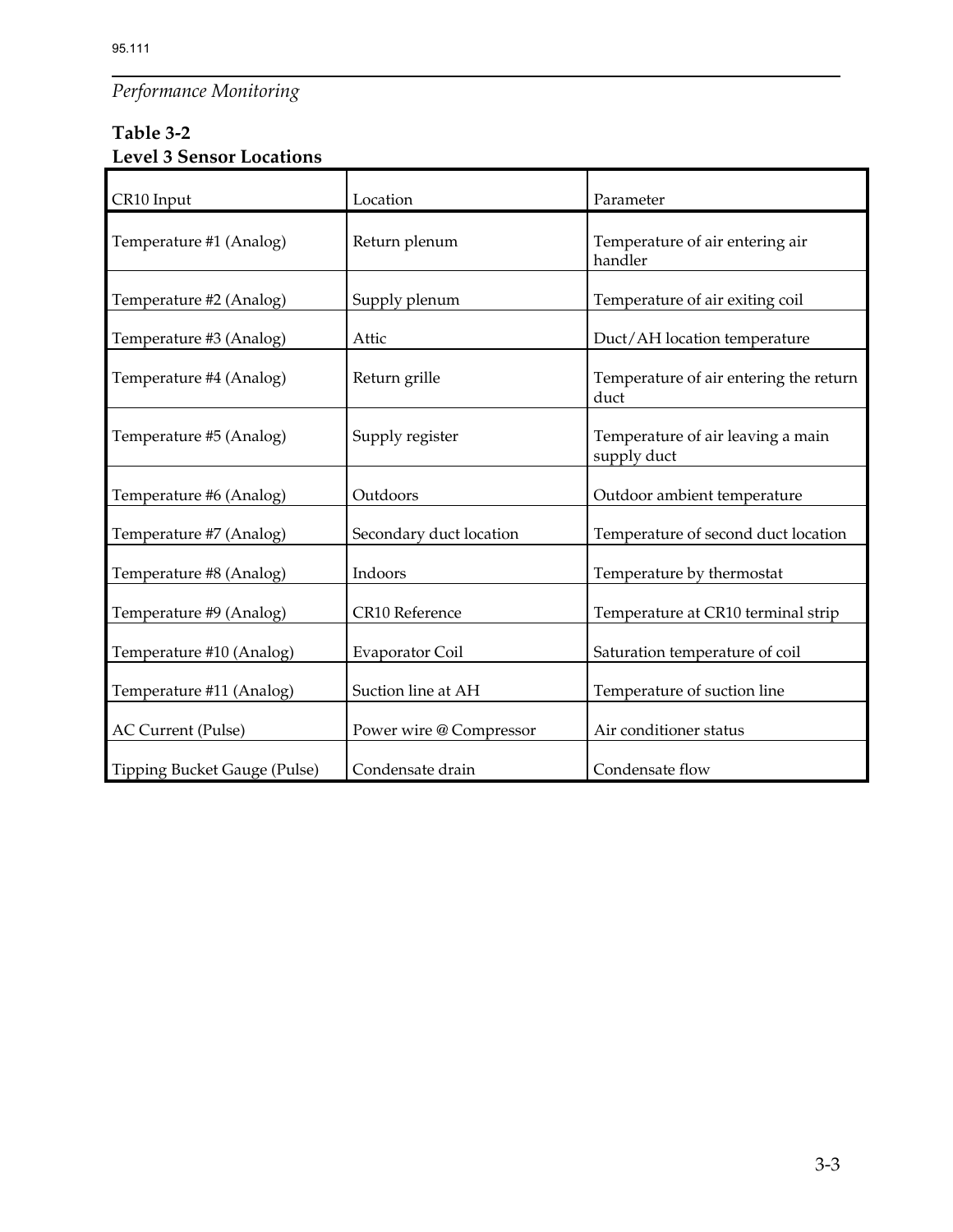**Table 3-2**
**Level 3 Sensor Locations**

| CR10 Input | Location | Parameter |
|---|---|---|
| Temperature #1 (Analog) | Return plenum | Temperature of air entering air handler |
| Temperature #2 (Analog) | Supply plenum | Temperature of air exiting coil |
| Temperature #3 (Analog) | Attic | Duct/AH location temperature |
| Temperature #4 (Analog) | Return grille | Temperature of air entering the return duct |
| Temperature #5 (Analog) | Supply register | Temperature of air leaving a main supply duct |
| Temperature #6 (Analog) | Outdoors | Outdoor ambient temperature |
| Temperature #7 (Analog) | Secondary duct location | Temperature of second duct location |
| Temperature #8 (Analog) | Indoors | Temperature by thermostat |
| Temperature #9 (Analog) | CR10 Reference | Temperature at CR10 terminal strip |
| Temperature #10 (Analog) | Evaporator Coil | Saturation temperature of coil |
| Temperature #11 (Analog) | Suction line at AH | Temperature of suction line |
| AC Current (Pulse) | Power wire @ Compressor | Air conditioner status |
| Tipping Bucket Gauge (Pulse) | Condensate drain | Condensate flow |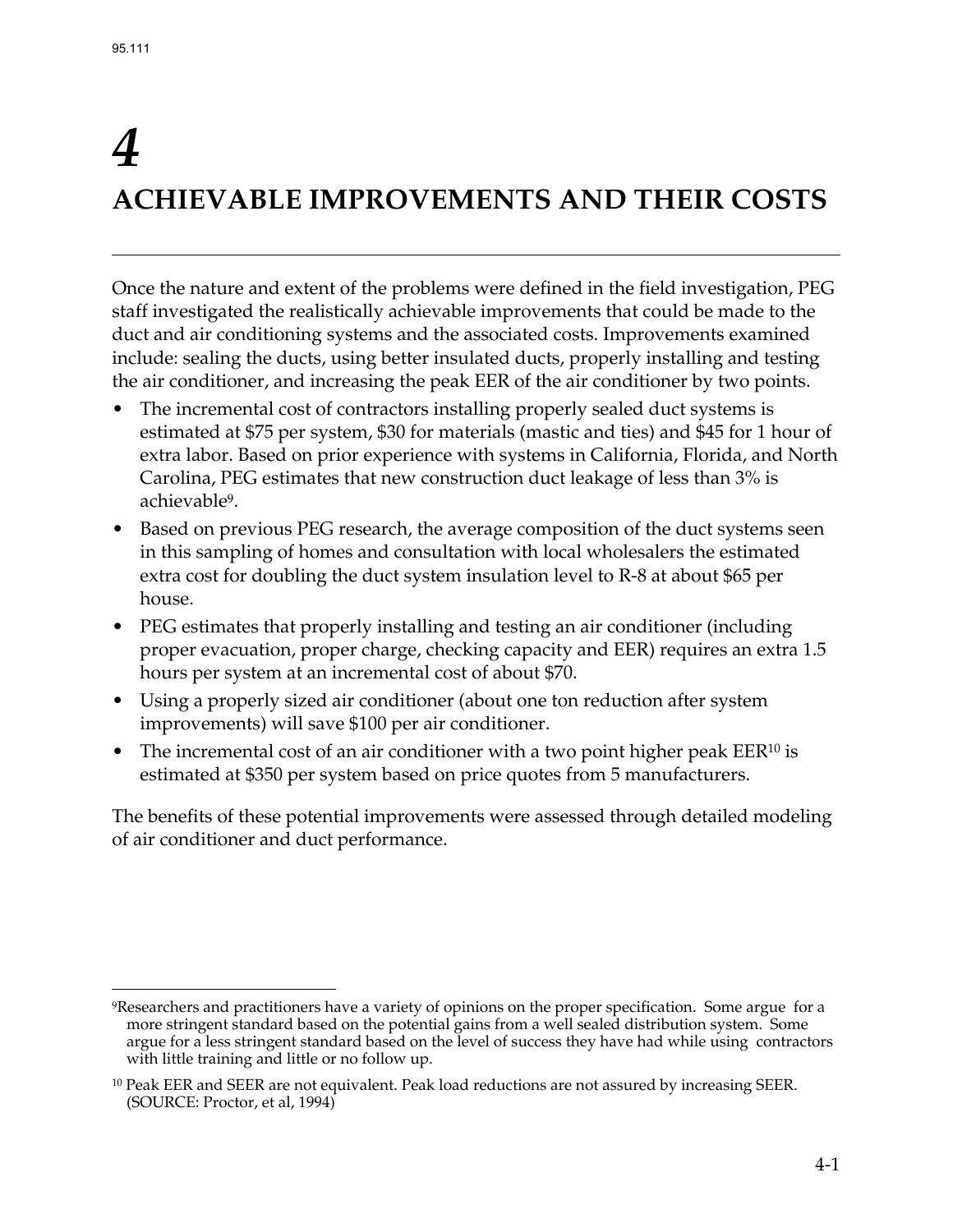# 4

# ACHIEVABLE IMPROVEMENTS AND THEIR COSTS

Once the nature and extent of the problems were defined in the field investigation, PEG staff investigated the realistically achievable improvements that could be made to the duct and air conditioning systems and the associated costs. Improvements examined include: sealing the ducts, using better insulated ducts, properly installing and testing the air conditioner, and increasing the peak EER of the air conditioner by two points.

- The incremental cost of contractors installing properly sealed duct systems is estimated at $75 per system, $30 for materials (mastic and ties) and $45 for 1 hour of extra labor. Based on prior experience with systems in California, Florida, and North Carolina, PEG estimates that new construction duct leakage of less than 3% is achievable[9].
- Based on previous PEG research, the average composition of the duct systems seen in this sampling of homes and consultation with local wholesalers the estimated extra cost for doubling the duct system insulation level to R-8 at about $65 per house.
- PEG estimates that properly installing and testing an air conditioner (including proper evacuation, proper charge, checking capacity and EER) requires an extra 1.5 hours per system at an incremental cost of about $70.
- Using a properly sized air conditioner (about one ton reduction after system improvements) will save $100 per air conditioner.
- The incremental cost of an air conditioner with a two point higher peak EER[10] is estimated at $350 per system based on price quotes from 5 manufacturers.

The benefits of these potential improvements were assessed through detailed modeling of air conditioner and duct performance.

---

[9] Researchers and practitioners have a variety of opinions on the proper specification. Some argue for a more stringent standard based on the potential gains from a well sealed distribution system. Some argue for a less stringent standard based on the level of success they have had while using contractors with little training and little or no follow up.

[10] Peak EER and SEER are not equivalent. Peak load reductions are not assured by increasing SEER. (SOURCE: Proctor, et al, 1994)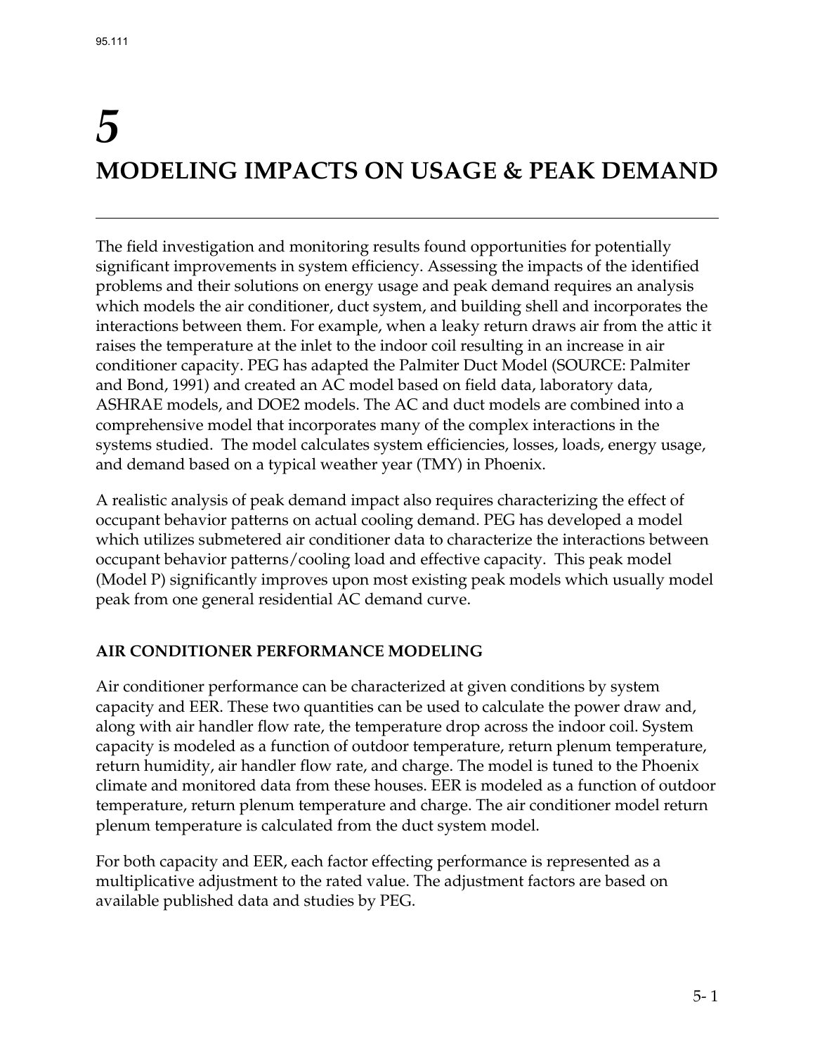# 5

# MODELING IMPACTS ON USAGE & PEAK DEMAND

The field investigation and monitoring results found opportunities for potentially significant improvements in system efficiency. Assessing the impacts of the identified problems and their solutions on energy usage and peak demand requires an analysis which models the air conditioner, duct system, and building shell and incorporates the interactions between them. For example, when a leaky return draws air from the attic it raises the temperature at the inlet to the indoor coil resulting in an increase in air conditioner capacity. PEG has adapted the Palmiter Duct Model (SOURCE: Palmiter and Bond, 1991) and created an AC model based on field data, laboratory data, ASHRAE models, and DOE2 models. The AC and duct models are combined into a comprehensive model that incorporates many of the complex interactions in the systems studied. The model calculates system efficiencies, losses, loads, energy usage, and demand based on a typical weather year (TMY) in Phoenix.

A realistic analysis of peak demand impact also requires characterizing the effect of occupant behavior patterns on actual cooling demand. PEG has developed a model which utilizes submetered air conditioner data to characterize the interactions between occupant behavior patterns/cooling load and effective capacity. This peak model (Model P) significantly improves upon most existing peak models which usually model peak from one general residential AC demand curve.

## AIR CONDITIONER PERFORMANCE MODELING

Air conditioner performance can be characterized at given conditions by system capacity and EER. These two quantities can be used to calculate the power draw and, along with air handler flow rate, the temperature drop across the indoor coil. System capacity is modeled as a function of outdoor temperature, return plenum temperature, return humidity, air handler flow rate, and charge. The model is tuned to the Phoenix climate and monitored data from these houses. EER is modeled as a function of outdoor temperature, return plenum temperature and charge. The air conditioner model return plenum temperature is calculated from the duct system model.

For both capacity and EER, each factor effecting performance is represented as a multiplicative adjustment to the rated value. The adjustment factors are based on available published data and studies by PEG.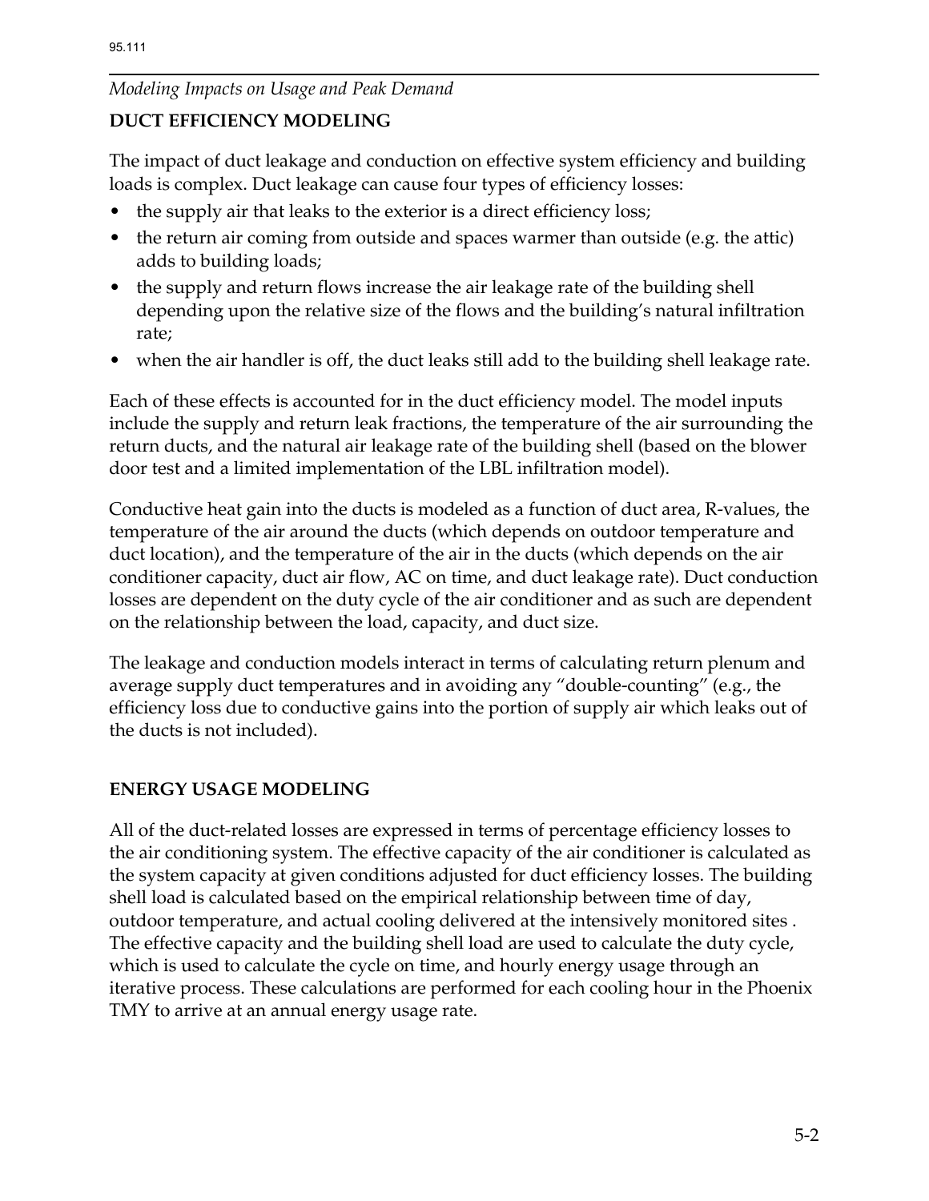## DUCT EFFICIENCY MODELING

The impact of duct leakage and conduction on effective system efficiency and building loads is complex. Duct leakage can cause four types of efficiency losses:

- the supply air that leaks to the exterior is a direct efficiency loss;
- the return air coming from outside and spaces warmer than outside (e.g. the attic) adds to building loads;
- the supply and return flows increase the air leakage rate of the building shell depending upon the relative size of the flows and the building's natural infiltration rate;
- when the air handler is off, the duct leaks still add to the building shell leakage rate.

Each of these effects is accounted for in the duct efficiency model. The model inputs include the supply and return leak fractions, the temperature of the air surrounding the return ducts, and the natural air leakage rate of the building shell (based on the blower door test and a limited implementation of the LBL infiltration model).

Conductive heat gain into the ducts is modeled as a function of duct area, R-values, the temperature of the air around the ducts (which depends on outdoor temperature and duct location), and the temperature of the air in the ducts (which depends on the air conditioner capacity, duct air flow, AC on time, and duct leakage rate). Duct conduction losses are dependent on the duty cycle of the air conditioner and as such are dependent on the relationship between the load, capacity, and duct size.

The leakage and conduction models interact in terms of calculating return plenum and average supply duct temperatures and in avoiding any "double-counting" (e.g., the efficiency loss due to conductive gains into the portion of supply air which leaks out of the ducts is not included).

## ENERGY USAGE MODELING

All of the duct-related losses are expressed in terms of percentage efficiency losses to the air conditioning system. The effective capacity of the air conditioner is calculated as the system capacity at given conditions adjusted for duct efficiency losses. The building shell load is calculated based on the empirical relationship between time of day, outdoor temperature, and actual cooling delivered at the intensively monitored sites . The effective capacity and the building shell load are used to calculate the duty cycle, which is used to calculate the cycle on time, and hourly energy usage through an iterative process. These calculations are performed for each cooling hour in the Phoenix TMY to arrive at an annual energy usage rate.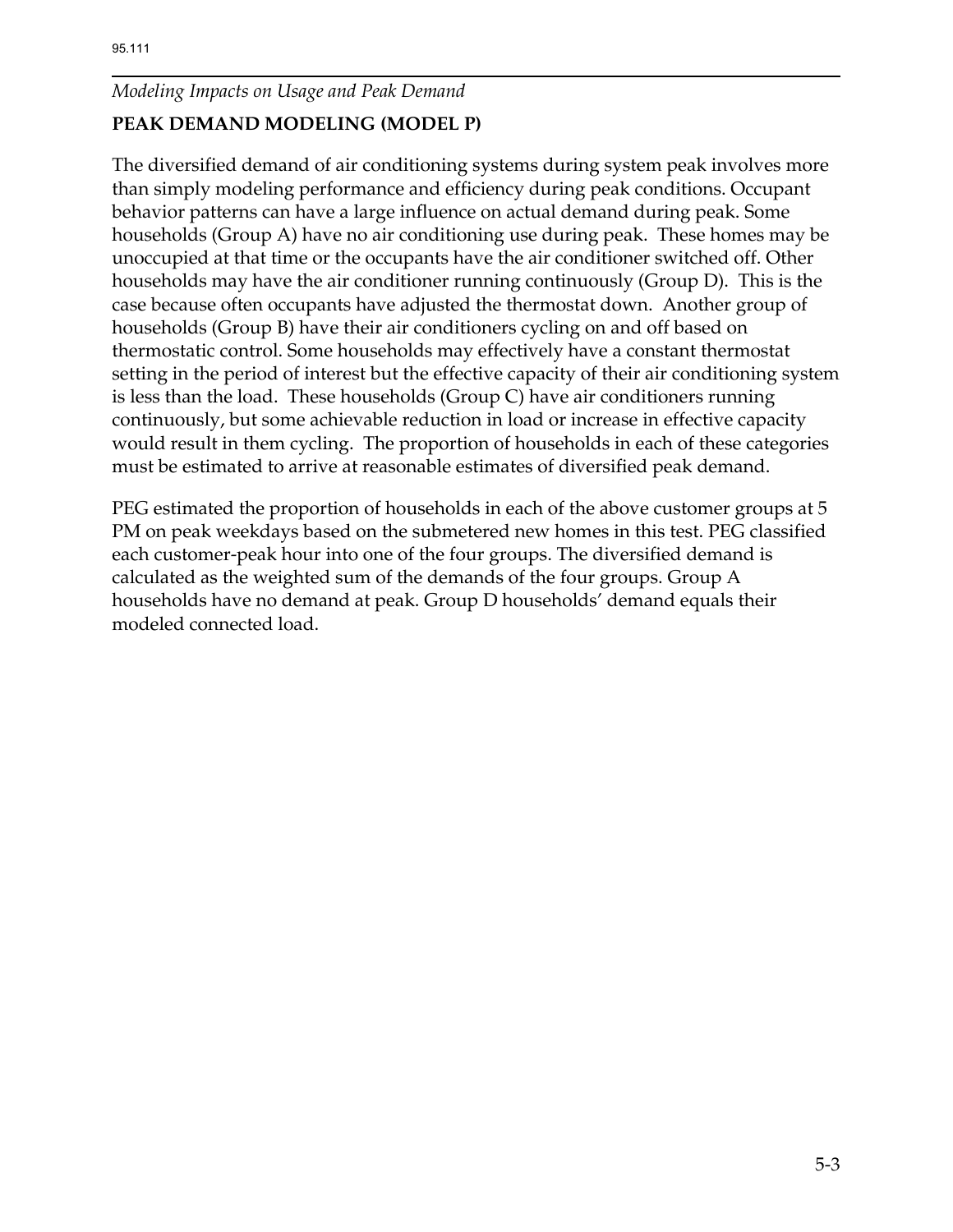*Modeling Impacts on Usage and Peak Demand*

## PEAK DEMAND MODELING (MODEL P)

The diversified demand of air conditioning systems during system peak involves more than simply modeling performance and efficiency during peak conditions. Occupant behavior patterns can have a large influence on actual demand during peak. Some households (Group A) have no air conditioning use during peak. These homes may be unoccupied at that time or the occupants have the air conditioner switched off. Other households may have the air conditioner running continuously (Group D). This is the case because often occupants have adjusted the thermostat down. Another group of households (Group B) have their air conditioners cycling on and off based on thermostatic control. Some households may effectively have a constant thermostat setting in the period of interest but the effective capacity of their air conditioning system is less than the load. These households (Group C) have air conditioners running continuously, but some achievable reduction in load or increase in effective capacity would result in them cycling. The proportion of households in each of these categories must be estimated to arrive at reasonable estimates of diversified peak demand.

PEG estimated the proportion of households in each of the above customer groups at 5 PM on peak weekdays based on the submetered new homes in this test. PEG classified each customer-peak hour into one of the four groups. The diversified demand is calculated as the weighted sum of the demands of the four groups. Group A households have no demand at peak. Group D households' demand equals their modeled connected load.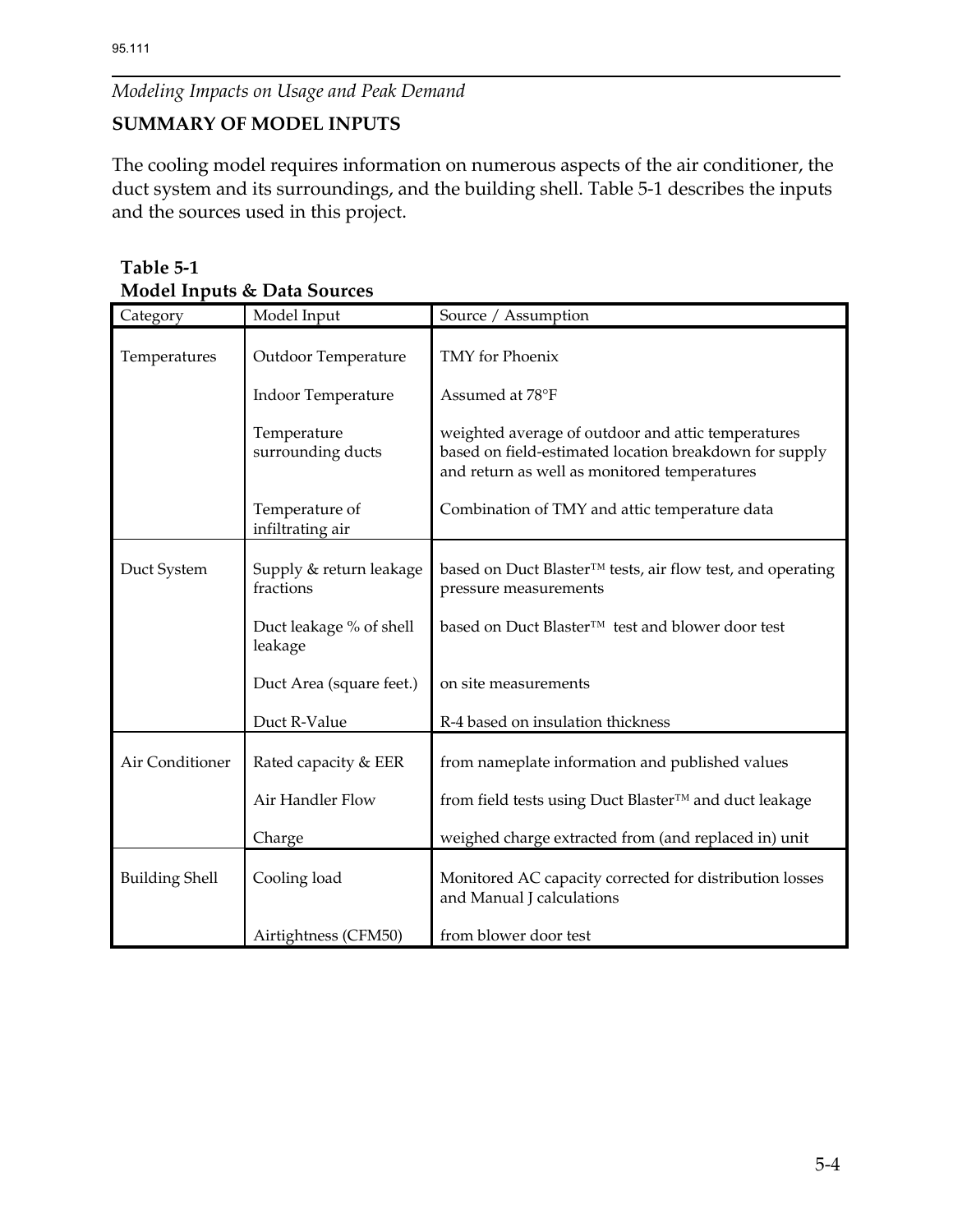## SUMMARY OF MODEL INPUTS

The cooling model requires information on numerous aspects of the air conditioner, the duct system and its surroundings, and the building shell. Table 5-1 describes the inputs and the sources used in this project.

**Table 5-1**
**Model Inputs & Data Sources**

| Category | Model Input | Source / Assumption |
|---|---|---|
| Temperatures | Outdoor Temperature | TMY for Phoenix |
| | Indoor Temperature | Assumed at 78°F |
| | Temperature surrounding ducts | weighted average of outdoor and attic temperatures based on field-estimated location breakdown for supply and return as well as monitored temperatures |
| | Temperature of infiltrating air | Combination of TMY and attic temperature data |
| Duct System | Supply & return leakage fractions | based on Duct Blaster™ tests, air flow test, and operating pressure measurements |
| | Duct leakage % of shell leakage | based on Duct Blaster™ test and blower door test |
| | Duct Area (square feet.) | on site measurements |
| | Duct R-Value | R-4 based on insulation thickness |
| Air Conditioner | Rated capacity & EER | from nameplate information and published values |
| | Air Handler Flow | from field tests using Duct Blaster™ and duct leakage |
| | Charge | weighed charge extracted from (and replaced in) unit |
| Building Shell | Cooling load | Monitored AC capacity corrected for distribution losses and Manual J calculations |
| | Airtightness (CFM50) | from blower door test |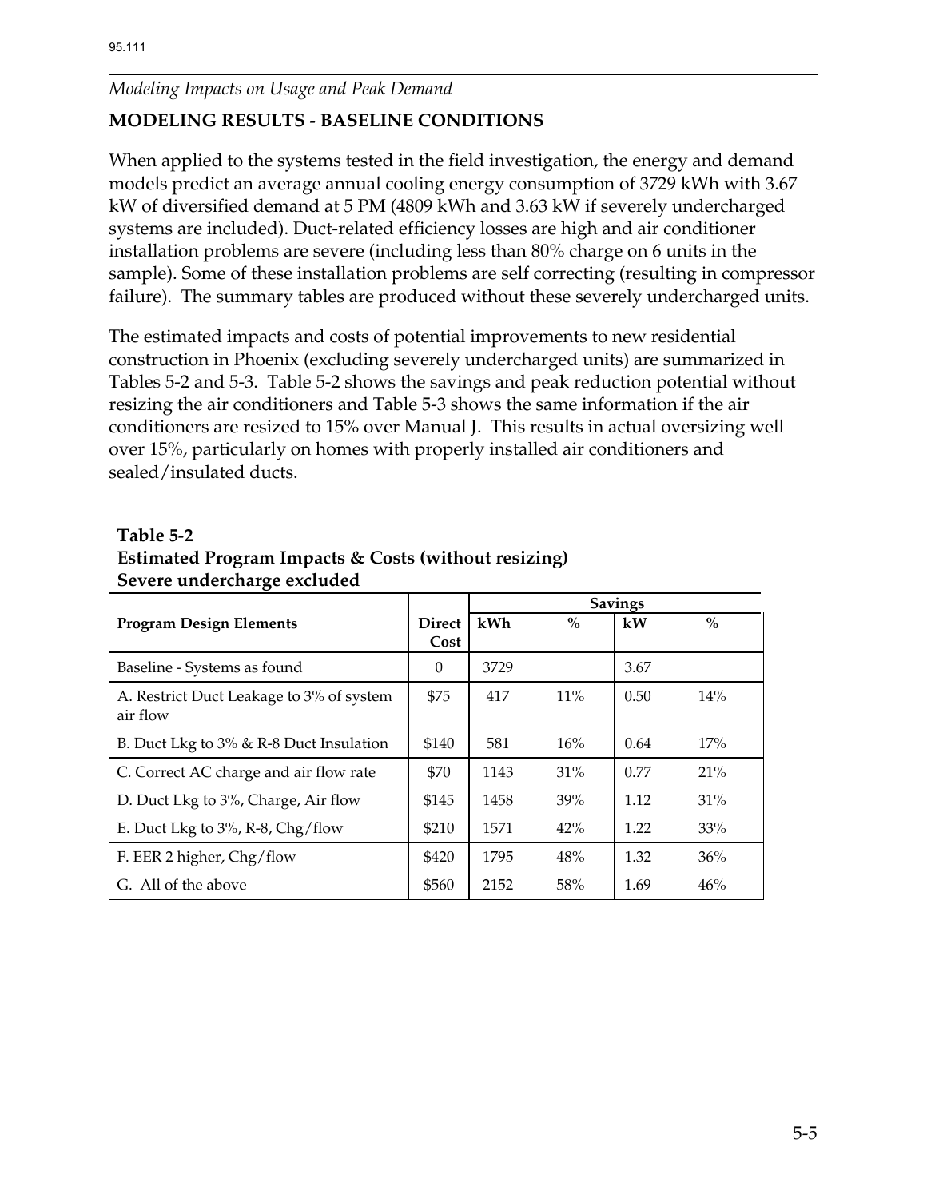*Modeling Impacts on Usage and Peak Demand*

## MODELING RESULTS - BASELINE CONDITIONS

When applied to the systems tested in the field investigation, the energy and demand models predict an average annual cooling energy consumption of 3729 kWh with 3.67 kW of diversified demand at 5 PM (4809 kWh and 3.63 kW if severely undercharged systems are included). Duct-related efficiency losses are high and air conditioner installation problems are severe (including less than 80% charge on 6 units in the sample). Some of these installation problems are self correcting (resulting in compressor failure). The summary tables are produced without these severely undercharged units.

The estimated impacts and costs of potential improvements to new residential construction in Phoenix (excluding severely undercharged units) are summarized in Tables 5-2 and 5-3. Table 5-2 shows the savings and peak reduction potential without resizing the air conditioners and Table 5-3 shows the same information if the air conditioners are resized to 15% over Manual J. This results in actual oversizing well over 15%, particularly on homes with properly installed air conditioners and sealed/insulated ducts.

**Table 5-2**
**Estimated Program Impacts & Costs (without resizing)**
**Severe undercharge excluded**

| Program Design Elements | Direct Cost | Savings | | | |
|---|---|---|---|---|---|
| | | kWh | % | kW | % |
| Baseline - Systems as found | 0 | 3729 | | 3.67 | |
| A. Restrict Duct Leakage to 3% of system air flow | $75 | 417 | 11% | 0.50 | 14% |
| B. Duct Lkg to 3% & R-8 Duct Insulation | $140 | 581 | 16% | 0.64 | 17% |
| C. Correct AC charge and air flow rate | $70 | 1143 | 31% | 0.77 | 21% |
| D. Duct Lkg to 3%, Charge, Air flow | $145 | 1458 | 39% | 1.12 | 31% |
| E. Duct Lkg to 3%, R-8, Chg/flow | $210 | 1571 | 42% | 1.22 | 33% |
| F. EER 2 higher, Chg/flow | $420 | 1795 | 48% | 1.32 | 36% |
| G. All of the above | $560 | 2152 | 58% | 1.69 | 46% |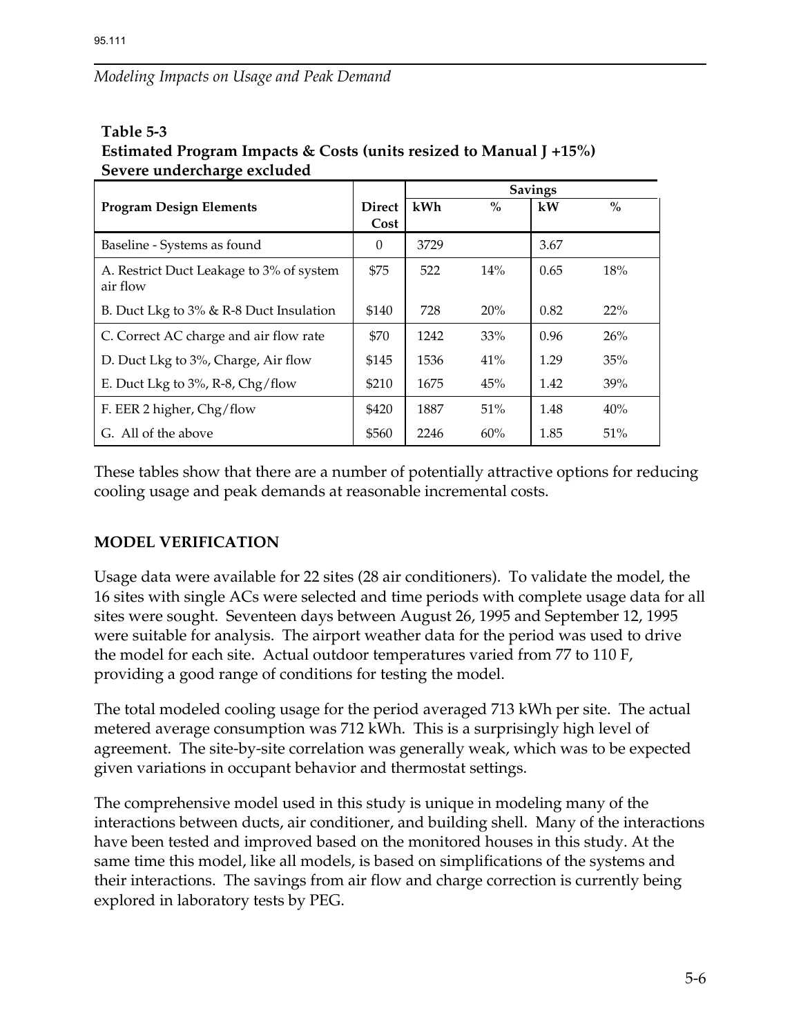**Table 5-3**
**Estimated Program Impacts & Costs (units resized to Manual J +15%)**
**Severe undercharge excluded**

| Program Design Elements | Direct Cost | Savings kWh | % | kW | % |
|---|---|---|---|---|---|
| Baseline - Systems as found | 0 | 3729 | | 3.67 | |
| A. Restrict Duct Leakage to 3% of system air flow | $75 | 522 | 14% | 0.65 | 18% |
| B. Duct Lkg to 3% & R-8 Duct Insulation | $140 | 728 | 20% | 0.82 | 22% |
| C. Correct AC charge and air flow rate | $70 | 1242 | 33% | 0.96 | 26% |
| D. Duct Lkg to 3%, Charge, Air flow | $145 | 1536 | 41% | 1.29 | 35% |
| E. Duct Lkg to 3%, R-8, Chg/flow | $210 | 1675 | 45% | 1.42 | 39% |
| F. EER 2 higher, Chg/flow | $420 | 1887 | 51% | 1.48 | 40% |
| G. All of the above | $560 | 2246 | 60% | 1.85 | 51% |

These tables show that there are a number of potentially attractive options for reducing cooling usage and peak demands at reasonable incremental costs.

## MODEL VERIFICATION

Usage data were available for 22 sites (28 air conditioners). To validate the model, the 16 sites with single ACs were selected and time periods with complete usage data for all sites were sought. Seventeen days between August 26, 1995 and September 12, 1995 were suitable for analysis. The airport weather data for the period was used to drive the model for each site. Actual outdoor temperatures varied from 77 to 110 F, providing a good range of conditions for testing the model.

The total modeled cooling usage for the period averaged 713 kWh per site. The actual metered average consumption was 712 kWh. This is a surprisingly high level of agreement. The site-by-site correlation was generally weak, which was to be expected given variations in occupant behavior and thermostat settings.

The comprehensive model used in this study is unique in modeling many of the interactions between ducts, air conditioner, and building shell. Many of the interactions have been tested and improved based on the monitored houses in this study. At the same time this model, like all models, is based on simplifications of the systems and their interactions. The savings from air flow and charge correction is currently being explored in laboratory tests by PEG.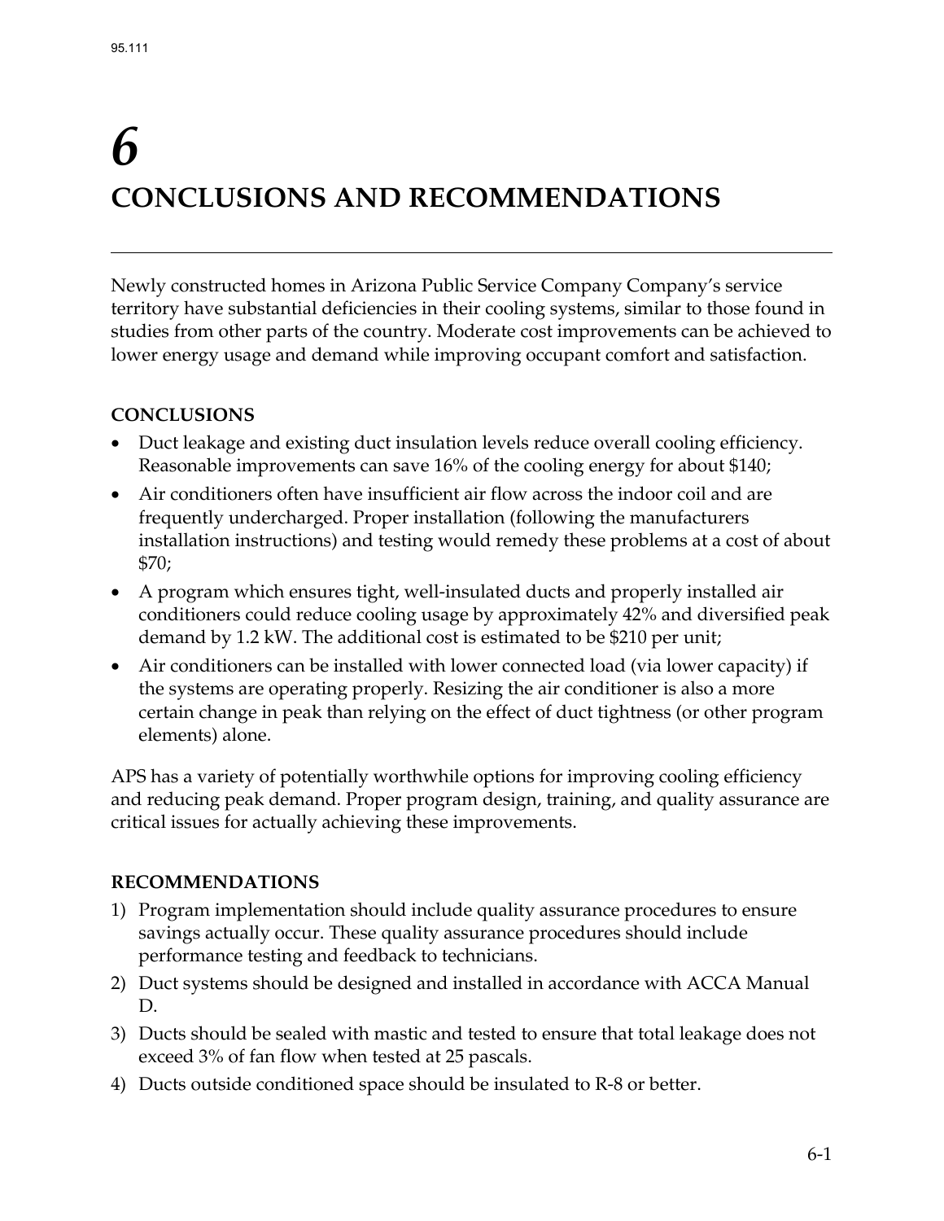# 6 CONCLUSIONS AND RECOMMENDATIONS

Newly constructed homes in Arizona Public Service Company Company's service territory have substantial deficiencies in their cooling systems, similar to those found in studies from other parts of the country. Moderate cost improvements can be achieved to lower energy usage and demand while improving occupant comfort and satisfaction.

## CONCLUSIONS

- Duct leakage and existing duct insulation levels reduce overall cooling efficiency. Reasonable improvements can save 16% of the cooling energy for about $140;
- Air conditioners often have insufficient air flow across the indoor coil and are frequently undercharged. Proper installation (following the manufacturers installation instructions) and testing would remedy these problems at a cost of about $70;
- A program which ensures tight, well-insulated ducts and properly installed air conditioners could reduce cooling usage by approximately 42% and diversified peak demand by 1.2 kW. The additional cost is estimated to be $210 per unit;
- Air conditioners can be installed with lower connected load (via lower capacity) if the systems are operating properly. Resizing the air conditioner is also a more certain change in peak than relying on the effect of duct tightness (or other program elements) alone.

APS has a variety of potentially worthwhile options for improving cooling efficiency and reducing peak demand. Proper program design, training, and quality assurance are critical issues for actually achieving these improvements.

## RECOMMENDATIONS

1) Program implementation should include quality assurance procedures to ensure savings actually occur. These quality assurance procedures should include performance testing and feedback to technicians.
2) Duct systems should be designed and installed in accordance with ACCA Manual D.
3) Ducts should be sealed with mastic and tested to ensure that total leakage does not exceed 3% of fan flow when tested at 25 pascals.
4) Ducts outside conditioned space should be insulated to R-8 or better.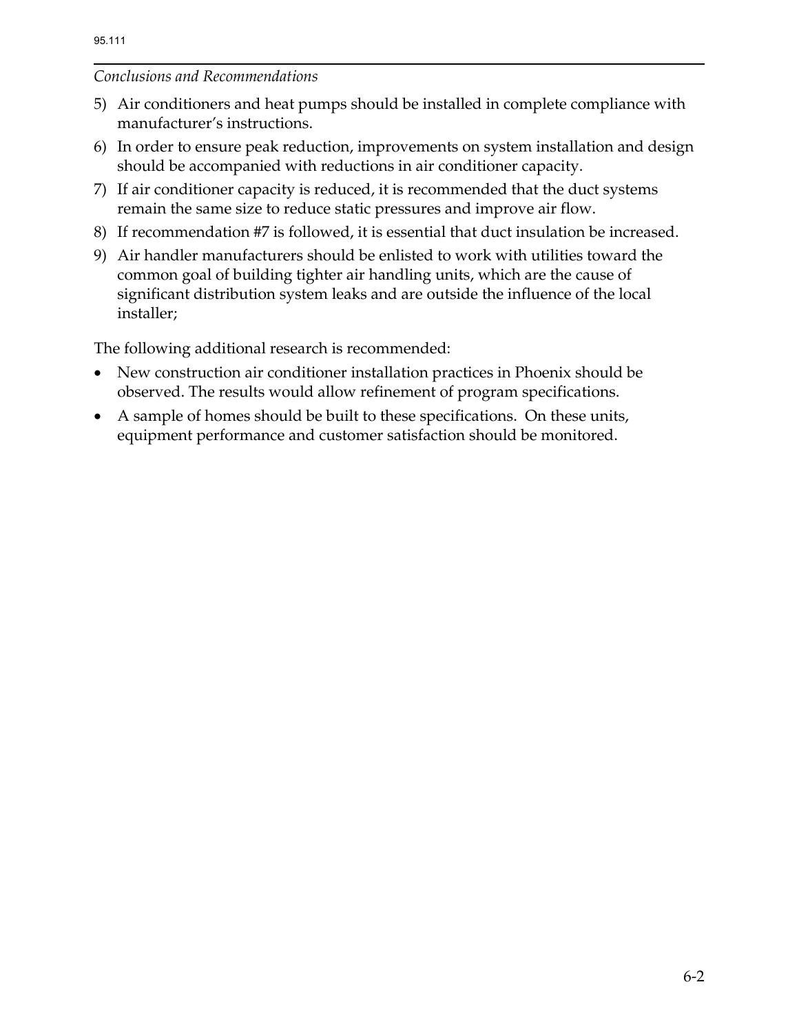5) Air conditioners and heat pumps should be installed in complete compliance with manufacturer's instructions.
6) In order to ensure peak reduction, improvements on system installation and design should be accompanied with reductions in air conditioner capacity.
7) If air conditioner capacity is reduced, it is recommended that the duct systems remain the same size to reduce static pressures and improve air flow.
8) If recommendation #7 is followed, it is essential that duct insulation be increased.
9) Air handler manufacturers should be enlisted to work with utilities toward the common goal of building tighter air handling units, which are the cause of significant distribution system leaks and are outside the influence of the local installer;

The following additional research is recommended:

- New construction air conditioner installation practices in Phoenix should be observed. The results would allow refinement of program specifications.
- A sample of homes should be built to these specifications. On these units, equipment performance and customer satisfaction should be monitored.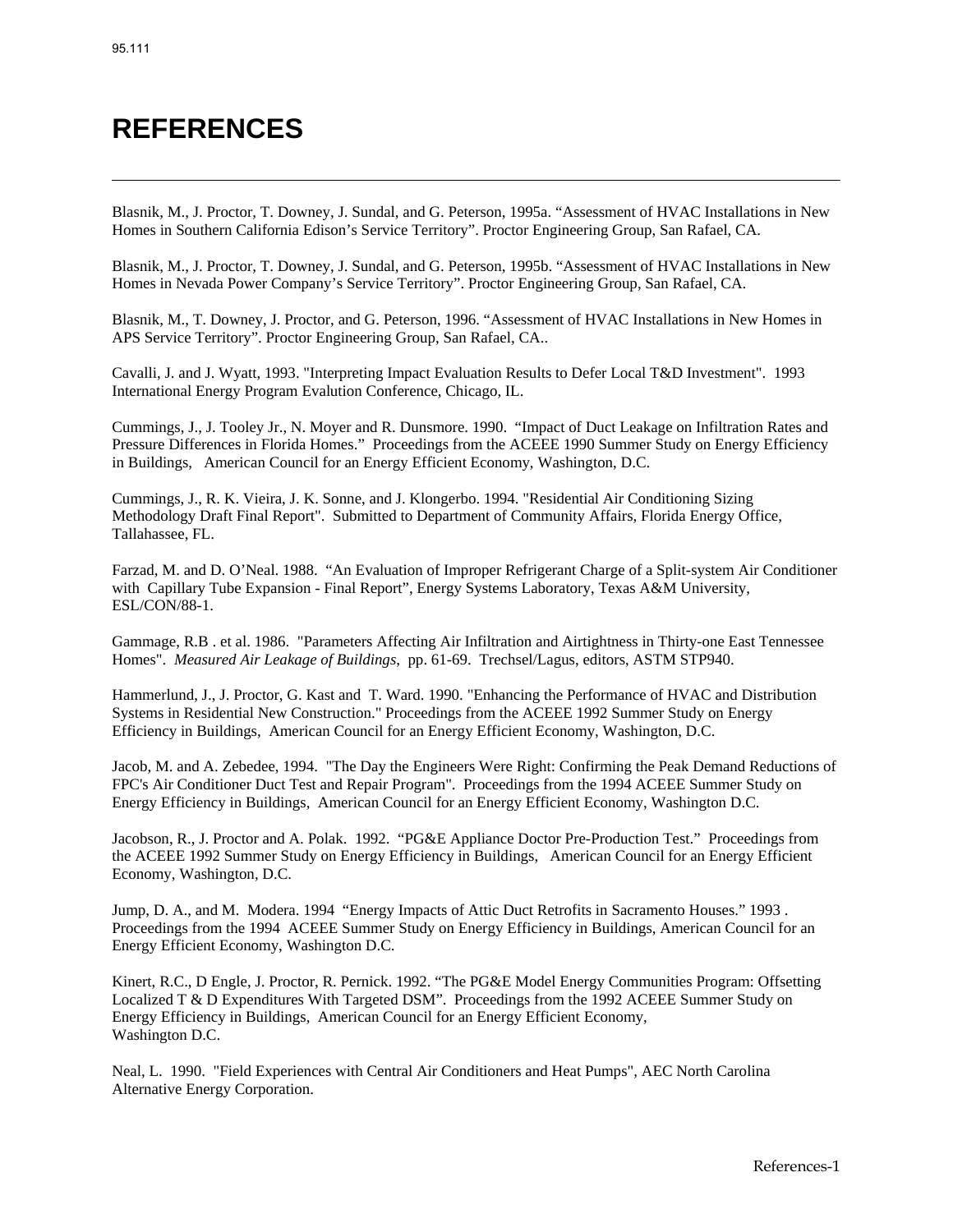# REFERENCES

Blasnik, M., J. Proctor, T. Downey, J. Sundal, and G. Peterson, 1995a. "Assessment of HVAC Installations in New Homes in Southern California Edison's Service Territory". Proctor Engineering Group, San Rafael, CA.

Blasnik, M., J. Proctor, T. Downey, J. Sundal, and G. Peterson, 1995b. "Assessment of HVAC Installations in New Homes in Nevada Power Company's Service Territory". Proctor Engineering Group, San Rafael, CA.

Blasnik, M., T. Downey, J. Proctor, and G. Peterson, 1996. "Assessment of HVAC Installations in New Homes in APS Service Territory". Proctor Engineering Group, San Rafael, CA..

Cavalli, J. and J. Wyatt, 1993. "Interpreting Impact Evaluation Results to Defer Local T&D Investment". 1993 International Energy Program Evalution Conference, Chicago, IL.

Cummings, J., J. Tooley Jr., N. Moyer and R. Dunsmore. 1990. "Impact of Duct Leakage on Infiltration Rates and Pressure Differences in Florida Homes." Proceedings from the ACEEE 1990 Summer Study on Energy Efficiency in Buildings, American Council for an Energy Efficient Economy, Washington, D.C.

Cummings, J., R. K. Vieira, J. K. Sonne, and J. Klongerbo. 1994. "Residential Air Conditioning Sizing Methodology Draft Final Report". Submitted to Department of Community Affairs, Florida Energy Office, Tallahassee, FL.

Farzad, M. and D. O'Neal. 1988. "An Evaluation of Improper Refrigerant Charge of a Split-system Air Conditioner with Capillary Tube Expansion - Final Report", Energy Systems Laboratory, Texas A&M University, ESL/CON/88-1.

Gammage, R.B . et al. 1986. "Parameters Affecting Air Infiltration and Airtightness in Thirty-one East Tennessee Homes". *Measured Air Leakage of Buildings*, pp. 61-69. Trechsel/Lagus, editors, ASTM STP940.

Hammerlund, J., J. Proctor, G. Kast and T. Ward. 1990. "Enhancing the Performance of HVAC and Distribution Systems in Residential New Construction." Proceedings from the ACEEE 1992 Summer Study on Energy Efficiency in Buildings, American Council for an Energy Efficient Economy, Washington, D.C.

Jacob, M. and A. Zebedee, 1994. "The Day the Engineers Were Right: Confirming the Peak Demand Reductions of FPC's Air Conditioner Duct Test and Repair Program". Proceedings from the 1994 ACEEE Summer Study on Energy Efficiency in Buildings, American Council for an Energy Efficient Economy, Washington D.C.

Jacobson, R., J. Proctor and A. Polak. 1992. "PG&E Appliance Doctor Pre-Production Test." Proceedings from the ACEEE 1992 Summer Study on Energy Efficiency in Buildings, American Council for an Energy Efficient Economy, Washington, D.C.

Jump, D. A., and M. Modera. 1994 "Energy Impacts of Attic Duct Retrofits in Sacramento Houses." 1993 . Proceedings from the 1994 ACEEE Summer Study on Energy Efficiency in Buildings, American Council for an Energy Efficient Economy, Washington D.C.

Kinert, R.C., D Engle, J. Proctor, R. Pernick. 1992. "The PG&E Model Energy Communities Program: Offsetting Localized T & D Expenditures With Targeted DSM". Proceedings from the 1992 ACEEE Summer Study on Energy Efficiency in Buildings, American Council for an Energy Efficient Economy, Washington D.C.

Neal, L. 1990. "Field Experiences with Central Air Conditioners and Heat Pumps", AEC North Carolina Alternative Energy Corporation.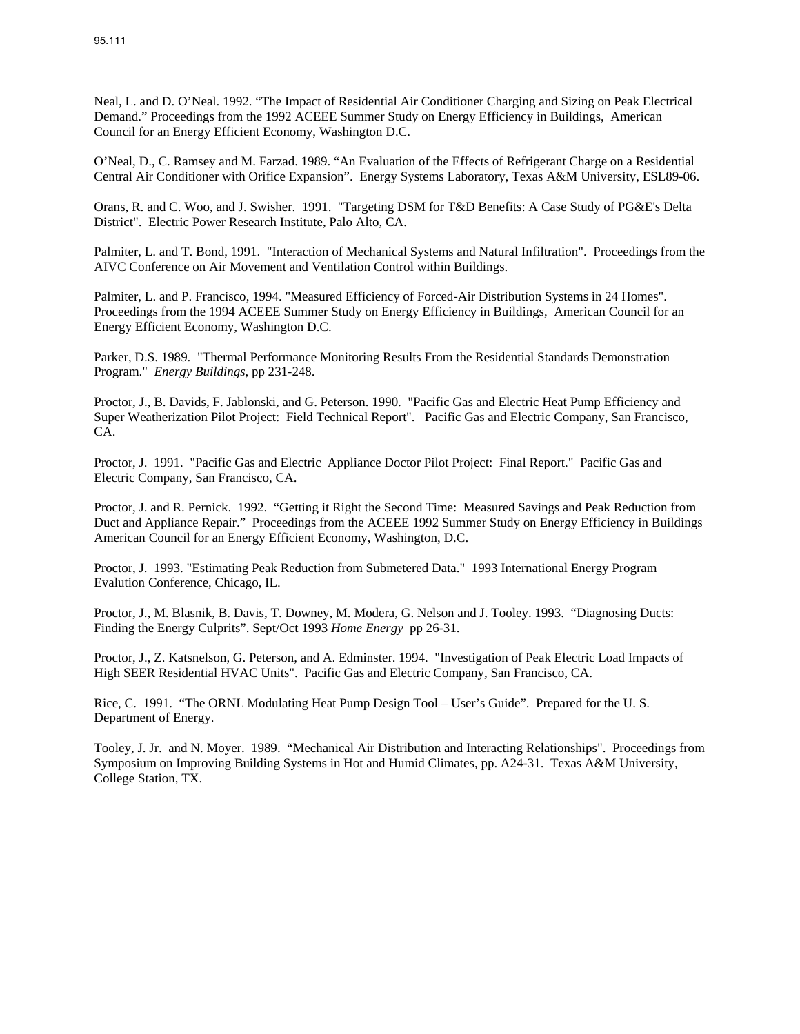Neal, L. and D. O'Neal. 1992. "The Impact of Residential Air Conditioner Charging and Sizing on Peak Electrical Demand." Proceedings from the 1992 ACEEE Summer Study on Energy Efficiency in Buildings, American Council for an Energy Efficient Economy, Washington D.C.

O'Neal, D., C. Ramsey and M. Farzad. 1989. "An Evaluation of the Effects of Refrigerant Charge on a Residential Central Air Conditioner with Orifice Expansion". Energy Systems Laboratory, Texas A&M University, ESL89-06.

Orans, R. and C. Woo, and J. Swisher. 1991. "Targeting DSM for T&D Benefits: A Case Study of PG&E's Delta District". Electric Power Research Institute, Palo Alto, CA.

Palmiter, L. and T. Bond, 1991. "Interaction of Mechanical Systems and Natural Infiltration". Proceedings from the AIVC Conference on Air Movement and Ventilation Control within Buildings.

Palmiter, L. and P. Francisco, 1994. "Measured Efficiency of Forced-Air Distribution Systems in 24 Homes". Proceedings from the 1994 ACEEE Summer Study on Energy Efficiency in Buildings, American Council for an Energy Efficient Economy, Washington D.C.

Parker, D.S. 1989. "Thermal Performance Monitoring Results From the Residential Standards Demonstration Program." *Energy Buildings*, pp 231-248.

Proctor, J., B. Davids, F. Jablonski, and G. Peterson. 1990. "Pacific Gas and Electric Heat Pump Efficiency and Super Weatherization Pilot Project: Field Technical Report". Pacific Gas and Electric Company, San Francisco, CA.

Proctor, J. 1991. "Pacific Gas and Electric Appliance Doctor Pilot Project: Final Report." Pacific Gas and Electric Company, San Francisco, CA.

Proctor, J. and R. Pernick. 1992. "Getting it Right the Second Time: Measured Savings and Peak Reduction from Duct and Appliance Repair." Proceedings from the ACEEE 1992 Summer Study on Energy Efficiency in Buildings American Council for an Energy Efficient Economy, Washington, D.C.

Proctor, J. 1993. "Estimating Peak Reduction from Submetered Data." 1993 International Energy Program Evalution Conference, Chicago, IL.

Proctor, J., M. Blasnik, B. Davis, T. Downey, M. Modera, G. Nelson and J. Tooley. 1993. "Diagnosing Ducts: Finding the Energy Culprits". Sept/Oct 1993 *Home Energy* pp 26-31.

Proctor, J., Z. Katsnelson, G. Peterson, and A. Edminster. 1994. "Investigation of Peak Electric Load Impacts of High SEER Residential HVAC Units". Pacific Gas and Electric Company, San Francisco, CA.

Rice, C. 1991. "The ORNL Modulating Heat Pump Design Tool – User's Guide". Prepared for the U. S. Department of Energy.

Tooley, J. Jr. and N. Moyer. 1989. "Mechanical Air Distribution and Interacting Relationships". Proceedings from Symposium on Improving Building Systems in Hot and Humid Climates, pp. A24-31. Texas A&M University, College Station, TX.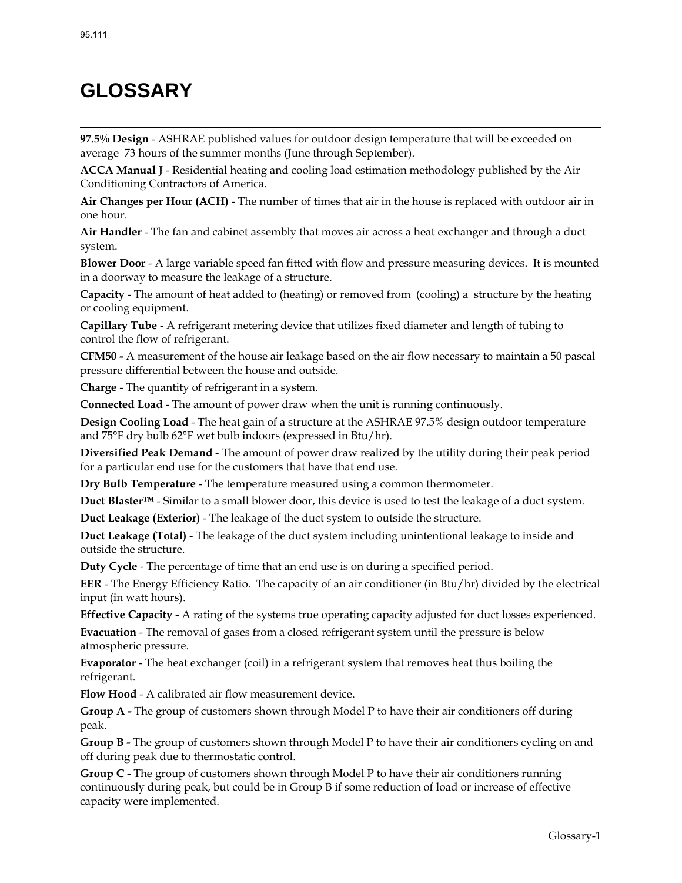# GLOSSARY

**97.5% Design** - ASHRAE published values for outdoor design temperature that will be exceeded on average 73 hours of the summer months (June through September).

**ACCA Manual J** - Residential heating and cooling load estimation methodology published by the Air Conditioning Contractors of America.

**Air Changes per Hour (ACH)** - The number of times that air in the house is replaced with outdoor air in one hour.

**Air Handler** - The fan and cabinet assembly that moves air across a heat exchanger and through a duct system.

**Blower Door** - A large variable speed fan fitted with flow and pressure measuring devices. It is mounted in a doorway to measure the leakage of a structure.

**Capacity** - The amount of heat added to (heating) or removed from (cooling) a structure by the heating or cooling equipment.

**Capillary Tube** - A refrigerant metering device that utilizes fixed diameter and length of tubing to control the flow of refrigerant.

**CFM50 -** A measurement of the house air leakage based on the air flow necessary to maintain a 50 pascal pressure differential between the house and outside.

**Charge** - The quantity of refrigerant in a system.

**Connected Load** - The amount of power draw when the unit is running continuously.

**Design Cooling Load** - The heat gain of a structure at the ASHRAE 97.5% design outdoor temperature and 75°F dry bulb 62°F wet bulb indoors (expressed in Btu/hr).

**Diversified Peak Demand** - The amount of power draw realized by the utility during their peak period for a particular end use for the customers that have that end use.

**Dry Bulb Temperature** - The temperature measured using a common thermometer.

**Duct Blaster™** - Similar to a small blower door, this device is used to test the leakage of a duct system.

**Duct Leakage (Exterior)** - The leakage of the duct system to outside the structure.

**Duct Leakage (Total)** - The leakage of the duct system including unintentional leakage to inside and outside the structure.

**Duty Cycle** - The percentage of time that an end use is on during a specified period.

**EER** - The Energy Efficiency Ratio. The capacity of an air conditioner (in Btu/hr) divided by the electrical input (in watt hours).

**Effective Capacity -** A rating of the systems true operating capacity adjusted for duct losses experienced.

**Evacuation** - The removal of gases from a closed refrigerant system until the pressure is below atmospheric pressure.

**Evaporator** - The heat exchanger (coil) in a refrigerant system that removes heat thus boiling the refrigerant.

**Flow Hood** - A calibrated air flow measurement device.

**Group A -** The group of customers shown through Model P to have their air conditioners off during peak.

**Group B -** The group of customers shown through Model P to have their air conditioners cycling on and off during peak due to thermostatic control.

**Group C -** The group of customers shown through Model P to have their air conditioners running continuously during peak, but could be in Group B if some reduction of load or increase of effective capacity were implemented.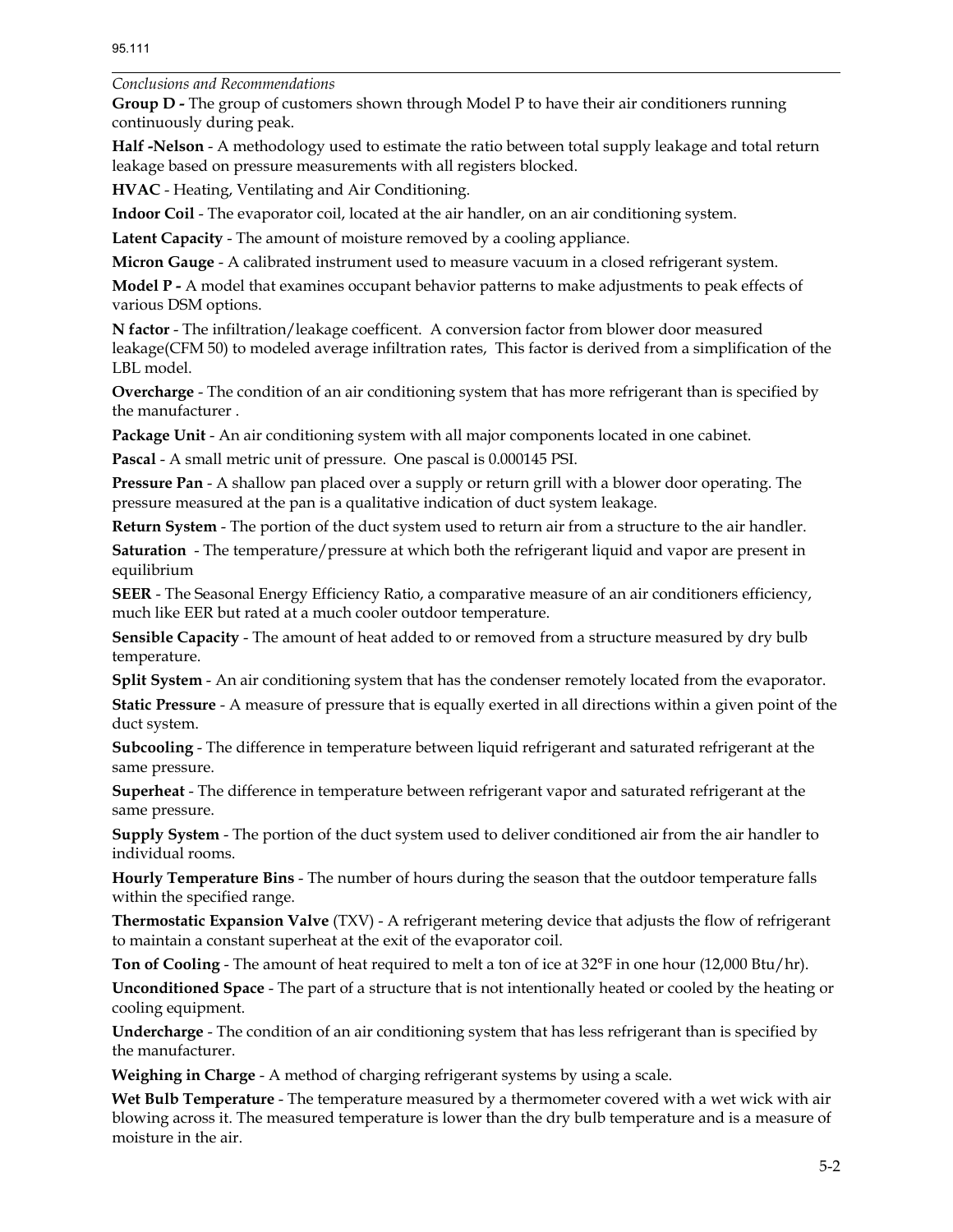**Group D -** The group of customers shown through Model P to have their air conditioners running continuously during peak.

**Half -Nelson** - A methodology used to estimate the ratio between total supply leakage and total return leakage based on pressure measurements with all registers blocked.

**HVAC** - Heating, Ventilating and Air Conditioning.

**Indoor Coil** - The evaporator coil, located at the air handler, on an air conditioning system.

**Latent Capacity** - The amount of moisture removed by a cooling appliance.

**Micron Gauge** - A calibrated instrument used to measure vacuum in a closed refrigerant system.

**Model P -** A model that examines occupant behavior patterns to make adjustments to peak effects of various DSM options.

**N factor** - The infiltration/leakage coefficent. A conversion factor from blower door measured leakage(CFM 50) to modeled average infiltration rates, This factor is derived from a simplification of the LBL model.

**Overcharge** - The condition of an air conditioning system that has more refrigerant than is specified by the manufacturer .

**Package Unit** - An air conditioning system with all major components located in one cabinet.

**Pascal** - A small metric unit of pressure. One pascal is 0.000145 PSI.

**Pressure Pan** - A shallow pan placed over a supply or return grill with a blower door operating. The pressure measured at the pan is a qualitative indication of duct system leakage.

**Return System** - The portion of the duct system used to return air from a structure to the air handler.

**Saturation** - The temperature/pressure at which both the refrigerant liquid and vapor are present in equilibrium

**SEER** - The Seasonal Energy Efficiency Ratio, a comparative measure of an air conditioners efficiency, much like EER but rated at a much cooler outdoor temperature.

**Sensible Capacity** - The amount of heat added to or removed from a structure measured by dry bulb temperature.

**Split System** - An air conditioning system that has the condenser remotely located from the evaporator.

**Static Pressure** - A measure of pressure that is equally exerted in all directions within a given point of the duct system.

**Subcooling** - The difference in temperature between liquid refrigerant and saturated refrigerant at the same pressure.

**Superheat** - The difference in temperature between refrigerant vapor and saturated refrigerant at the same pressure.

**Supply System** - The portion of the duct system used to deliver conditioned air from the air handler to individual rooms.

**Hourly Temperature Bins** - The number of hours during the season that the outdoor temperature falls within the specified range.

**Thermostatic Expansion Valve** (TXV) - A refrigerant metering device that adjusts the flow of refrigerant to maintain a constant superheat at the exit of the evaporator coil.

**Ton of Cooling** - The amount of heat required to melt a ton of ice at 32°F in one hour (12,000 Btu/hr).

**Unconditioned Space** - The part of a structure that is not intentionally heated or cooled by the heating or cooling equipment.

**Undercharge** - The condition of an air conditioning system that has less refrigerant than is specified by the manufacturer.

**Weighing in Charge** - A method of charging refrigerant systems by using a scale.

**Wet Bulb Temperature** - The temperature measured by a thermometer covered with a wet wick with air blowing across it. The measured temperature is lower than the dry bulb temperature and is a measure of moisture in the air.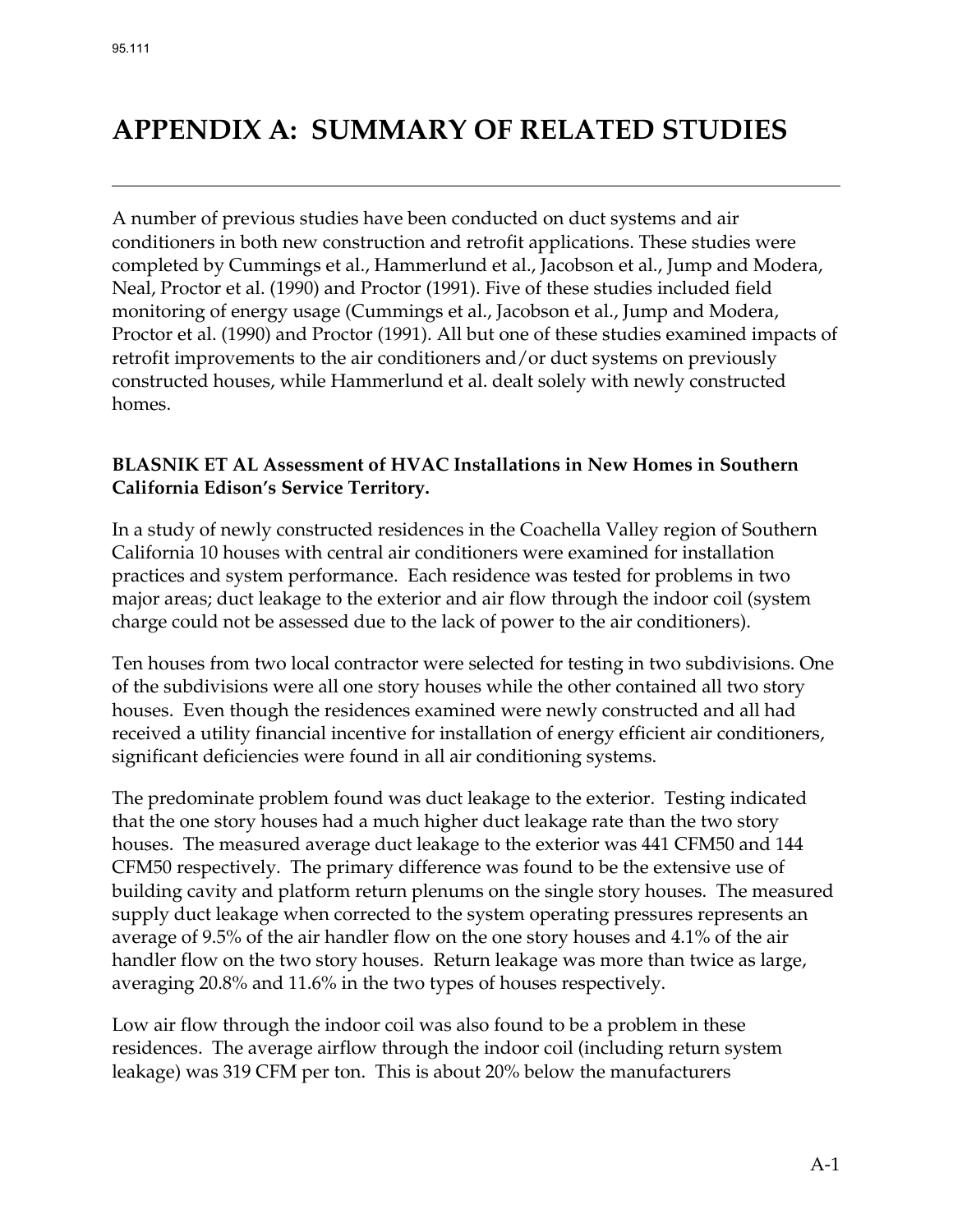# APPENDIX A: SUMMARY OF RELATED STUDIES

A number of previous studies have been conducted on duct systems and air conditioners in both new construction and retrofit applications. These studies were completed by Cummings et al., Hammerlund et al., Jacobson et al., Jump and Modera, Neal, Proctor et al. (1990) and Proctor (1991). Five of these studies included field monitoring of energy usage (Cummings et al., Jacobson et al., Jump and Modera, Proctor et al. (1990) and Proctor (1991). All but one of these studies examined impacts of retrofit improvements to the air conditioners and/or duct systems on previously constructed houses, while Hammerlund et al. dealt solely with newly constructed homes.

**BLASNIK ET AL Assessment of HVAC Installations in New Homes in Southern California Edison's Service Territory.**

In a study of newly constructed residences in the Coachella Valley region of Southern California 10 houses with central air conditioners were examined for installation practices and system performance. Each residence was tested for problems in two major areas; duct leakage to the exterior and air flow through the indoor coil (system charge could not be assessed due to the lack of power to the air conditioners).

Ten houses from two local contractor were selected for testing in two subdivisions. One of the subdivisions were all one story houses while the other contained all two story houses. Even though the residences examined were newly constructed and all had received a utility financial incentive for installation of energy efficient air conditioners, significant deficiencies were found in all air conditioning systems.

The predominate problem found was duct leakage to the exterior. Testing indicated that the one story houses had a much higher duct leakage rate than the two story houses. The measured average duct leakage to the exterior was 441 CFM50 and 144 CFM50 respectively. The primary difference was found to be the extensive use of building cavity and platform return plenums on the single story houses. The measured supply duct leakage when corrected to the system operating pressures represents an average of 9.5% of the air handler flow on the one story houses and 4.1% of the air handler flow on the two story houses. Return leakage was more than twice as large, averaging 20.8% and 11.6% in the two types of houses respectively.

Low air flow through the indoor coil was also found to be a problem in these residences. The average airflow through the indoor coil (including return system leakage) was 319 CFM per ton. This is about 20% below the manufacturers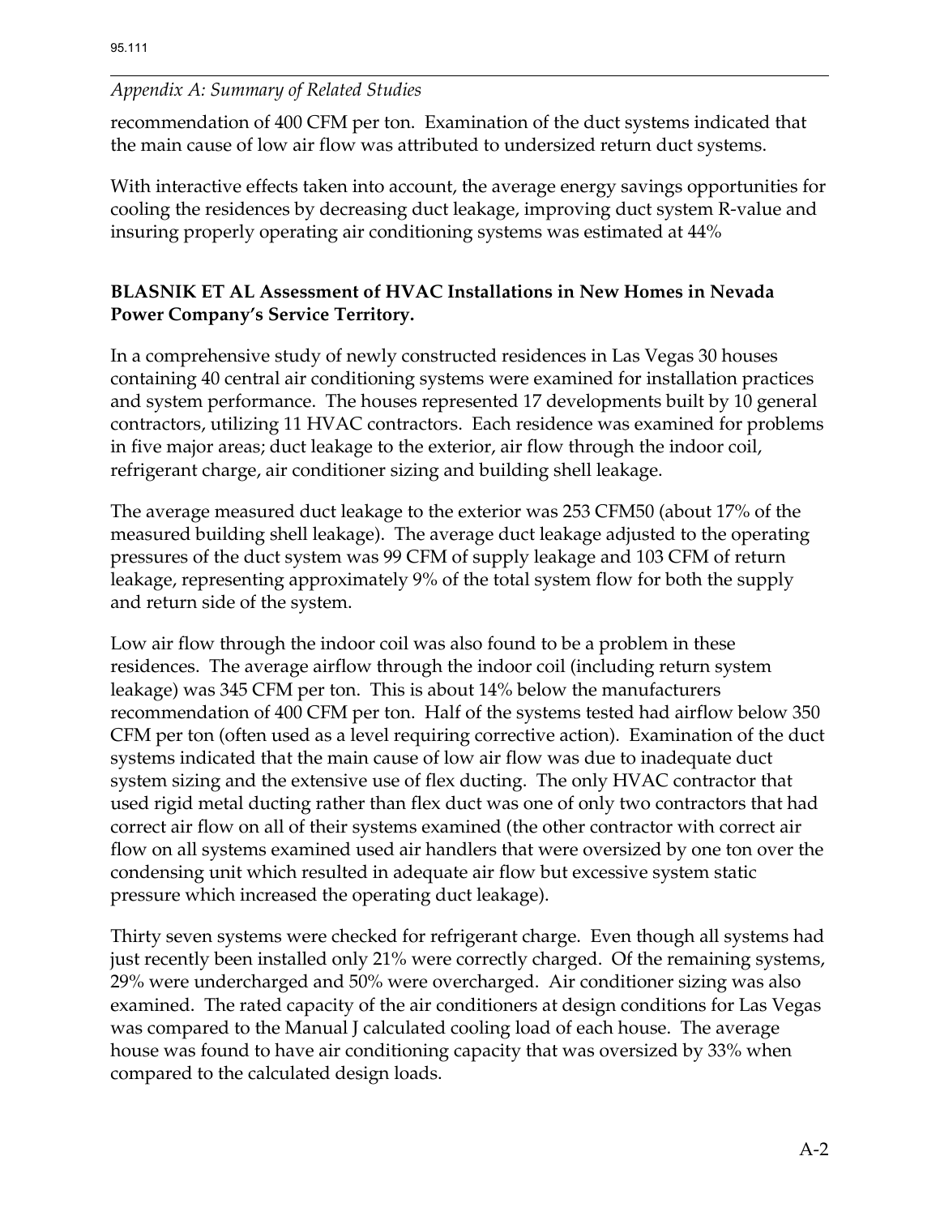recommendation of 400 CFM per ton. Examination of the duct systems indicated that the main cause of low air flow was attributed to undersized return duct systems.

With interactive effects taken into account, the average energy savings opportunities for cooling the residences by decreasing duct leakage, improving duct system R-value and insuring properly operating air conditioning systems was estimated at 44%

**BLASNIK ET AL Assessment of HVAC Installations in New Homes in Nevada Power Company's Service Territory.**

In a comprehensive study of newly constructed residences in Las Vegas 30 houses containing 40 central air conditioning systems were examined for installation practices and system performance. The houses represented 17 developments built by 10 general contractors, utilizing 11 HVAC contractors. Each residence was examined for problems in five major areas; duct leakage to the exterior, air flow through the indoor coil, refrigerant charge, air conditioner sizing and building shell leakage.

The average measured duct leakage to the exterior was 253 CFM50 (about 17% of the measured building shell leakage). The average duct leakage adjusted to the operating pressures of the duct system was 99 CFM of supply leakage and 103 CFM of return leakage, representing approximately 9% of the total system flow for both the supply and return side of the system.

Low air flow through the indoor coil was also found to be a problem in these residences. The average airflow through the indoor coil (including return system leakage) was 345 CFM per ton. This is about 14% below the manufacturers recommendation of 400 CFM per ton. Half of the systems tested had airflow below 350 CFM per ton (often used as a level requiring corrective action). Examination of the duct systems indicated that the main cause of low air flow was due to inadequate duct system sizing and the extensive use of flex ducting. The only HVAC contractor that used rigid metal ducting rather than flex duct was one of only two contractors that had correct air flow on all of their systems examined (the other contractor with correct air flow on all systems examined used air handlers that were oversized by one ton over the condensing unit which resulted in adequate air flow but excessive system static pressure which increased the operating duct leakage).

Thirty seven systems were checked for refrigerant charge. Even though all systems had just recently been installed only 21% were correctly charged. Of the remaining systems, 29% were undercharged and 50% were overcharged. Air conditioner sizing was also examined. The rated capacity of the air conditioners at design conditions for Las Vegas was compared to the Manual J calculated cooling load of each house. The average house was found to have air conditioning capacity that was oversized by 33% when compared to the calculated design loads.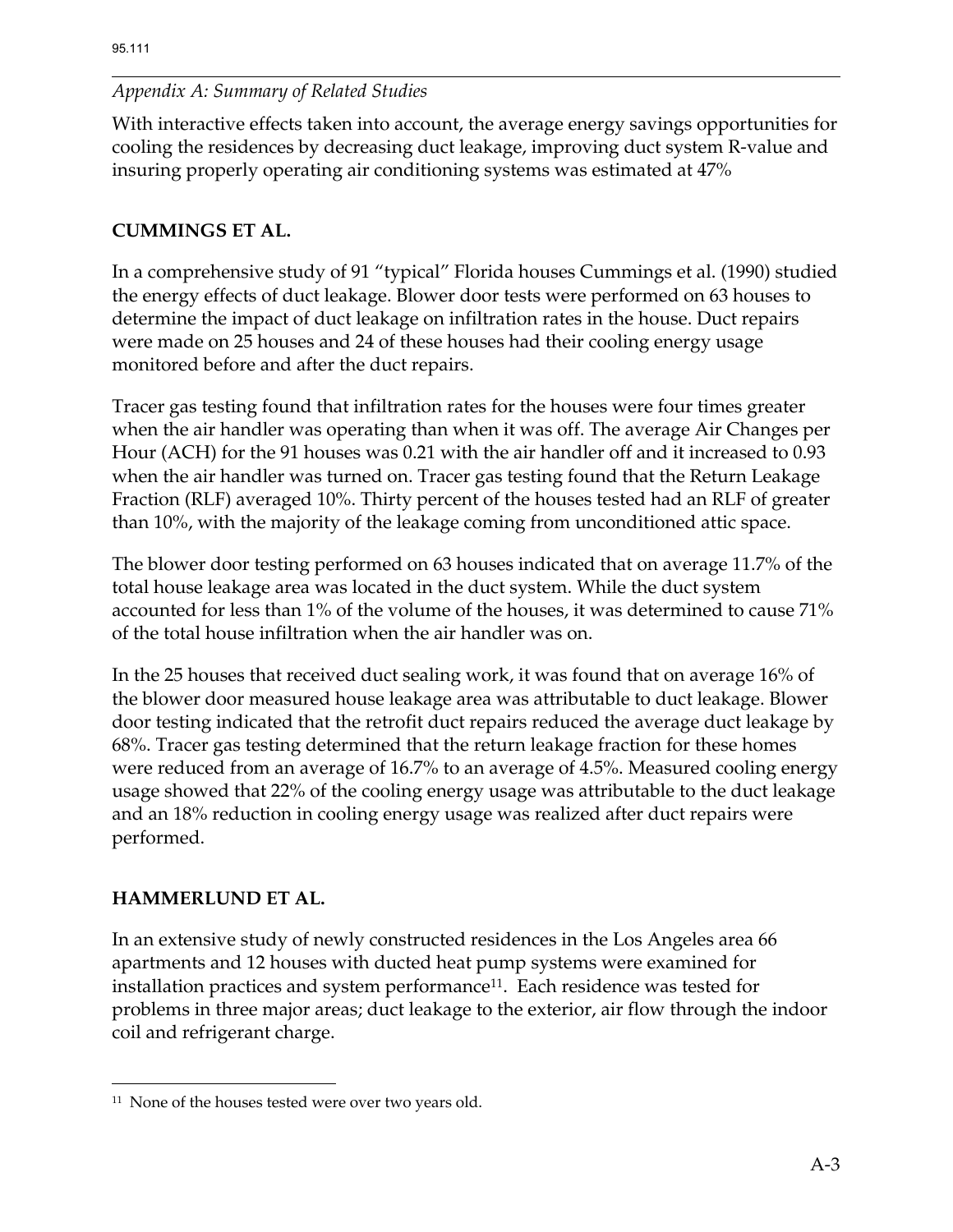With interactive effects taken into account, the average energy savings opportunities for cooling the residences by decreasing duct leakage, improving duct system R-value and insuring properly operating air conditioning systems was estimated at 47%

## CUMMINGS ET AL.

In a comprehensive study of 91 "typical" Florida houses Cummings et al. (1990) studied the energy effects of duct leakage. Blower door tests were performed on 63 houses to determine the impact of duct leakage on infiltration rates in the house. Duct repairs were made on 25 houses and 24 of these houses had their cooling energy usage monitored before and after the duct repairs.

Tracer gas testing found that infiltration rates for the houses were four times greater when the air handler was operating than when it was off. The average Air Changes per Hour (ACH) for the 91 houses was 0.21 with the air handler off and it increased to 0.93 when the air handler was turned on. Tracer gas testing found that the Return Leakage Fraction (RLF) averaged 10%. Thirty percent of the houses tested had an RLF of greater than 10%, with the majority of the leakage coming from unconditioned attic space.

The blower door testing performed on 63 houses indicated that on average 11.7% of the total house leakage area was located in the duct system. While the duct system accounted for less than 1% of the volume of the houses, it was determined to cause 71% of the total house infiltration when the air handler was on.

In the 25 houses that received duct sealing work, it was found that on average 16% of the blower door measured house leakage area was attributable to duct leakage. Blower door testing indicated that the retrofit duct repairs reduced the average duct leakage by 68%. Tracer gas testing determined that the return leakage fraction for these homes were reduced from an average of 16.7% to an average of 4.5%. Measured cooling energy usage showed that 22% of the cooling energy usage was attributable to the duct leakage and an 18% reduction in cooling energy usage was realized after duct repairs were performed.

## HAMMERLUND ET AL.

In an extensive study of newly constructed residences in the Los Angeles area 66 apartments and 12 houses with ducted heat pump systems were examined for installation practices and system performance[11]. Each residence was tested for problems in three major areas; duct leakage to the exterior, air flow through the indoor coil and refrigerant charge.

[11] None of the houses tested were over two years old.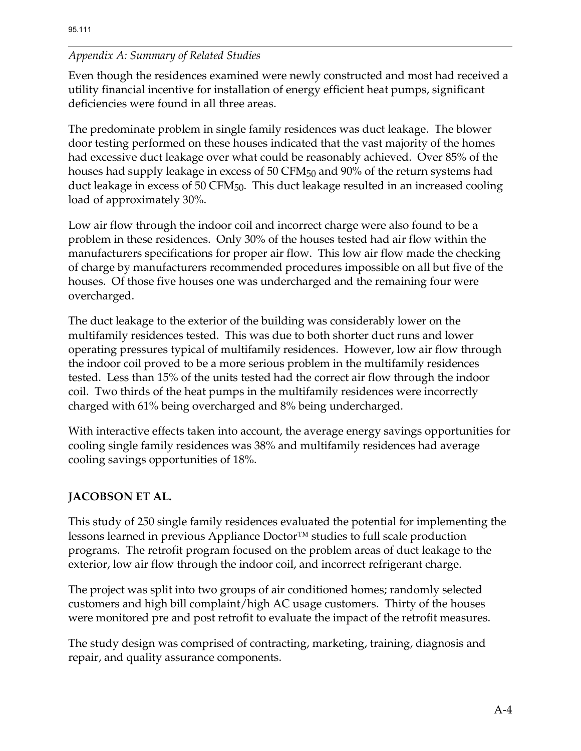Even though the residences examined were newly constructed and most had received a utility financial incentive for installation of energy efficient heat pumps, significant deficiencies were found in all three areas.

The predominate problem in single family residences was duct leakage. The blower door testing performed on these houses indicated that the vast majority of the homes had excessive duct leakage over what could be reasonably achieved. Over 85% of the houses had supply leakage in excess of 50 $CFM_{50}$ and 90% of the return systems had duct leakage in excess of 50 $CFM_{50}$. This duct leakage resulted in an increased cooling load of approximately 30%.

Low air flow through the indoor coil and incorrect charge were also found to be a problem in these residences. Only 30% of the houses tested had air flow within the manufacturers specifications for proper air flow. This low air flow made the checking of charge by manufacturers recommended procedures impossible on all but five of the houses. Of those five houses one was undercharged and the remaining four were overcharged.

The duct leakage to the exterior of the building was considerably lower on the multifamily residences tested. This was due to both shorter duct runs and lower operating pressures typical of multifamily residences. However, low air flow through the indoor coil proved to be a more serious problem in the multifamily residences tested. Less than 15% of the units tested had the correct air flow through the indoor coil. Two thirds of the heat pumps in the multifamily residences were incorrectly charged with 61% being overcharged and 8% being undercharged.

With interactive effects taken into account, the average energy savings opportunities for cooling single family residences was 38% and multifamily residences had average cooling savings opportunities of 18%.

## JACOBSON ET AL.

This study of 250 single family residences evaluated the potential for implementing the lessons learned in previous Appliance Doctor™ studies to full scale production programs. The retrofit program focused on the problem areas of duct leakage to the exterior, low air flow through the indoor coil, and incorrect refrigerant charge.

The project was split into two groups of air conditioned homes; randomly selected customers and high bill complaint/high AC usage customers. Thirty of the houses were monitored pre and post retrofit to evaluate the impact of the retrofit measures.

The study design was comprised of contracting, marketing, training, diagnosis and repair, and quality assurance components.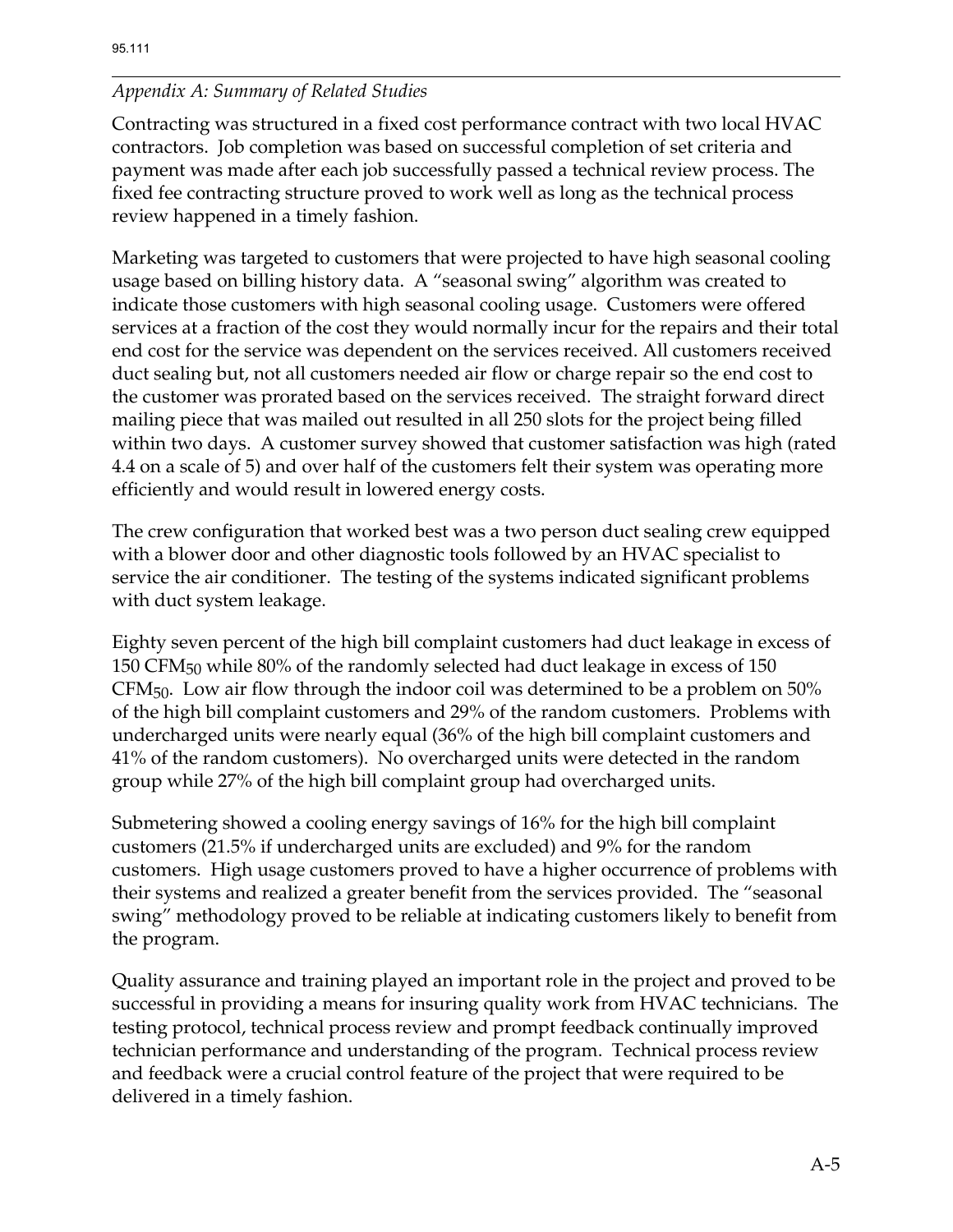*Appendix A: Summary of Related Studies*

Contracting was structured in a fixed cost performance contract with two local HVAC contractors. Job completion was based on successful completion of set criteria and payment was made after each job successfully passed a technical review process. The fixed fee contracting structure proved to work well as long as the technical process review happened in a timely fashion.

Marketing was targeted to customers that were projected to have high seasonal cooling usage based on billing history data. A "seasonal swing" algorithm was created to indicate those customers with high seasonal cooling usage. Customers were offered services at a fraction of the cost they would normally incur for the repairs and their total end cost for the service was dependent on the services received. All customers received duct sealing but, not all customers needed air flow or charge repair so the end cost to the customer was prorated based on the services received. The straight forward direct mailing piece that was mailed out resulted in all 250 slots for the project being filled within two days. A customer survey showed that customer satisfaction was high (rated 4.4 on a scale of 5) and over half of the customers felt their system was operating more efficiently and would result in lowered energy costs.

The crew configuration that worked best was a two person duct sealing crew equipped with a blower door and other diagnostic tools followed by an HVAC specialist to service the air conditioner. The testing of the systems indicated significant problems with duct system leakage.

Eighty seven percent of the high bill complaint customers had duct leakage in excess of 150 $CFM_{50}$ while 80% of the randomly selected had duct leakage in excess of 150 $CFM_{50}$. Low air flow through the indoor coil was determined to be a problem on 50% of the high bill complaint customers and 29% of the random customers. Problems with undercharged units were nearly equal (36% of the high bill complaint customers and 41% of the random customers). No overcharged units were detected in the random group while 27% of the high bill complaint group had overcharged units.

Submetering showed a cooling energy savings of 16% for the high bill complaint customers (21.5% if undercharged units are excluded) and 9% for the random customers. High usage customers proved to have a higher occurrence of problems with their systems and realized a greater benefit from the services provided. The "seasonal swing" methodology proved to be reliable at indicating customers likely to benefit from the program.

Quality assurance and training played an important role in the project and proved to be successful in providing a means for insuring quality work from HVAC technicians. The testing protocol, technical process review and prompt feedback continually improved technician performance and understanding of the program. Technical process review and feedback were a crucial control feature of the project that were required to be delivered in a timely fashion.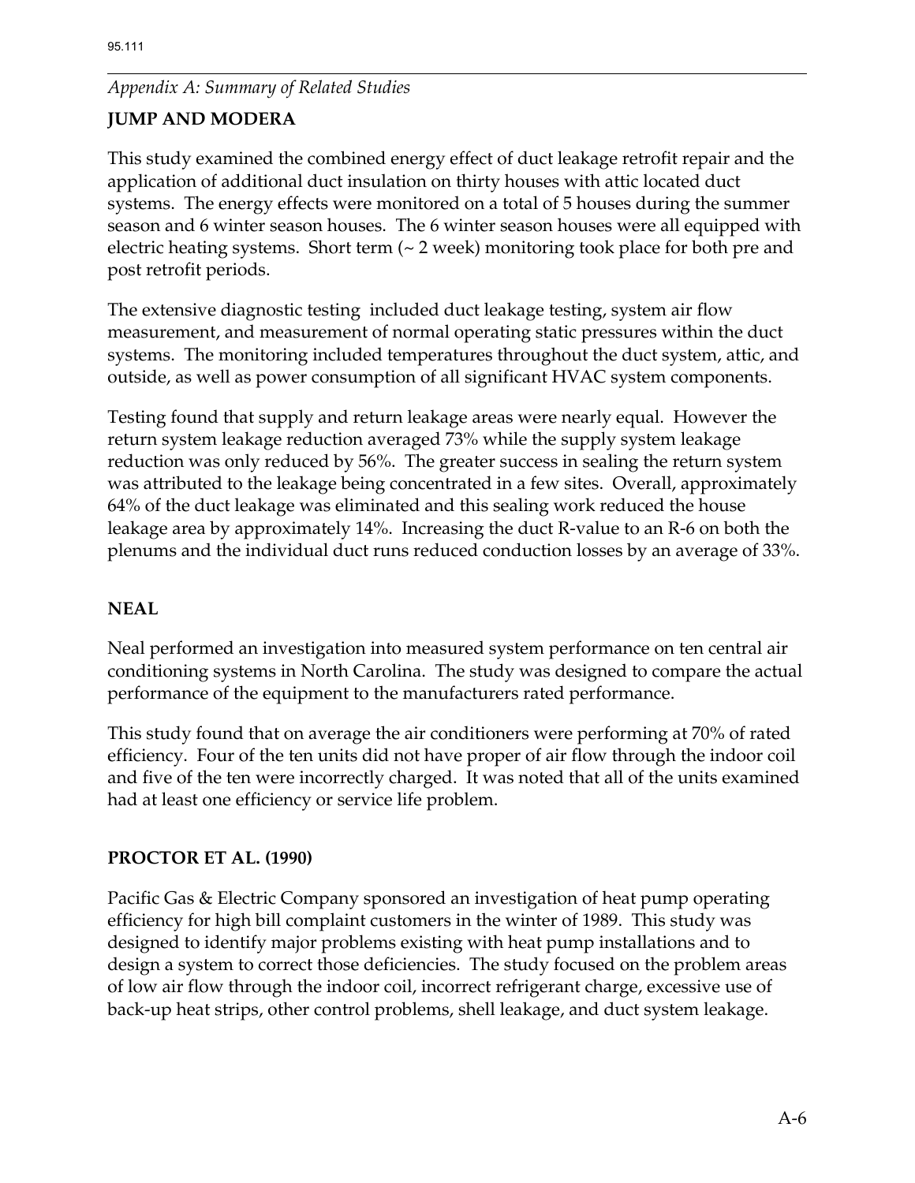*Appendix A: Summary of Related Studies*

**JUMP AND MODERA**

This study examined the combined energy effect of duct leakage retrofit repair and the application of additional duct insulation on thirty houses with attic located duct systems. The energy effects were monitored on a total of 5 houses during the summer season and 6 winter season houses. The 6 winter season houses were all equipped with electric heating systems. Short term (~ 2 week) monitoring took place for both pre and post retrofit periods.

The extensive diagnostic testing included duct leakage testing, system air flow measurement, and measurement of normal operating static pressures within the duct systems. The monitoring included temperatures throughout the duct system, attic, and outside, as well as power consumption of all significant HVAC system components.

Testing found that supply and return leakage areas were nearly equal. However the return system leakage reduction averaged 73% while the supply system leakage reduction was only reduced by 56%. The greater success in sealing the return system was attributed to the leakage being concentrated in a few sites. Overall, approximately 64% of the duct leakage was eliminated and this sealing work reduced the house leakage area by approximately 14%. Increasing the duct R-value to an R-6 on both the plenums and the individual duct runs reduced conduction losses by an average of 33%.

**NEAL**

Neal performed an investigation into measured system performance on ten central air conditioning systems in North Carolina. The study was designed to compare the actual performance of the equipment to the manufacturers rated performance.

This study found that on average the air conditioners were performing at 70% of rated efficiency. Four of the ten units did not have proper of air flow through the indoor coil and five of the ten were incorrectly charged. It was noted that all of the units examined had at least one efficiency or service life problem.

**PROCTOR ET AL. (1990)**

Pacific Gas & Electric Company sponsored an investigation of heat pump operating efficiency for high bill complaint customers in the winter of 1989. This study was designed to identify major problems existing with heat pump installations and to design a system to correct those deficiencies. The study focused on the problem areas of low air flow through the indoor coil, incorrect refrigerant charge, excessive use of back-up heat strips, other control problems, shell leakage, and duct system leakage.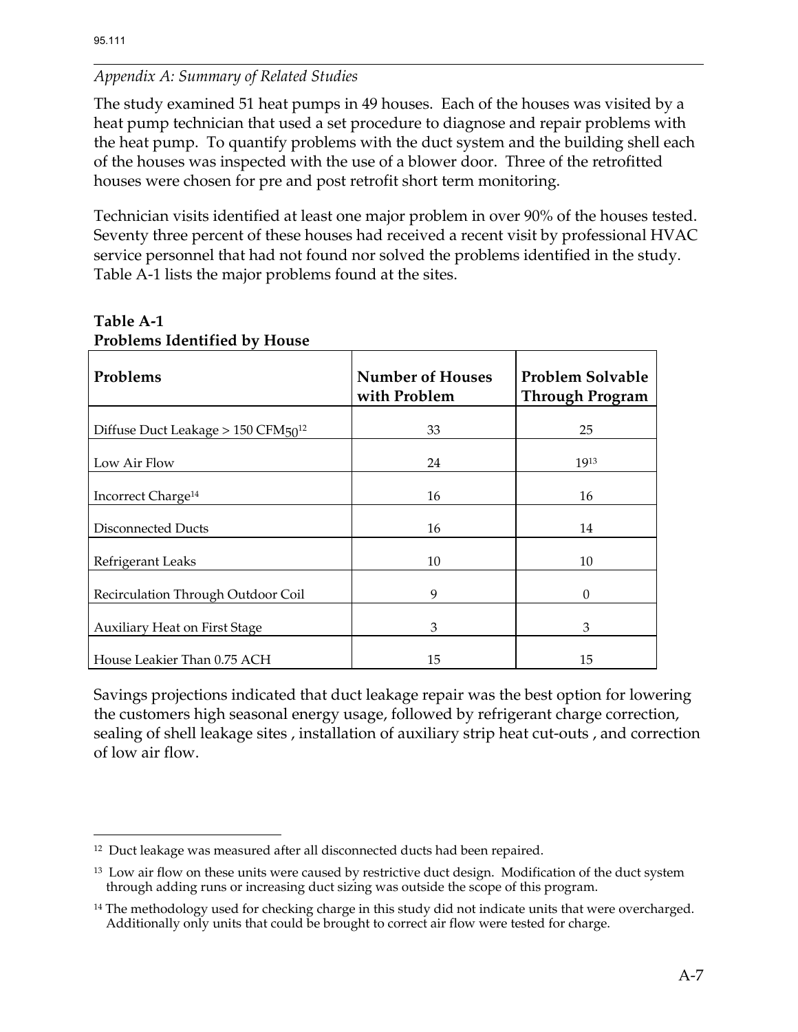*Appendix A: Summary of Related Studies*

The study examined 51 heat pumps in 49 houses. Each of the houses was visited by a heat pump technician that used a set procedure to diagnose and repair problems with the heat pump. To quantify problems with the duct system and the building shell each of the houses was inspected with the use of a blower door. Three of the retrofitted houses were chosen for pre and post retrofit short term monitoring.

Technician visits identified at least one major problem in over 90% of the houses tested. Seventy three percent of these houses had received a recent visit by professional HVAC service personnel that had not found nor solved the problems identified in the study. Table A-1 lists the major problems found at the sites.

**Table A-1**
**Problems Identified by House**

| Problems | Number of Houses with Problem | Problem Solvable Through Program |
|---|---|---|
| Diffuse Duct Leakage > 150 $CFM_{50}$[12] | 33 | 25 |
| Low Air Flow | 24 | 19[13] |
| Incorrect Charge[14] | 16 | 16 |
| Disconnected Ducts | 16 | 14 |
| Refrigerant Leaks | 10 | 10 |
| Recirculation Through Outdoor Coil | 9 | 0 |
| Auxiliary Heat on First Stage | 3 | 3 |
| House Leakier Than 0.75 ACH | 15 | 15 |

Savings projections indicated that duct leakage repair was the best option for lowering the customers high seasonal energy usage, followed by refrigerant charge correction, sealing of shell leakage sites , installation of auxiliary strip heat cut-outs , and correction of low air flow.

---

[12] Duct leakage was measured after all disconnected ducts had been repaired.

[13] Low air flow on these units were caused by restrictive duct design. Modification of the duct system through adding runs or increasing duct sizing was outside the scope of this program.

[14] The methodology used for checking charge in this study did not indicate units that were overcharged. Additionally only units that could be brought to correct air flow were tested for charge.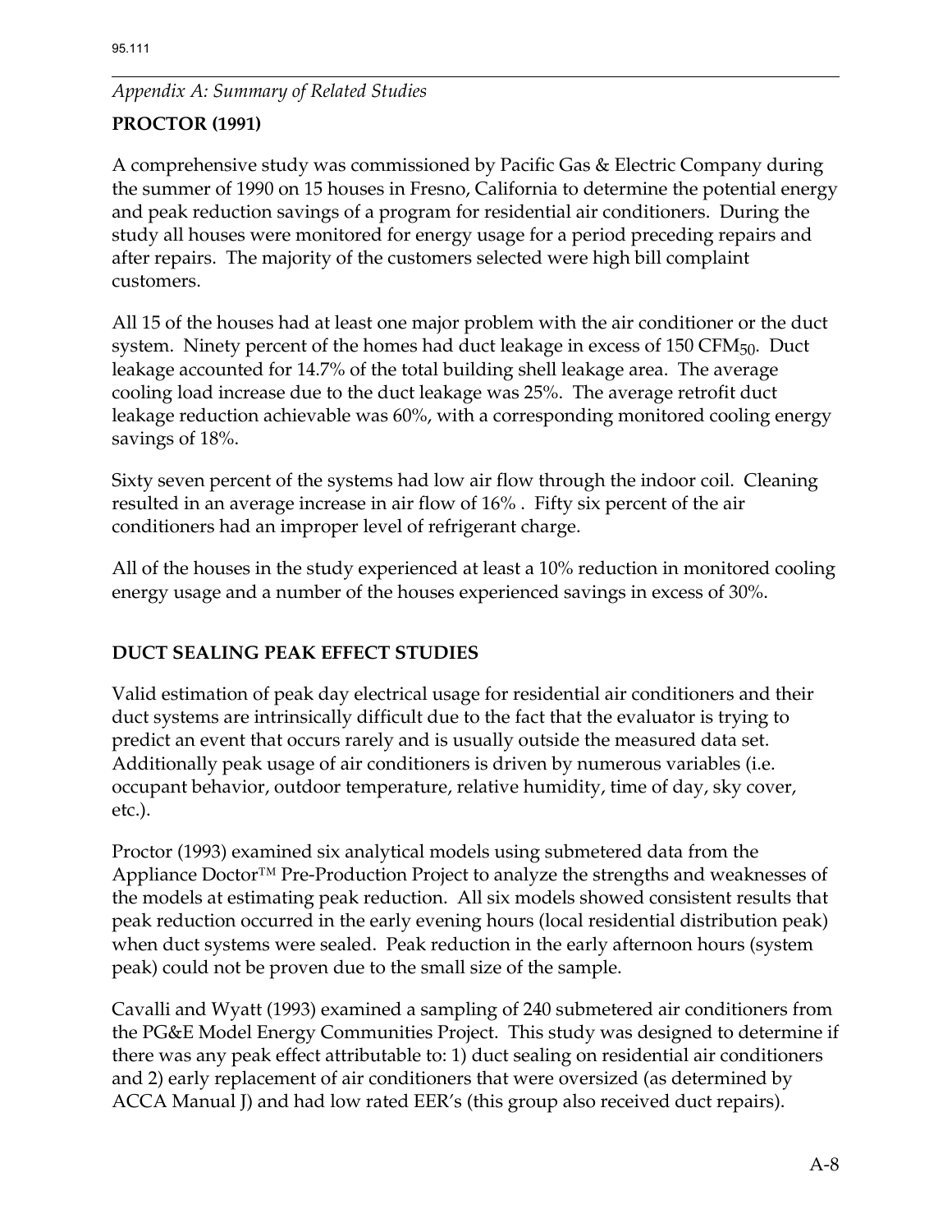*Appendix A: Summary of Related Studies*

**PROCTOR (1991)**

A comprehensive study was commissioned by Pacific Gas & Electric Company during the summer of 1990 on 15 houses in Fresno, California to determine the potential energy and peak reduction savings of a program for residential air conditioners. During the study all houses were monitored for energy usage for a period preceding repairs and after repairs. The majority of the customers selected were high bill complaint customers.

All 15 of the houses had at least one major problem with the air conditioner or the duct system. Ninety percent of the homes had duct leakage in excess of 150 $CFM_{50}$. Duct leakage accounted for 14.7% of the total building shell leakage area. The average cooling load increase due to the duct leakage was 25%. The average retrofit duct leakage reduction achievable was 60%, with a corresponding monitored cooling energy savings of 18%.

Sixty seven percent of the systems had low air flow through the indoor coil. Cleaning resulted in an average increase in air flow of 16% . Fifty six percent of the air conditioners had an improper level of refrigerant charge.

All of the houses in the study experienced at least a 10% reduction in monitored cooling energy usage and a number of the houses experienced savings in excess of 30%.

**DUCT SEALING PEAK EFFECT STUDIES**

Valid estimation of peak day electrical usage for residential air conditioners and their duct systems are intrinsically difficult due to the fact that the evaluator is trying to predict an event that occurs rarely and is usually outside the measured data set. Additionally peak usage of air conditioners is driven by numerous variables (i.e. occupant behavior, outdoor temperature, relative humidity, time of day, sky cover, etc.).

Proctor (1993) examined six analytical models using submetered data from the Appliance Doctor™ Pre-Production Project to analyze the strengths and weaknesses of the models at estimating peak reduction. All six models showed consistent results that peak reduction occurred in the early evening hours (local residential distribution peak) when duct systems were sealed. Peak reduction in the early afternoon hours (system peak) could not be proven due to the small size of the sample.

Cavalli and Wyatt (1993) examined a sampling of 240 submetered air conditioners from the PG&E Model Energy Communities Project. This study was designed to determine if there was any peak effect attributable to: 1) duct sealing on residential air conditioners and 2) early replacement of air conditioners that were oversized (as determined by ACCA Manual J) and had low rated EER's (this group also received duct repairs).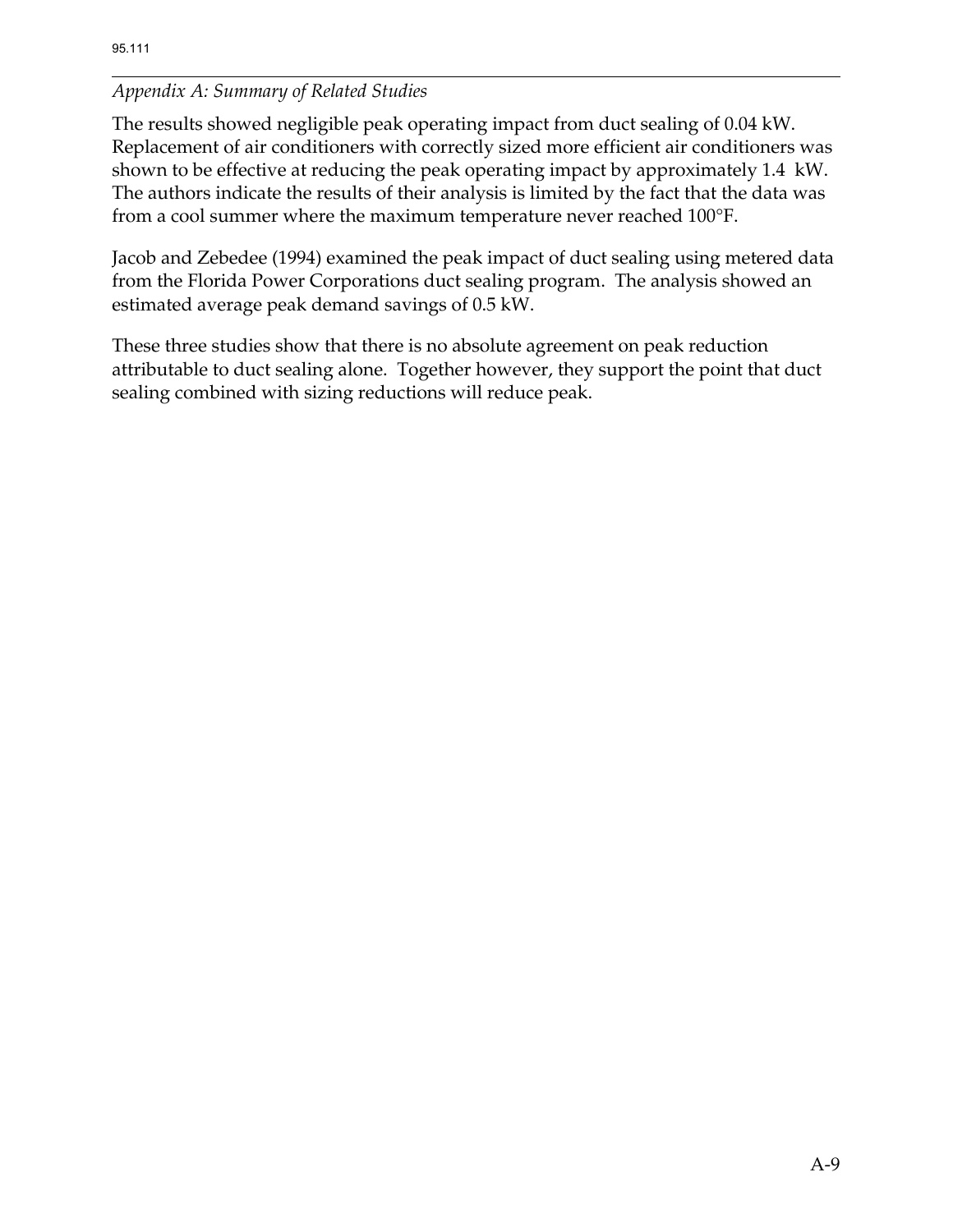The results showed negligible peak operating impact from duct sealing of 0.04 kW. Replacement of air conditioners with correctly sized more efficient air conditioners was shown to be effective at reducing the peak operating impact by approximately 1.4 kW. The authors indicate the results of their analysis is limited by the fact that the data was from a cool summer where the maximum temperature never reached 100°F.

Jacob and Zebedee (1994) examined the peak impact of duct sealing using metered data from the Florida Power Corporations duct sealing program. The analysis showed an estimated average peak demand savings of 0.5 kW.

These three studies show that there is no absolute agreement on peak reduction attributable to duct sealing alone. Together however, they support the point that duct sealing combined with sizing reductions will reduce peak.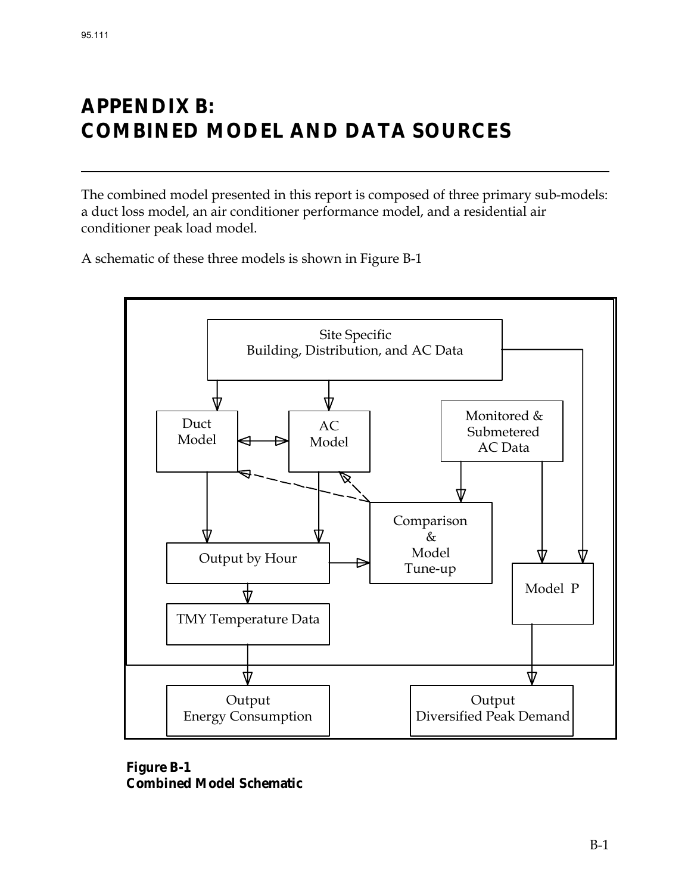# APPENDIX B: COMBINED MODEL AND DATA SOURCES

The combined model presented in this report is composed of three primary sub-models: a duct loss model, an air conditioner performance model, and a residential air conditioner peak load model.

A schematic of these three models is shown in Figure B-1

Site Specific
Building, Distribution, and AC Data

Duct
Model

AC
Model

Monitored &
Submetered
AC Data

Comparison
&
Model
Tune-up

Output by Hour

Model P

TMY Temperature Data

Output
Energy Consumption

Output
Diversified Peak Demand

**Figure B-1**
**Combined Model Schematic**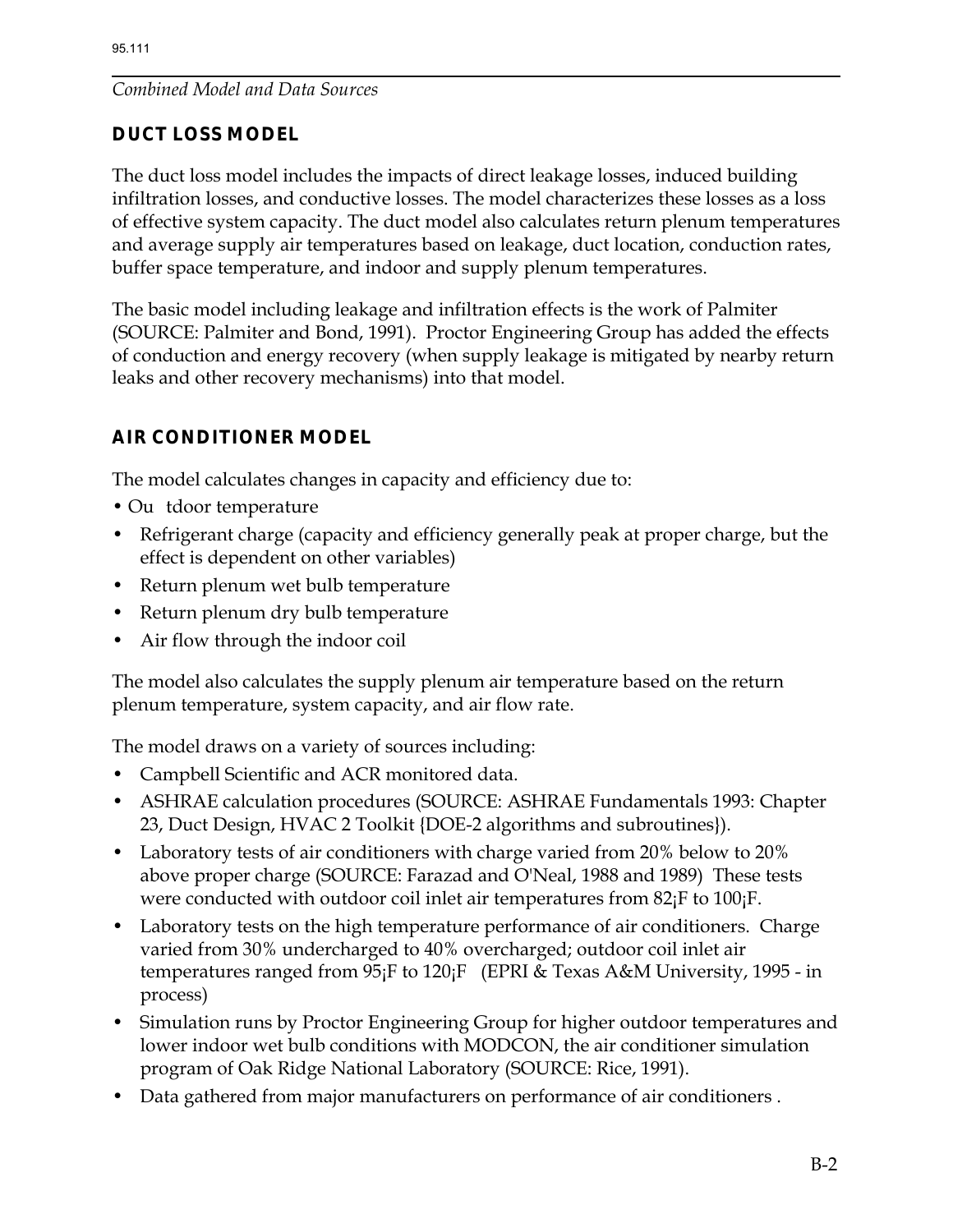*Combined Model and Data Sources*

## DUCT LOSS MODEL

The duct loss model includes the impacts of direct leakage losses, induced building infiltration losses, and conductive losses. The model characterizes these losses as a loss of effective system capacity. The duct model also calculates return plenum temperatures and average supply air temperatures based on leakage, duct location, conduction rates, buffer space temperature, and indoor and supply plenum temperatures.

The basic model including leakage and infiltration effects is the work of Palmiter (SOURCE: Palmiter and Bond, 1991). Proctor Engineering Group has added the effects of conduction and energy recovery (when supply leakage is mitigated by nearby return leaks and other recovery mechanisms) into that model.

## AIR CONDITIONER MODEL

The model calculates changes in capacity and efficiency due to:

- Outdoor temperature
- Refrigerant charge (capacity and efficiency generally peak at proper charge, but the effect is dependent on other variables)
- Return plenum wet bulb temperature
- Return plenum dry bulb temperature
- Air flow through the indoor coil

The model also calculates the supply plenum air temperature based on the return plenum temperature, system capacity, and air flow rate.

The model draws on a variety of sources including:

- Campbell Scientific and ACR monitored data.
- ASHRAE calculation procedures (SOURCE: ASHRAE Fundamentals 1993: Chapter 23, Duct Design, HVAC 2 Toolkit {DOE-2 algorithms and subroutines}).
- Laboratory tests of air conditioners with charge varied from 20% below to 20% above proper charge (SOURCE: Farazad and O'Neal, 1988 and 1989) These tests were conducted with outdoor coil inlet air temperatures from 82¡F to 100¡F.
- Laboratory tests on the high temperature performance of air conditioners. Charge varied from 30% undercharged to 40% overcharged; outdoor coil inlet air temperatures ranged from 95¡F to 120¡F (EPRI & Texas A&M University, 1995 - in process)
- Simulation runs by Proctor Engineering Group for higher outdoor temperatures and lower indoor wet bulb conditions with MODCON, the air conditioner simulation program of Oak Ridge National Laboratory (SOURCE: Rice, 1991).
- Data gathered from major manufacturers on performance of air conditioners .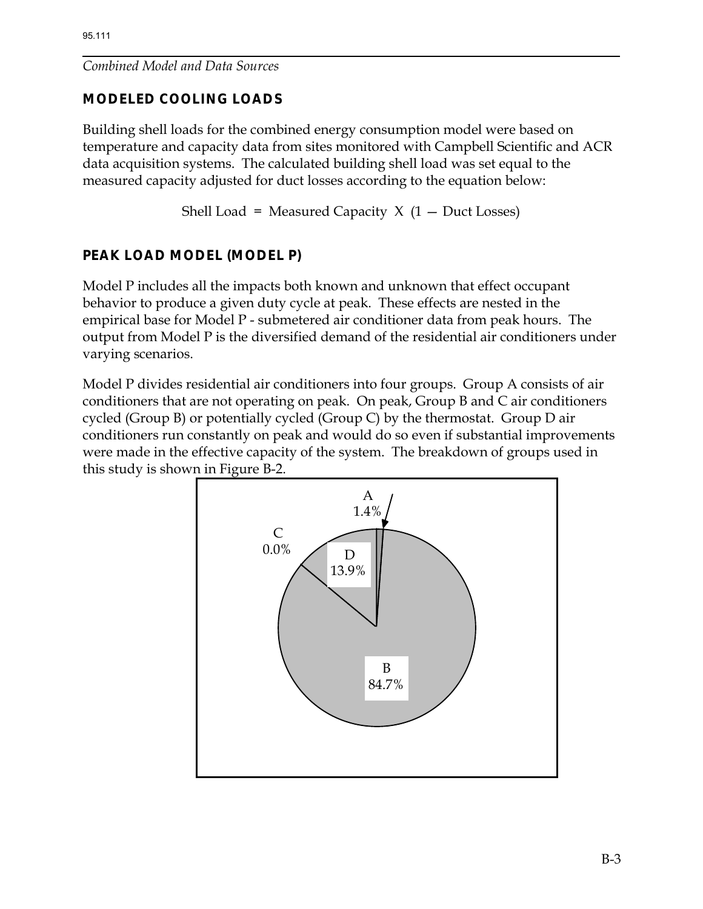*Combined Model and Data Sources*

## MODELED COOLING LOADS

Building shell loads for the combined energy consumption model were based on temperature and capacity data from sites monitored with Campbell Scientific and ACR data acquisition systems. The calculated building shell load was set equal to the measured capacity adjusted for duct losses according to the equation below:

$$\text{Shell Load} = \text{Measured Capacity} \times (1 - \text{Duct Losses})$$

## PEAK LOAD MODEL (MODEL P)

Model P includes all the impacts both known and unknown that effect occupant behavior to produce a given duty cycle at peak. These effects are nested in the empirical base for Model P - submetered air conditioner data from peak hours. The output from Model P is the diversified demand of the residential air conditioners under varying scenarios.

Model P divides residential air conditioners into four groups. Group A consists of air conditioners that are not operating on peak. On peak, Group B and C air conditioners cycled (Group B) or potentially cycled (Group C) by the thermostat. Group D air conditioners run constantly on peak and would do so even if substantial improvements were made in the effective capacity of the system. The breakdown of groups used in this study is shown in Figure B-2.

A 1.4%

C 0.0%

D 13.9%

B 84.7%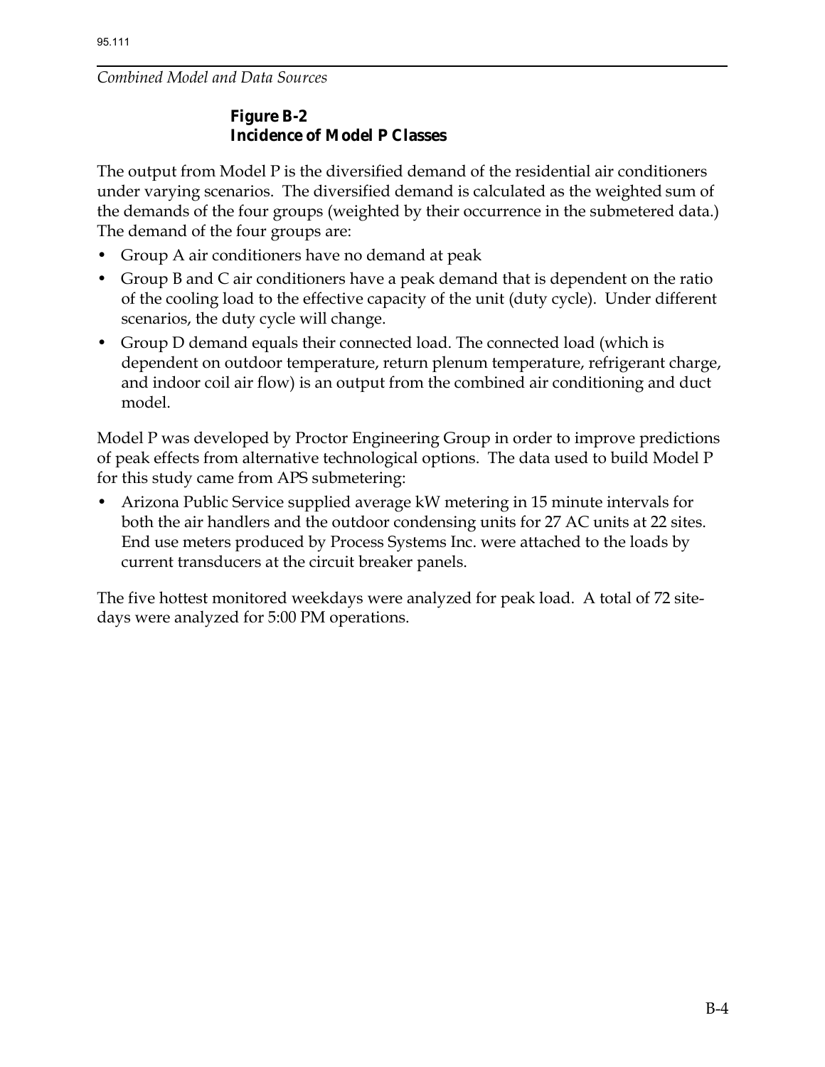**Figure B-2**
**Incidence of Model P Classes**

The output from Model P is the diversified demand of the residential air conditioners under varying scenarios. The diversified demand is calculated as the weighted sum of the demands of the four groups (weighted by their occurrence in the submetered data.) The demand of the four groups are:

- Group A air conditioners have no demand at peak
- Group B and C air conditioners have a peak demand that is dependent on the ratio of the cooling load to the effective capacity of the unit (duty cycle). Under different scenarios, the duty cycle will change.
- Group D demand equals their connected load. The connected load (which is dependent on outdoor temperature, return plenum temperature, refrigerant charge, and indoor coil air flow) is an output from the combined air conditioning and duct model.

Model P was developed by Proctor Engineering Group in order to improve predictions of peak effects from alternative technological options. The data used to build Model P for this study came from APS submetering:

- Arizona Public Service supplied average kW metering in 15 minute intervals for both the air handlers and the outdoor condensing units for 27 AC units at 22 sites. End use meters produced by Process Systems Inc. were attached to the loads by current transducers at the circuit breaker panels.

The five hottest monitored weekdays were analyzed for peak load. A total of 72 site-days were analyzed for 5:00 PM operations.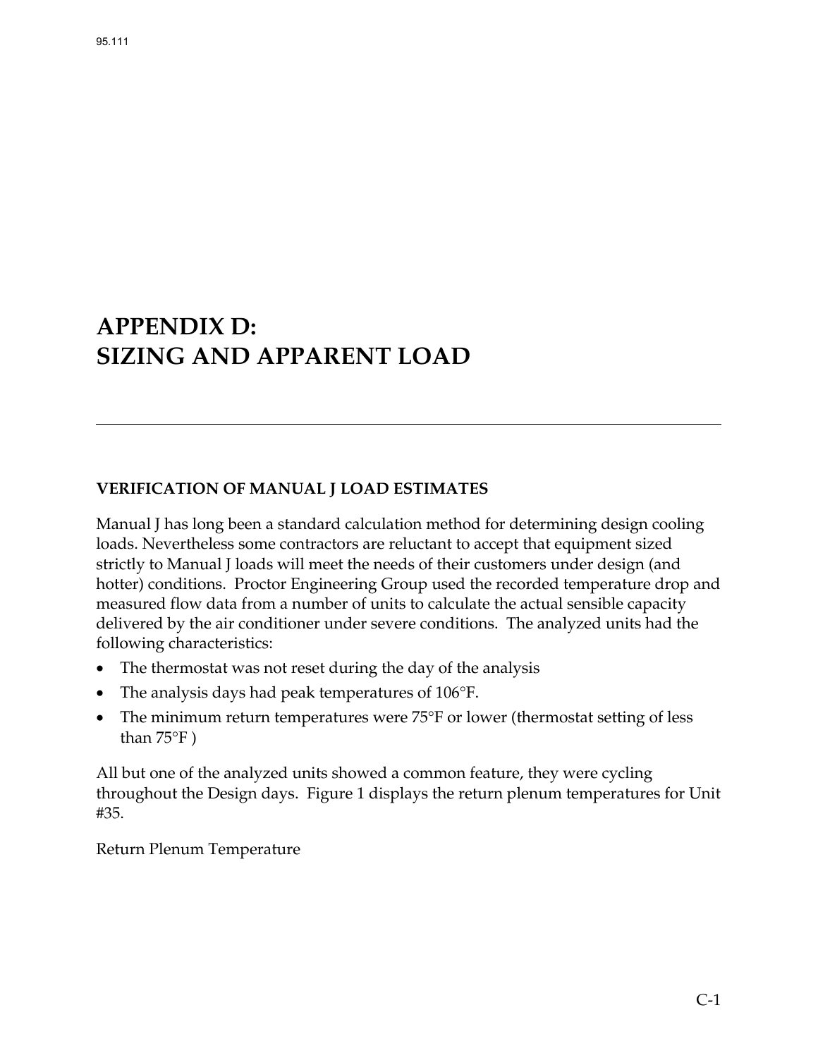# APPENDIX D:
# SIZING AND APPARENT LOAD

---

### VERIFICATION OF MANUAL J LOAD ESTIMATES

Manual J has long been a standard calculation method for determining design cooling loads. Nevertheless some contractors are reluctant to accept that equipment sized strictly to Manual J loads will meet the needs of their customers under design (and hotter) conditions. Proctor Engineering Group used the recorded temperature drop and measured flow data from a number of units to calculate the actual sensible capacity delivered by the air conditioner under severe conditions. The analyzed units had the following characteristics:

- The thermostat was not reset during the day of the analysis
- The analysis days had peak temperatures of 106°F.
- The minimum return temperatures were 75°F or lower (thermostat setting of less than 75°F )

All but one of the analyzed units showed a common feature, they were cycling throughout the Design days. Figure 1 displays the return plenum temperatures for Unit #35.

Return Plenum Temperature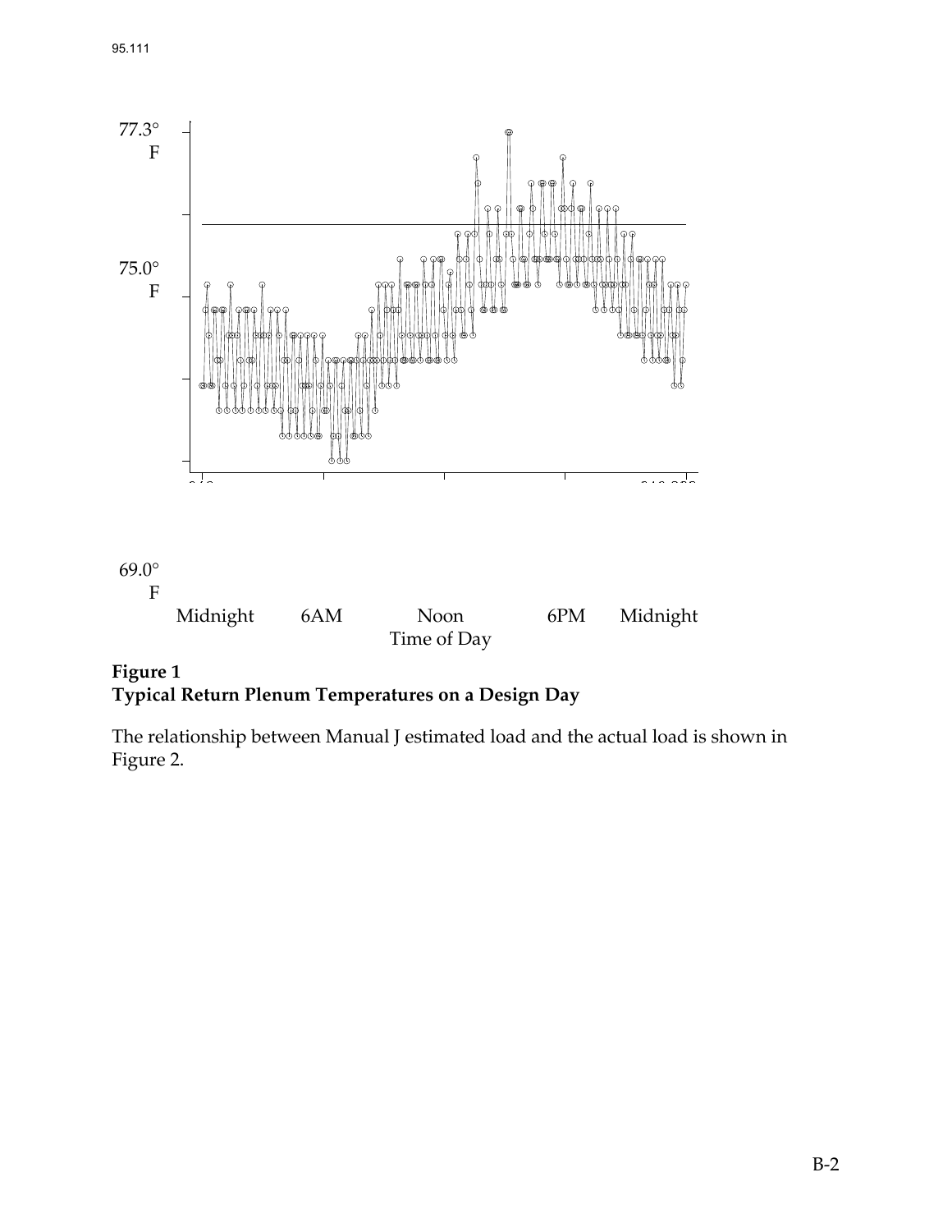77.3°
F

75.0°
F

69.0°
F

Midnight 6AM Noon 6PM Midnight

Time of Day

**Figure 1**
**Typical Return Plenum Temperatures on a Design Day**

The relationship between Manual J estimated load and the actual load is shown in Figure 2.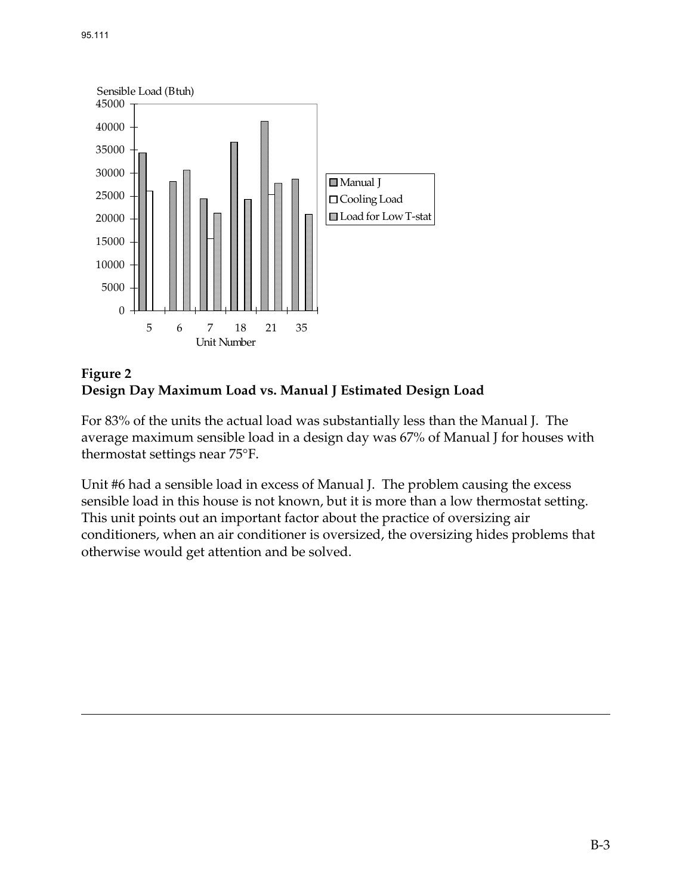Sensible Load (Btuh)

45000
40000
35000
30000
25000
20000
15000
10000
5000
0

5 6 7 18 21 35

Unit Number

Manual J
Cooling Load
Load for Low T-stat

**Figure 2**
**Design Day Maximum Load vs. Manual J Estimated Design Load**

For 83% of the units the actual load was substantially less than the Manual J. The average maximum sensible load in a design day was 67% of Manual J for houses with thermostat settings near 75°F.

Unit #6 had a sensible load in excess of Manual J. The problem causing the excess sensible load in this house is not known, but it is more than a low thermostat setting. This unit points out an important factor about the practice of oversizing air conditioners, when an air conditioner is oversized, the oversizing hides problems that otherwise would get attention and be solved.